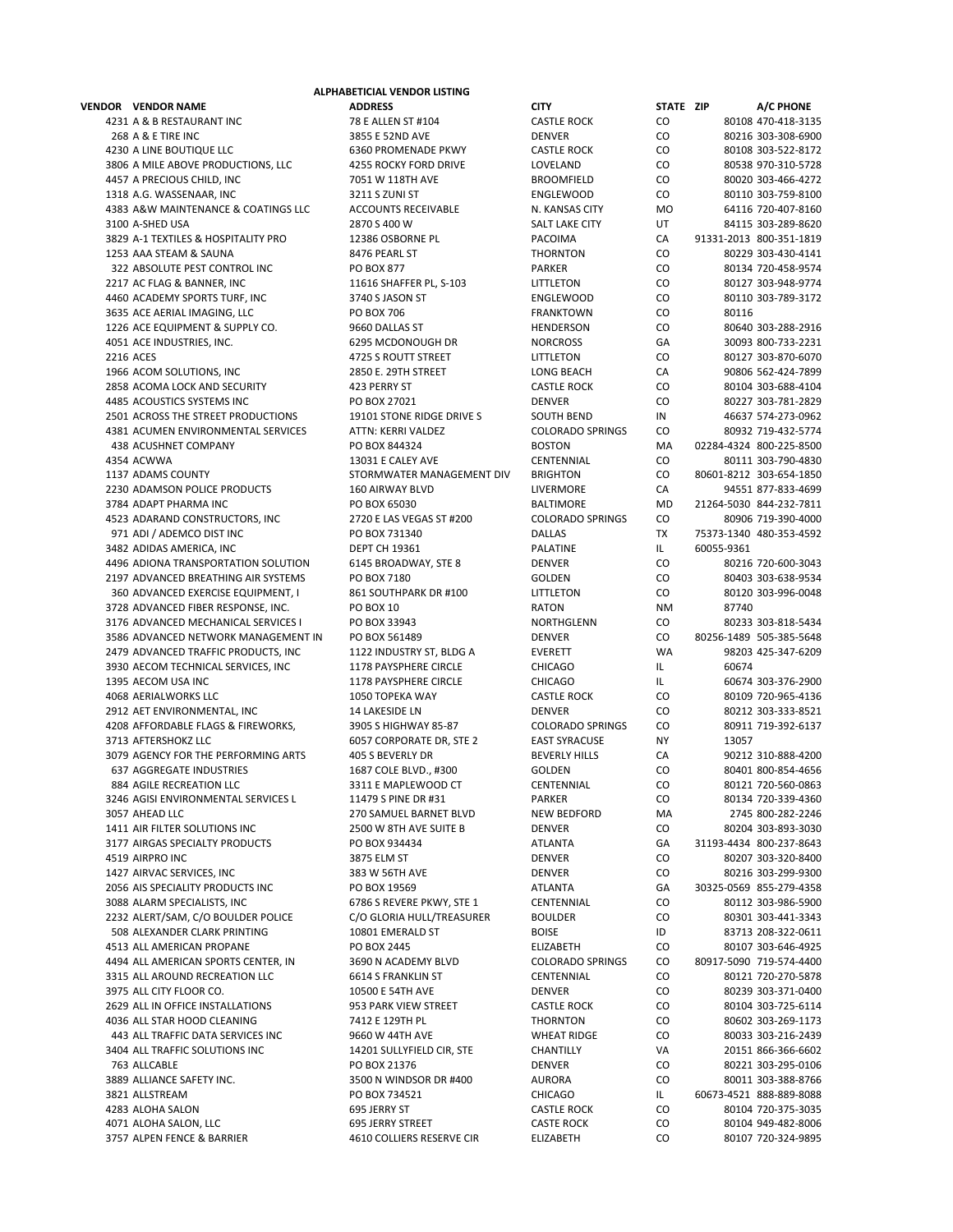# ALPHABETICIAL VENDOR LISTING

| VENDOR | VENDOR NAME | ADDRESS | CITY | STATE | ZIP | A/C PHONE |
|---|---|---|---|---|---|---|
| 4231 | A & B RESTAURANT INC | 78 E ALLEN ST #104 | CASTLE ROCK | CO | 80108 | 470-418-3135 |
| 268 | A & E TIRE INC | 3855 E 52ND AVE | DENVER | CO | 80216 | 303-308-6900 |
| 4230 | A LINE BOUTIQUE LLC | 6360 PROMENADE PKWY | CASTLE ROCK | CO | 80108 | 303-522-8172 |
| 3806 | A MILE ABOVE PRODUCTIONS, LLC | 4255 ROCKY FORD DRIVE | LOVELAND | CO | 80538 | 970-310-5728 |
| 4457 | A PRECIOUS CHILD, INC | 7051 W 118TH AVE | BROOMFIELD | CO | 80020 | 303-466-4272 |
| 1318 | A.G. WASSENAAR, INC | 3211 S ZUNI ST | ENGLEWOOD | CO | 80110 | 303-759-8100 |
| 4383 | A&W MAINTENANCE & COATINGS LLC | ACCOUNTS RECEIVABLE | N. KANSAS CITY | MO | 64116 | 720-407-8160 |
| 3100 | A-SHED USA | 2870 S 400 W | SALT LAKE CITY | UT | 84115 | 303-289-8620 |
| 3829 | A-1 TEXTILES & HOSPITALITY PRO | 12386 OSBORNE PL | PACOIMA | CA | 91331-2013 | 800-351-1819 |
| 1253 | AAA STEAM & SAUNA | 8476 PEARL ST | THORNTON | CO | 80229 | 303-430-4141 |
| 322 | ABSOLUTE PEST CONTROL INC | PO BOX 877 | PARKER | CO | 80134 | 720-458-9574 |
| 2217 | AC FLAG & BANNER, INC | 11616 SHAFFER PL, S-103 | LITTLETON | CO | 80127 | 303-948-9774 |
| 4460 | ACADEMY SPORTS TURF, INC | 3740 S JASON ST | ENGLEWOOD | CO | 80110 | 303-789-3172 |
| 3635 | ACE AERIAL IMAGING, LLC | PO BOX 706 | FRANKTOWN | CO | 80116 | |
| 1226 | ACE EQUIPMENT & SUPPLY CO. | 9660 DALLAS ST | HENDERSON | CO | 80640 | 303-288-2916 |
| 4051 | ACE INDUSTRIES, INC. | 6295 MCDONOUGH DR | NORCROSS | GA | 30093 | 800-733-2231 |
| 2216 | ACES | 4725 S ROUTT STREET | LITTLETON | CO | 80127 | 303-870-6070 |
| 1966 | ACOM SOLUTIONS, INC | 2850 E. 29TH STREET | LONG BEACH | CA | 90806 | 562-424-7899 |
| 2858 | ACOMA LOCK AND SECURITY | 423 PERRY ST | CASTLE ROCK | CO | 80104 | 303-688-4104 |
| 4485 | ACOUSTICS SYSTEMS INC | PO BOX 27021 | DENVER | CO | 80227 | 303-781-2829 |
| 2501 | ACROSS THE STREET PRODUCTIONS | 19101 STONE RIDGE DRIVE S | SOUTH BEND | IN | 46637 | 574-273-0962 |
| 4381 | ACUMEN ENVIRONMENTAL SERVICES | ATTN: KERRI VALDEZ | COLORADO SPRINGS | CO | 80932 | 719-432-5774 |
| 438 | ACUSHNET COMPANY | PO BOX 844324 | BOSTON | MA | 02284-4324 | 800-225-8500 |
| 4354 | ACWWA | 13031 E CALEY AVE | CENTENNIAL | CO | 80111 | 303-790-4830 |
| 1137 | ADAMS COUNTY | STORMWATER MANAGEMENT DIV | BRIGHTON | CO | 80601-8212 | 303-654-1850 |
| 2230 | ADAMSON POLICE PRODUCTS | 160 AIRWAY BLVD | LIVERMORE | CA | 94551 | 877-833-4699 |
| 3784 | ADAPT PHARMA INC | PO BOX 65030 | BALTIMORE | MD | 21264-5030 | 844-232-7811 |
| 4523 | ADARAND CONSTRUCTORS, INC | 2720 E LAS VEGAS ST #200 | COLORADO SPRINGS | CO | 80906 | 719-390-4000 |
| 971 | ADI / ADEMCO DIST INC | PO BOX 731340 | DALLAS | TX | 75373-1340 | 480-353-4592 |
| 3482 | ADIDAS AMERICA, INC | DEPT CH 19361 | PALATINE | IL | 60055-9361 | |
| 4496 | ADIONA TRANSPORTATION SOLUTION | 6145 BROADWAY, STE 8 | DENVER | CO | 80216 | 720-600-3043 |
| 2197 | ADVANCED BREATHING AIR SYSTEMS | PO BOX 7180 | GOLDEN | CO | 80403 | 303-638-9534 |
| 360 | ADVANCED EXERCISE EQUIPMENT, I | 861 SOUTHPARK DR #100 | LITTLETON | CO | 80120 | 303-996-0048 |
| 3728 | ADVANCED FIBER RESPONSE, INC. | PO BOX 10 | RATON | NM | 87740 | |
| 3176 | ADVANCED MECHANICAL SERVICES I | PO BOX 33943 | NORTHGLENN | CO | 80233 | 303-818-5434 |
| 3586 | ADVANCED NETWORK MANAGEMENT IN | PO BOX 561489 | DENVER | CO | 80256-1489 | 505-385-5648 |
| 2479 | ADVANCED TRAFFIC PRODUCTS, INC | 1122 INDUSTRY ST, BLDG A | EVERETT | WA | 98203 | 425-347-6209 |
| 3930 | AECOM TECHNICAL SERVICES, INC | 1178 PAYSPHERE CIRCLE | CHICAGO | IL | 60674 | |
| 1395 | AECOM USA INC | 1178 PAYSPHERE CIRCLE | CHICAGO | IL | 60674 | 303-376-2900 |
| 4068 | AERIALWORKS LLC | 1050 TOPEKA WAY | CASTLE ROCK | CO | 80109 | 720-965-4136 |
| 2912 | AET ENVIRONMENTAL, INC | 14 LAKESIDE LN | DENVER | CO | 80212 | 303-333-8521 |
| 4208 | AFFORDABLE FLAGS & FIREWORKS, | 3905 S HIGHWAY 85-87 | COLORADO SPRINGS | CO | 80911 | 719-392-6137 |
| 3713 | AFTERSHOKZ LLC | 6057 CORPORATE DR, STE 2 | EAST SYRACUSE | NY | 13057 | |
| 3079 | AGENCY FOR THE PERFORMING ARTS | 405 S BEVERLY DR | BEVERLY HILLS | CA | 90212 | 310-888-4200 |
| 637 | AGGREGATE INDUSTRIES | 1687 COLE BLVD., #300 | GOLDEN | CO | 80401 | 800-854-4656 |
| 884 | AGILE RECREATION LLC | 3311 E MAPLEWOOD CT | CENTENNIAL | CO | 80121 | 720-560-0863 |
| 3246 | AGISI ENVIRONMENTAL SERVICES L | 11479 S PINE DR #31 | PARKER | CO | 80134 | 720-339-4360 |
| 3057 | AHEAD LLC | 270 SAMUEL BARNET BLVD | NEW BEDFORD | MA | 2745 | 800-282-2246 |
| 1411 | AIR FILTER SOLUTIONS INC | 2500 W 8TH AVE SUITE B | DENVER | CO | 80204 | 303-893-3030 |
| 3177 | AIRGAS SPECIALTY PRODUCTS | PO BOX 934434 | ATLANTA | GA | 31193-4434 | 800-237-8643 |
| 4519 | AIRPRO INC | 3875 ELM ST | DENVER | CO | 80207 | 303-320-8400 |
| 1427 | AIRVAC SERVICES, INC | 383 W 56TH AVE | DENVER | CO | 80216 | 303-299-9300 |
| 2056 | AIS SPECIALITY PRODUCTS INC | PO BOX 19569 | ATLANTA | GA | 30325-0569 | 855-279-4358 |
| 3088 | ALARM SPECIALISTS, INC | 6786 S REVERE PKWY, STE 1 | CENTENNIAL | CO | 80112 | 303-986-5900 |
| 2232 | ALERT/SAM, C/O BOULDER POLICE | C/O GLORIA HULL/TREASURER | BOULDER | CO | 80301 | 303-441-3343 |
| 508 | ALEXANDER CLARK PRINTING | 10801 EMERALD ST | BOISE | ID | 83713 | 208-322-0611 |
| 4513 | ALL AMERICAN PROPANE | PO BOX 2445 | ELIZABETH | CO | 80107 | 303-646-4925 |
| 4494 | ALL AMERICAN SPORTS CENTER, IN | 3690 N ACADEMY BLVD | COLORADO SPRINGS | CO | 80917-5090 | 719-574-4400 |
| 3315 | ALL AROUND RECREATION LLC | 6614 S FRANKLIN ST | CENTENNIAL | CO | 80121 | 720-270-5878 |
| 3975 | ALL CITY FLOOR CO. | 10500 E 54TH AVE | DENVER | CO | 80239 | 303-371-0400 |
| 2629 | ALL IN OFFICE INSTALLATIONS | 953 PARK VIEW STREET | CASTLE ROCK | CO | 80104 | 303-725-6114 |
| 4036 | ALL STAR HOOD CLEANING | 7412 E 129TH PL | THORNTON | CO | 80602 | 303-269-1173 |
| 443 | ALL TRAFFIC DATA SERVICES INC | 9660 W 44TH AVE | WHEAT RIDGE | CO | 80033 | 303-216-2439 |
| 3404 | ALL TRAFFIC SOLUTIONS INC | 14201 SULLYFIELD CIR, STE | CHANTILLY | VA | 20151 | 866-366-6602 |
| 763 | ALLCABLE | PO BOX 21376 | DENVER | CO | 80221 | 303-295-0106 |
| 3889 | ALLIANCE SAFETY INC. | 3500 N WINDSOR DR #400 | AURORA | CO | 80011 | 303-388-8766 |
| 3821 | ALLSTREAM | PO BOX 734521 | CHICAGO | IL | 60673-4521 | 888-889-8088 |
| 4283 | ALOHA SALON | 695 JERRY ST | CASTLE ROCK | CO | 80104 | 720-375-3035 |
| 4071 | ALOHA SALON, LLC | 695 JERRY STREET | CASTE ROCK | CO | 80104 | 949-482-8006 |
| 3757 | ALPEN FENCE & BARRIER | 4610 COLLIERS RESERVE CIR | ELIZABETH | CO | 80107 | 720-324-9895 |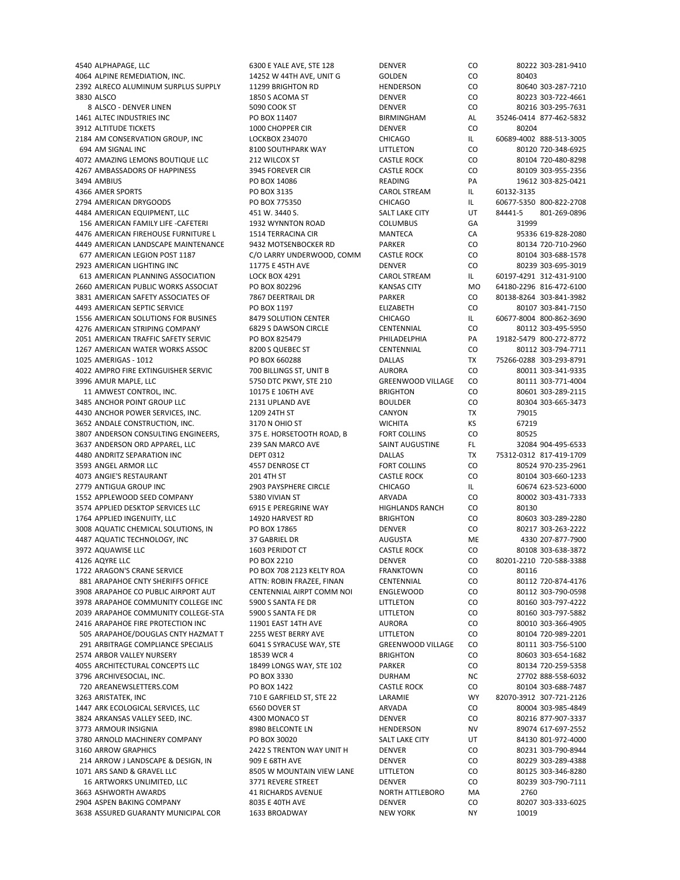| | | | | | | |
|---|---|---|---|---|---|---|
| 4540 | ALPHAPAGE, LLC | 6300 E YALE AVE, STE 128 | DENVER | CO | 80222 | 303-281-9410 |
| 4064 | ALPINE REMEDIATION, INC. | 14252 W 44TH AVE, UNIT G | GOLDEN | CO | 80403 | |
| 2392 | ALRECO ALUMINUM SURPLUS SUPPLY | 11299 BRIGHTON RD | HENDERSON | CO | 80640 | 303-287-7210 |
| 3830 | ALSCO | 1850 S ACOMA ST | DENVER | CO | 80223 | 303-722-4661 |
| 8 | ALSCO - DENVER LINEN | 5090 COOK ST | DENVER | CO | 80216 | 303-295-7631 |
| 1461 | ALTEC INDUSTRIES INC | PO BOX 11407 | BIRMINGHAM | AL | 35246-0414 | 877-462-5832 |
| 3912 | ALTITUDE TICKETS | 1000 CHOPPER CIR | DENVER | CO | 80204 | |
| 2184 | AM CONSERVATION GROUP, INC | LOCKBOX 234070 | CHICAGO | IL | 60689-4002 | 888-513-3005 |
| 694 | AM SIGNAL INC | 8100 SOUTHPARK WAY | LITTLETON | CO | 80120 | 720-348-6925 |
| 4072 | AMAZING LEMONS BOUTIQUE LLC | 212 WILCOX ST | CASTLE ROCK | CO | 80104 | 720-480-8298 |
| 4267 | AMBASSADORS OF HAPPINESS | 3945 FOREVER CIR | CASTLE ROCK | CO | 80109 | 303-955-2356 |
| 3494 | AMBIUS | PO BOX 14086 | READING | PA | 19612 | 303-825-0421 |
| 4366 | AMER SPORTS | PO BOX 3135 | CAROL STREAM | IL | 60132-3135 | |
| 2794 | AMERICAN DRYGOODS | PO BOX 775350 | CHICAGO | IL | 60677-5350 | 800-822-2708 |
| 4484 | AMERICAN EQUIPMENT, LLC | 451 W. 3440 S. | SALT LAKE CITY | UT | 84441-5 | 801-269-0896 |
| 156 | AMERICAN FAMILY LIFE -CAFETERI | 1932 WYNNTON ROAD | COLUMBUS | GA | 31999 | |
| 4476 | AMERICAN FIREHOUSE FURNITURE L | 1514 TERRACINA CIR | MANTECA | CA | 95336 | 619-828-2080 |
| 4449 | AMERICAN LANDSCAPE MAINTENANCE | 9432 MOTSENBOCKER RD | PARKER | CO | 80134 | 720-710-2960 |
| 677 | AMERICAN LEGION POST 1187 | C/O LARRY UNDERWOOD, COMM | CASTLE ROCK | CO | 80104 | 303-688-1578 |
| 2923 | AMERICAN LIGHTING INC | 11775 E 45TH AVE | DENVER | CO | 80239 | 303-695-3019 |
| 613 | AMERICAN PLANNING ASSOCIATION | LOCK BOX 4291 | CAROL STREAM | IL | 60197-4291 | 312-431-9100 |
| 2660 | AMERICAN PUBLIC WORKS ASSOCIAT | PO BOX 802296 | KANSAS CITY | MO | 64180-2296 | 816-472-6100 |
| 3831 | AMERICAN SAFETY ASSOCIATES OF | 7867 DEERTRAIL DR | PARKER | CO | 80138-8264 | 303-841-3982 |
| 4493 | AMERICAN SEPTIC SERVICE | PO BOX 1197 | ELIZABETH | CO | 80107 | 303-841-7150 |
| 1556 | AMERICAN SOLUTIONS FOR BUSINES | 8479 SOLUTION CENTER | CHICAGO | IL | 60677-8004 | 800-862-3690 |
| 4276 | AMERICAN STRIPING COMPANY | 6829 S DAWSON CIRCLE | CENTENNIAL | CO | 80112 | 303-495-5950 |
| 2051 | AMERICAN TRAFFIC SAFETY SERVIC | PO BOX 825479 | PHILADELPHIA | PA | 19182-5479 | 800-272-8772 |
| 1267 | AMERICAN WATER WORKS ASSOC | 8200 S QUEBEC ST | CENTENNIAL | CO | 80112 | 303-794-7711 |
| 1025 | AMERIGAS - 1012 | PO BOX 660288 | DALLAS | TX | 75266-0288 | 303-293-8791 |
| 4022 | AMPRO FIRE EXTINGUISHER SERVIC | 700 BILLINGS ST, UNIT B | AURORA | CO | 80011 | 303-341-9335 |
| 3996 | AMUR MAPLE, LLC | 5750 DTC PKWY, STE 210 | GREENWOOD VILLAGE | CO | 80111 | 303-771-4004 |
| 11 | AMWEST CONTROL, INC. | 10175 E 106TH AVE | BRIGHTON | CO | 80601 | 303-289-2115 |
| 3485 | ANCHOR POINT GROUP LLC | 2131 UPLAND AVE | BOULDER | CO | 80304 | 303-665-3473 |
| 4430 | ANCHOR POWER SERVICES, INC. | 1209 24TH ST | CANYON | TX | 79015 | |
| 3652 | ANDALE CONSTRUCTION, INC. | 3170 N OHIO ST | WICHITA | KS | 67219 | |
| 3807 | ANDERSON CONSULTING ENGINEERS, | 375 E. HORSETOOTH ROAD, B | FORT COLLINS | CO | 80525 | |
| 3637 | ANDERSON ORD APPAREL, LLC | 239 SAN MARCO AVE | SAINT AUGUSTINE | FL | 32084 | 904-495-6533 |
| 4480 | ANDRITZ SEPARATION INC | DEPT 0312 | DALLAS | TX | 75312-0312 | 817-419-1709 |
| 3593 | ANGEL ARMOR LLC | 4557 DENROSE CT | FORT COLLINS | CO | 80524 | 970-235-2961 |
| 4073 | ANGIE'S RESTAURANT | 201 4TH ST | CASTLE ROCK | CO | 80104 | 303-660-1233 |
| 2779 | ANTIGUA GROUP INC | 2903 PAYSPHERE CIRCLE | CHICAGO | IL | 60674 | 623-523-6000 |
| 1552 | APPLEWOOD SEED COMPANY | 5380 VIVIAN ST | ARVADA | CO | 80002 | 303-431-7333 |
| 3574 | APPLIED DESKTOP SERVICES LLC | 6915 E PEREGRINE WAY | HIGHLANDS RANCH | CO | 80130 | |
| 1764 | APPLIED INGENUITY, LLC | 14920 HARVEST RD | BRIGHTON | CO | 80603 | 303-289-2280 |
| 3008 | AQUATIC CHEMICAL SOLUTIONS, IN | PO BOX 17865 | DENVER | CO | 80217 | 303-263-2222 |
| 4487 | AQUATIC TECHNOLOGY, INC | 37 GABRIEL DR | AUGUSTA | ME | 4330 | 207-877-7900 |
| 3972 | AQUAWISE LLC | 1603 PERIDOT CT | CASTLE ROCK | CO | 80108 | 303-638-3872 |
| 4126 | AQYRE LLC | PO BOX 2210 | DENVER | CO | 80201-2210 | 720-588-3388 |
| 1722 | ARAGON'S CRANE SERVICE | PO BOX 708 2123 KELTY ROA | FRANKTOWN | CO | 80116 | |
| 881 | ARAPAHOE CNTY SHERIFFS OFFICE | ATTN: ROBIN FRAZEE, FINAN | CENTENNIAL | CO | 80112 | 720-874-4176 |
| 3908 | ARAPAHOE CO PUBLIC AIRPORT AUT | CENTENNIAL AIRPT COMM NOI | ENGLEWOOD | CO | 80112 | 303-790-0598 |
| 3978 | ARAPAHOE COMMUNITY COLLEGE INC | 5900 S SANTA FE DR | LITTLETON | CO | 80160 | 303-797-4222 |
| 2039 | ARAPAHOE COMMUNITY COLLEGE-STA | 5900 S SANTA FE DR | LITTLETON | CO | 80160 | 303-797-5882 |
| 2416 | ARAPAHOE FIRE PROTECTION INC | 11901 EAST 14TH AVE | AURORA | CO | 80010 | 303-366-4905 |
| 505 | ARAPAHOE/DOUGLAS CNTY HAZMAT T | 2255 WEST BERRY AVE | LITTLETON | CO | 80104 | 720-989-2201 |
| 291 | ARBITRAGE COMPLIANCE SPECIALIS | 6041 S SYRACUSE WAY, STE | GREENWOOD VILLAGE | CO | 80111 | 303-756-5100 |
| 2574 | ARBOR VALLEY NURSERY | 18539 WCR 4 | BRIGHTON | CO | 80603 | 303-654-1682 |
| 4055 | ARCHITECTURAL CONCEPTS LLC | 18499 LONGS WAY, STE 102 | PARKER | CO | 80134 | 720-259-5358 |
| 3796 | ARCHIVESOCIAL, INC. | PO BOX 3330 | DURHAM | NC | 27702 | 888-558-6032 |
| 720 | AREANEWSLETTERS.COM | PO BOX 1422 | CASTLE ROCK | CO | 80104 | 303-688-7487 |
| 3263 | ARISTATEK, INC | 710 E GARFIELD ST, STE 22 | LARAMIE | WY | 82070-3912 | 307-721-2126 |
| 1447 | ARK ECOLOGICAL SERVICES, LLC | 6560 DOVER ST | ARVADA | CO | 80004 | 303-985-4849 |
| 3824 | ARKANSAS VALLEY SEED, INC. | 4300 MONACO ST | DENVER | CO | 80216 | 877-907-3337 |
| 3773 | ARMOUR INSIGNIA | 8980 BELCONTE LN | HENDERSON | NV | 89074 | 617-697-2552 |
| 3780 | ARNOLD MACHINERY COMPANY | PO BOX 30020 | SALT LAKE CITY | UT | 84130 | 801-972-4000 |
| 3160 | ARROW GRAPHICS | 2422 S TRENTON WAY UNIT H | DENVER | CO | 80231 | 303-790-8944 |
| 214 | ARROW J LANDSCAPE & DESIGN, IN | 909 E 68TH AVE | DENVER | CO | 80229 | 303-289-4388 |
| 1071 | ARS SAND & GRAVEL LLC | 8505 W MOUNTAIN VIEW LANE | LITTLETON | CO | 80125 | 303-346-8280 |
| 16 | ARTWORKS UNLIMITED, LLC | 3771 REVERE STREET | DENVER | CO | 80239 | 303-790-7111 |
| 3663 | ASHWORTH AWARDS | 41 RICHARDS AVENUE | NORTH ATTLEBORO | MA | 2760 | |
| 2904 | ASPEN BAKING COMPANY | 8035 E 40TH AVE | DENVER | CO | 80207 | 303-333-6025 |
| 3638 | ASSURED GUARANTY MUNICIPAL COR | 1633 BROADWAY | NEW YORK | NY | 10019 | |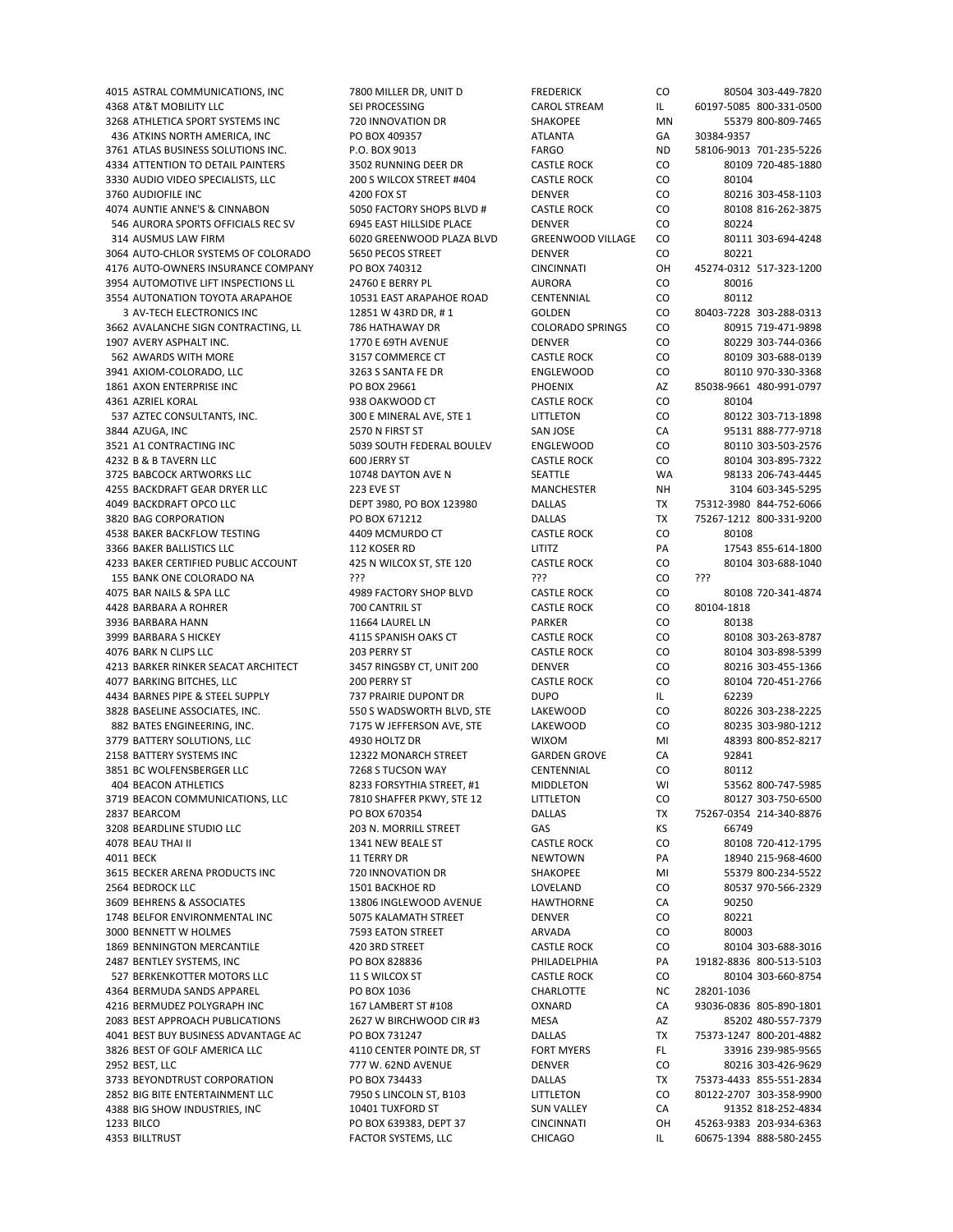| ID | Name | Address | City | State | Zip | Phone |
|---|---|---|---|---|---|---|
| 4015 | ASTRAL COMMUNICATIONS, INC | 7800 MILLER DR, UNIT D | FREDERICK | CO | 80504 | 303-449-7820 |
| 4368 | AT&T MOBILITY LLC | SEI PROCESSING | CAROL STREAM | IL | 60197-5085 | 800-331-0500 |
| 3268 | ATHLETICA SPORT SYSTEMS INC | 720 INNOVATION DR | SHAKOPEE | MN | 55379 | 800-809-7465 |
| 436 | ATKINS NORTH AMERICA, INC | PO BOX 409357 | ATLANTA | GA | 30384-9357 | |
| 3761 | ATLAS BUSINESS SOLUTIONS INC. | P.O. BOX 9013 | FARGO | ND | 58106-9013 | 701-235-5226 |
| 4334 | ATTENTION TO DETAIL PAINTERS | 3502 RUNNING DEER DR | CASTLE ROCK | CO | 80109 | 720-485-1880 |
| 3330 | AUDIO VIDEO SPECIALISTS, LLC | 200 S WILCOX STREET #404 | CASTLE ROCK | CO | 80104 | |
| 3760 | AUDIOFILE INC | 4200 FOX ST | DENVER | CO | 80216 | 303-458-1103 |
| 4074 | AUNTIE ANNE'S & CINNABON | 5050 FACTORY SHOPS BLVD # | CASTLE ROCK | CO | 80108 | 816-262-3875 |
| 546 | AURORA SPORTS OFFICIALS REC SV | 6945 EAST HILLSIDE PLACE | DENVER | CO | 80224 | |
| 314 | AUSMUS LAW FIRM | 6020 GREENWOOD PLAZA BLVD | GREENWOOD VILLAGE | CO | 80111 | 303-694-4248 |
| 3064 | AUTO-CHLOR SYSTEMS OF COLORADO | 5650 PECOS STREET | DENVER | CO | 80221 | |
| 4176 | AUTO-OWNERS INSURANCE COMPANY | PO BOX 740312 | CINCINNATI | OH | 45274-0312 | 517-323-1200 |
| 3954 | AUTOMOTIVE LIFT INSPECTIONS LL | 24760 E BERRY PL | AURORA | CO | 80016 | |
| 3554 | AUTONATION TOYOTA ARAPAHOE | 10531 EAST ARAPAHOE ROAD | CENTENNIAL | CO | 80112 | |
| 3 | AV-TECH ELECTRONICS INC | 12851 W 43RD DR, # 1 | GOLDEN | CO | 80403-7228 | 303-288-0313 |
| 3662 | AVALANCHE SIGN CONTRACTING, LL | 786 HATHAWAY DR | COLORADO SPRINGS | CO | 80915 | 719-471-9898 |
| 1907 | AVERY ASPHALT INC. | 1770 E 69TH AVENUE | DENVER | CO | 80229 | 303-744-0366 |
| 562 | AWARDS WITH MORE | 3157 COMMERCE CT | CASTLE ROCK | CO | 80109 | 303-688-0139 |
| 3941 | AXIOM-COLORADO, LLC | 3263 S SANTA FE DR | ENGLEWOOD | CO | 80110 | 970-330-3368 |
| 1861 | AXON ENTERPRISE INC | PO BOX 29661 | PHOENIX | AZ | 85038-9661 | 480-991-0797 |
| 4361 | AZRIEL KORAL | 938 OAKWOOD CT | CASTLE ROCK | CO | 80104 | |
| 537 | AZTEC CONSULTANTS, INC. | 300 E MINERAL AVE, STE 1 | LITTLETON | CO | 80122 | 303-713-1898 |
| 3844 | AZUGA, INC | 2570 N FIRST ST | SAN JOSE | CA | 95131 | 888-777-9718 |
| 3521 | A1 CONTRACTING INC | 5039 SOUTH FEDERAL BOULEV | ENGLEWOOD | CO | 80110 | 303-503-2576 |
| 4232 | B & B TAVERN LLC | 600 JERRY ST | CASTLE ROCK | CO | 80104 | 303-895-7322 |
| 3725 | BABCOCK ARTWORKS LLC | 10748 DAYTON AVE N | SEATTLE | WA | 98133 | 206-743-4445 |
| 4255 | BACKDRAFT GEAR DRYER LLC | 223 EVE ST | MANCHESTER | NH | 3104 | 603-345-5295 |
| 4049 | BACKDRAFT OPCO LLC | DEPT 3980, PO BOX 123980 | DALLAS | TX | 75312-3980 | 844-752-6066 |
| 3820 | BAG CORPORATION | PO BOX 671212 | DALLAS | TX | 75267-1212 | 800-331-9200 |
| 4538 | BAKER BACKFLOW TESTING | 4409 MCMURDO CT | CASTLE ROCK | CO | 80108 | |
| 3366 | BAKER BALLISTICS LLC | 112 KOSER RD | LITITZ | PA | 17543 | 855-614-1800 |
| 4233 | BAKER CERTIFIED PUBLIC ACCOUNT | 425 N WILCOX ST, STE 120 | CASTLE ROCK | CO | 80104 | 303-688-1040 |
| 155 | BANK ONE COLORADO NA | ??? | ??? | CO | ??? | |
| 4075 | BAR NAILS & SPA LLC | 4989 FACTORY SHOP BLVD | CASTLE ROCK | CO | 80108 | 720-341-4874 |
| 4428 | BARBARA A ROHRER | 700 CANTRIL ST | CASTLE ROCK | CO | 80104-1818 | |
| 3936 | BARBARA HANN | 11664 LAUREL LN | PARKER | CO | 80138 | |
| 3999 | BARBARA S HICKEY | 4115 SPANISH OAKS CT | CASTLE ROCK | CO | 80108 | 303-263-8787 |
| 4076 | BARK N CLIPS LLC | 203 PERRY ST | CASTLE ROCK | CO | 80104 | 303-898-5399 |
| 4213 | BARKER RINKER SEACAT ARCHITECT | 3457 RINGSBY CT, UNIT 200 | DENVER | CO | 80216 | 303-455-1366 |
| 4077 | BARKING BITCHES, LLC | 200 PERRY ST | CASTLE ROCK | CO | 80104 | 720-451-2766 |
| 4434 | BARNES PIPE & STEEL SUPPLY | 737 PRAIRIE DUPONT DR | DUPO | IL | 62239 | |
| 3828 | BASELINE ASSOCIATES, INC. | 550 S WADSWORTH BLVD, STE | LAKEWOOD | CO | 80226 | 303-238-2225 |
| 882 | BATES ENGINEERING, INC. | 7175 W JEFFERSON AVE, STE | LAKEWOOD | CO | 80235 | 303-980-1212 |
| 3779 | BATTERY SOLUTIONS, LLC | 4930 HOLTZ DR | WIXOM | MI | 48393 | 800-852-8217 |
| 2158 | BATTERY SYSTEMS INC | 12322 MONARCH STREET | GARDEN GROVE | CA | 92841 | |
| 3851 | BC WOLFENSBERGER LLC | 7268 S TUCSON WAY | CENTENNIAL | CO | 80112 | |
| 404 | BEACON ATHLETICS | 8233 FORSYTHIA STREET, #1 | MIDDLETON | WI | 53562 | 800-747-5985 |
| 3719 | BEACON COMMUNICATIONS, LLC | 7810 SHAFFER PKWY, STE 12 | LITTLETON | CO | 80127 | 303-750-6500 |
| 2837 | BEARCOM | PO BOX 670354 | DALLAS | TX | 75267-0354 | 214-340-8876 |
| 3208 | BEARDLINE STUDIO LLC | 203 N. MORRILL STREET | GAS | KS | 66749 | |
| 4078 | BEAU THAI II | 1341 NEW BEALE ST | CASTLE ROCK | CO | 80108 | 720-412-1795 |
| 4011 | BECK | 11 TERRY DR | NEWTOWN | PA | 18940 | 215-968-4600 |
| 3615 | BECKER ARENA PRODUCTS INC | 720 INNOVATION DR | SHAKOPEE | MI | 55379 | 800-234-5522 |
| 2564 | BEDROCK LLC | 1501 BACKHOE RD | LOVELAND | CO | 80537 | 970-566-2329 |
| 3609 | BEHRENS & ASSOCIATES | 13806 INGLEWOOD AVENUE | HAWTHORNE | CA | 90250 | |
| 1748 | BELFOR ENVIRONMENTAL INC | 5075 KALAMATH STREET | DENVER | CO | 80221 | |
| 3000 | BENNETT W HOLMES | 7593 EATON STREET | ARVADA | CO | 80003 | |
| 1869 | BENNINGTON MERCANTILE | 420 3RD STREET | CASTLE ROCK | CO | 80104 | 303-688-3016 |
| 2487 | BENTLEY SYSTEMS, INC | PO BOX 828836 | PHILADELPHIA | PA | 19182-8836 | 800-513-5103 |
| 527 | BERKENKOTTER MOTORS LLC | 11 S WILCOX ST | CASTLE ROCK | CO | 80104 | 303-660-8754 |
| 4364 | BERMUDA SANDS APPAREL | PO BOX 1036 | CHARLOTTE | NC | 28201-1036 | |
| 4216 | BERMUDEZ POLYGRAPH INC | 167 LAMBERT ST #108 | OXNARD | CA | 93036-0836 | 805-890-1801 |
| 2083 | BEST APPROACH PUBLICATIONS | 2627 W BIRCHWOOD CIR #3 | MESA | AZ | 85202 | 480-557-7379 |
| 4041 | BEST BUY BUSINESS ADVANTAGE AC | PO BOX 731247 | DALLAS | TX | 75373-1247 | 800-201-4882 |
| 3826 | BEST OF GOLF AMERICA LLC | 4110 CENTER POINTE DR, ST | FORT MYERS | FL | 33916 | 239-985-9565 |
| 2952 | BEST, LLC | 777 W. 62ND AVENUE | DENVER | CO | 80216 | 303-426-9629 |
| 3733 | BEYONDTRUST CORPORATION | PO BOX 734433 | DALLAS | TX | 75373-4433 | 855-551-2834 |
| 2852 | BIG BITE ENTERTAINMENT LLC | 7950 S LINCOLN ST, B103 | LITTLETON | CO | 80122-2707 | 303-358-9900 |
| 4388 | BIG SHOW INDUSTRIES, INC | 10401 TUXFORD ST | SUN VALLEY | CA | 91352 | 818-252-4834 |
| 1233 | BILCO | PO BOX 639383, DEPT 37 | CINCINNATI | OH | 45263-9383 | 203-934-6363 |
| 4353 | BILLTRUST | FACTOR SYSTEMS, LLC | CHICAGO | IL | 60675-1394 | 888-580-2455 |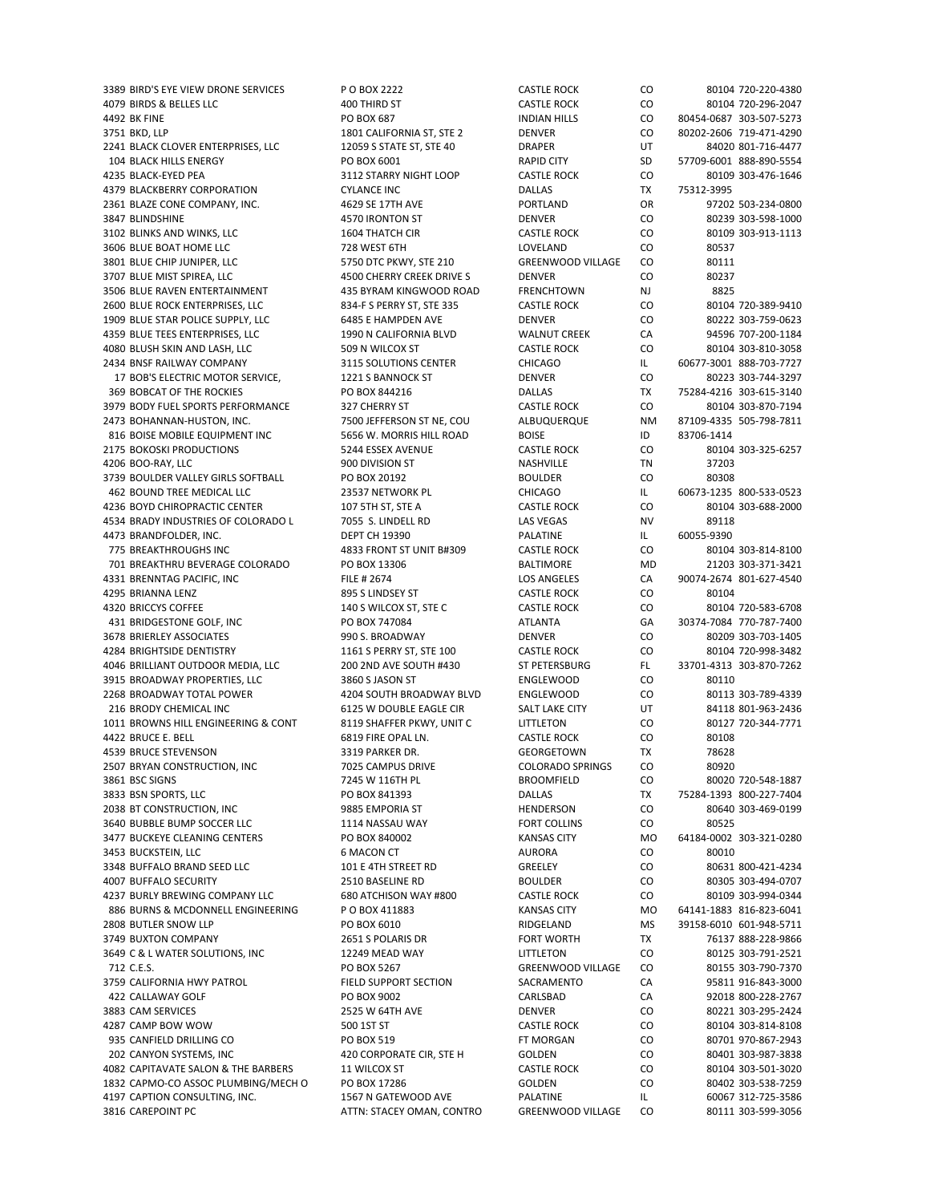| | | | | | | |
|---|---|---|---|---|---|---|
| 3389 | BIRD'S EYE VIEW DRONE SERVICES | P O BOX 2222 | CASTLE ROCK | CO | 80104 | 720-220-4380 |
| 4079 | BIRDS & BELLES LLC | 400 THIRD ST | CASTLE ROCK | CO | 80104 | 720-296-2047 |
| 4492 | BK FINE | PO BOX 687 | INDIAN HILLS | CO | 80454-0687 | 303-507-5273 |
| 3751 | BKD, LLP | 1801 CALIFORNIA ST, STE 2 | DENVER | CO | 80202-2606 | 719-471-4290 |
| 2241 | BLACK CLOVER ENTERPRISES, LLC | 12059 S STATE ST, STE 40 | DRAPER | UT | 84020 | 801-716-4477 |
| 104 | BLACK HILLS ENERGY | PO BOX 6001 | RAPID CITY | SD | 57709-6001 | 888-890-5554 |
| 4235 | BLACK-EYED PEA | 3112 STARRY NIGHT LOOP | CASTLE ROCK | CO | 80109 | 303-476-1646 |
| 4379 | BLACKBERRY CORPORATION | CYLANCE INC | DALLAS | TX | 75312-3995 | |
| 2361 | BLAZE CONE COMPANY, INC. | 4629 SE 17TH AVE | PORTLAND | OR | 97202 | 503-234-0800 |
| 3847 | BLINDSHINE | 4570 IRONTON ST | DENVER | CO | 80239 | 303-598-1000 |
| 3102 | BLINKS AND WINKS, LLC | 1604 THATCH CIR | CASTLE ROCK | CO | 80109 | 303-913-1113 |
| 3606 | BLUE BOAT HOME LLC | 728 WEST 6TH | LOVELAND | CO | 80537 | |
| 3801 | BLUE CHIP JUNIPER, LLC | 5750 DTC PKWY, STE 210 | GREENWOOD VILLAGE | CO | 80111 | |
| 3707 | BLUE MIST SPIREA, LLC | 4500 CHERRY CREEK DRIVE S | DENVER | CO | 80237 | |
| 3506 | BLUE RAVEN ENTERTAINMENT | 435 BYRAM KINGWOOD ROAD | FRENCHTOWN | NJ | 8825 | |
| 2600 | BLUE ROCK ENTERPRISES, LLC | 834-F S PERRY ST, STE 335 | CASTLE ROCK | CO | 80104 | 720-389-9410 |
| 1909 | BLUE STAR POLICE SUPPLY, LLC | 6485 E HAMPDEN AVE | DENVER | CO | 80222 | 303-759-0623 |
| 4359 | BLUE TEES ENTERPRISES, LLC | 1990 N CALIFORNIA BLVD | WALNUT CREEK | CA | 94596 | 707-200-1184 |
| 4080 | BLUSH SKIN AND LASH, LLC | 509 N WILCOX ST | CASTLE ROCK | CO | 80104 | 303-810-3058 |
| 2434 | BNSF RAILWAY COMPANY | 3115 SOLUTIONS CENTER | CHICAGO | IL | 60677-3001 | 888-703-7727 |
| 17 | BOB'S ELECTRIC MOTOR SERVICE, | 1221 S BANNOCK ST | DENVER | CO | 80223 | 303-744-3297 |
| 369 | BOBCAT OF THE ROCKIES | PO BOX 844216 | DALLAS | TX | 75284-4216 | 303-615-3140 |
| 3979 | BODY FUEL SPORTS PERFORMANCE | 327 CHERRY ST | CASTLE ROCK | CO | 80104 | 303-870-7194 |
| 2473 | BOHANNAN-HUSTON, INC. | 7500 JEFFERSON ST NE, COU | ALBUQUERQUE | NM | 87109-4335 | 505-798-7811 |
| 816 | BOISE MOBILE EQUIPMENT INC | 5656 W. MORRIS HILL ROAD | BOISE | ID | 83706-1414 | |
| 2175 | BOKOSKI PRODUCTIONS | 5244 ESSEX AVENUE | CASTLE ROCK | CO | 80104 | 303-325-6257 |
| 4206 | BOO-RAY, LLC | 900 DIVISION ST | NASHVILLE | TN | 37203 | |
| 3739 | BOULDER VALLEY GIRLS SOFTBALL | PO BOX 20192 | BOULDER | CO | 80308 | |
| 462 | BOUND TREE MEDICAL LLC | 23537 NETWORK PL | CHICAGO | IL | 60673-1235 | 800-533-0523 |
| 4236 | BOYD CHIROPRACTIC CENTER | 107 5TH ST, STE A | CASTLE ROCK | CO | 80104 | 303-688-2000 |
| 4534 | BRADY INDUSTRIES OF COLORADO L | 7055 S. LINDELL RD | LAS VEGAS | NV | 89118 | |
| 4473 | BRANDFOLDER, INC. | DEPT CH 19390 | PALATINE | IL | 60055-9390 | |
| 775 | BREAKTHROUGHS INC | 4833 FRONT ST UNIT B#309 | CASTLE ROCK | CO | 80104 | 303-814-8100 |
| 701 | BREAKTHRU BEVERAGE COLORADO | PO BOX 13306 | BALTIMORE | MD | 21203 | 303-371-3421 |
| 4331 | BRENNTAG PACIFIC, INC | FILE # 2674 | LOS ANGELES | CA | 90074-2674 | 801-627-4540 |
| 4295 | BRIANNA LENZ | 895 S LINDSEY ST | CASTLE ROCK | CO | 80104 | |
| 4320 | BRICCYS COFFEE | 140 S WILCOX ST, STE C | CASTLE ROCK | CO | 80104 | 720-583-6708 |
| 431 | BRIDGESTONE GOLF, INC | PO BOX 747084 | ATLANTA | GA | 30374-7084 | 770-787-7400 |
| 3678 | BRIERLEY ASSOCIATES | 990 S. BROADWAY | DENVER | CO | 80209 | 303-703-1405 |
| 4284 | BRIGHTSIDE DENTISTRY | 1161 S PERRY ST, STE 100 | CASTLE ROCK | CO | 80104 | 720-998-3482 |
| 4046 | BRILLIANT OUTDOOR MEDIA, LLC | 200 2ND AVE SOUTH #430 | ST PETERSBURG | FL | 33701-4313 | 303-870-7262 |
| 3915 | BROADWAY PROPERTIES, LLC | 3860 S JASON ST | ENGLEWOOD | CO | 80110 | |
| 2268 | BROADWAY TOTAL POWER | 4204 SOUTH BROADWAY BLVD | ENGLEWOOD | CO | 80113 | 303-789-4339 |
| 216 | BRODY CHEMICAL INC | 6125 W DOUBLE EAGLE CIR | SALT LAKE CITY | UT | 84118 | 801-963-2436 |
| 1011 | BROWNS HILL ENGINEERING & CONT | 8119 SHAFFER PKWY, UNIT C | LITTLETON | CO | 80127 | 720-344-7771 |
| 4422 | BRUCE E. BELL | 6819 FIRE OPAL LN. | CASTLE ROCK | CO | 80108 | |
| 4539 | BRUCE STEVENSON | 3319 PARKER DR. | GEORGETOWN | TX | 78628 | |
| 2507 | BRYAN CONSTRUCTION, INC | 7025 CAMPUS DRIVE | COLORADO SPRINGS | CO | 80920 | |
| 3861 | BSC SIGNS | 7245 W 116TH PL | BROOMFIELD | CO | 80020 | 720-548-1887 |
| 3833 | BSN SPORTS, LLC | PO BOX 841393 | DALLAS | TX | 75284-1393 | 800-227-7404 |
| 2038 | BT CONSTRUCTION, INC | 9885 EMPORIA ST | HENDERSON | CO | 80640 | 303-469-0199 |
| 3640 | BUBBLE BUMP SOCCER LLC | 1114 NASSAU WAY | FORT COLLINS | CO | 80525 | |
| 3477 | BUCKEYE CLEANING CENTERS | PO BOX 840002 | KANSAS CITY | MO | 64184-0002 | 303-321-0280 |
| 3453 | BUCKSTEIN, LLC | 6 MACON CT | AURORA | CO | 80010 | |
| 3348 | BUFFALO BRAND SEED LLC | 101 E 4TH STREET RD | GREELEY | CO | 80631 | 800-421-4234 |
| 4007 | BUFFALO SECURITY | 2510 BASELINE RD | BOULDER | CO | 80305 | 303-494-0707 |
| 4237 | BURLY BREWING COMPANY LLC | 680 ATCHISON WAY #800 | CASTLE ROCK | CO | 80109 | 303-994-0344 |
| 886 | BURNS & MCDONNELL ENGINEERING | P O BOX 411883 | KANSAS CITY | MO | 64141-1883 | 816-823-6041 |
| 2808 | BUTLER SNOW LLP | PO BOX 6010 | RIDGELAND | MS | 39158-6010 | 601-948-5711 |
| 3749 | BUXTON COMPANY | 2651 S POLARIS DR | FORT WORTH | TX | 76137 | 888-228-9866 |
| 3649 | C & L WATER SOLUTIONS, INC | 12249 MEAD WAY | LITTLETON | CO | 80125 | 303-791-2521 |
| 712 | C.E.S. | PO BOX 5267 | GREENWOOD VILLAGE | CO | 80155 | 303-790-7370 |
| 3759 | CALIFORNIA HWY PATROL | FIELD SUPPORT SECTION | SACRAMENTO | CA | 95811 | 916-843-3000 |
| 422 | CALLAWAY GOLF | PO BOX 9002 | CARLSBAD | CA | 92018 | 800-228-2767 |
| 3883 | CAM SERVICES | 2525 W 64TH AVE | DENVER | CO | 80221 | 303-295-2424 |
| 4287 | CAMP BOW WOW | 500 1ST ST | CASTLE ROCK | CO | 80104 | 303-814-8108 |
| 935 | CANFIELD DRILLING CO | PO BOX 519 | FT MORGAN | CO | 80701 | 970-867-2943 |
| 202 | CANYON SYSTEMS, INC | 420 CORPORATE CIR, STE H | GOLDEN | CO | 80401 | 303-987-3838 |
| 4082 | CAPITAVATE SALON & THE BARBERS | 11 WILCOX ST | CASTLE ROCK | CO | 80104 | 303-501-3020 |
| 1832 | CAPMO-CO ASSOC PLUMBING/MECH O | PO BOX 17286 | GOLDEN | CO | 80402 | 303-538-7259 |
| 4197 | CAPTION CONSULTING, INC. | 1567 N GATEWOOD AVE | PALATINE | IL | 60067 | 312-725-3586 |
| 3816 | CAREPOINT PC | ATTN: STACEY OMAN, CONTRO | GREENWOOD VILLAGE | CO | 80111 | 303-599-3056 |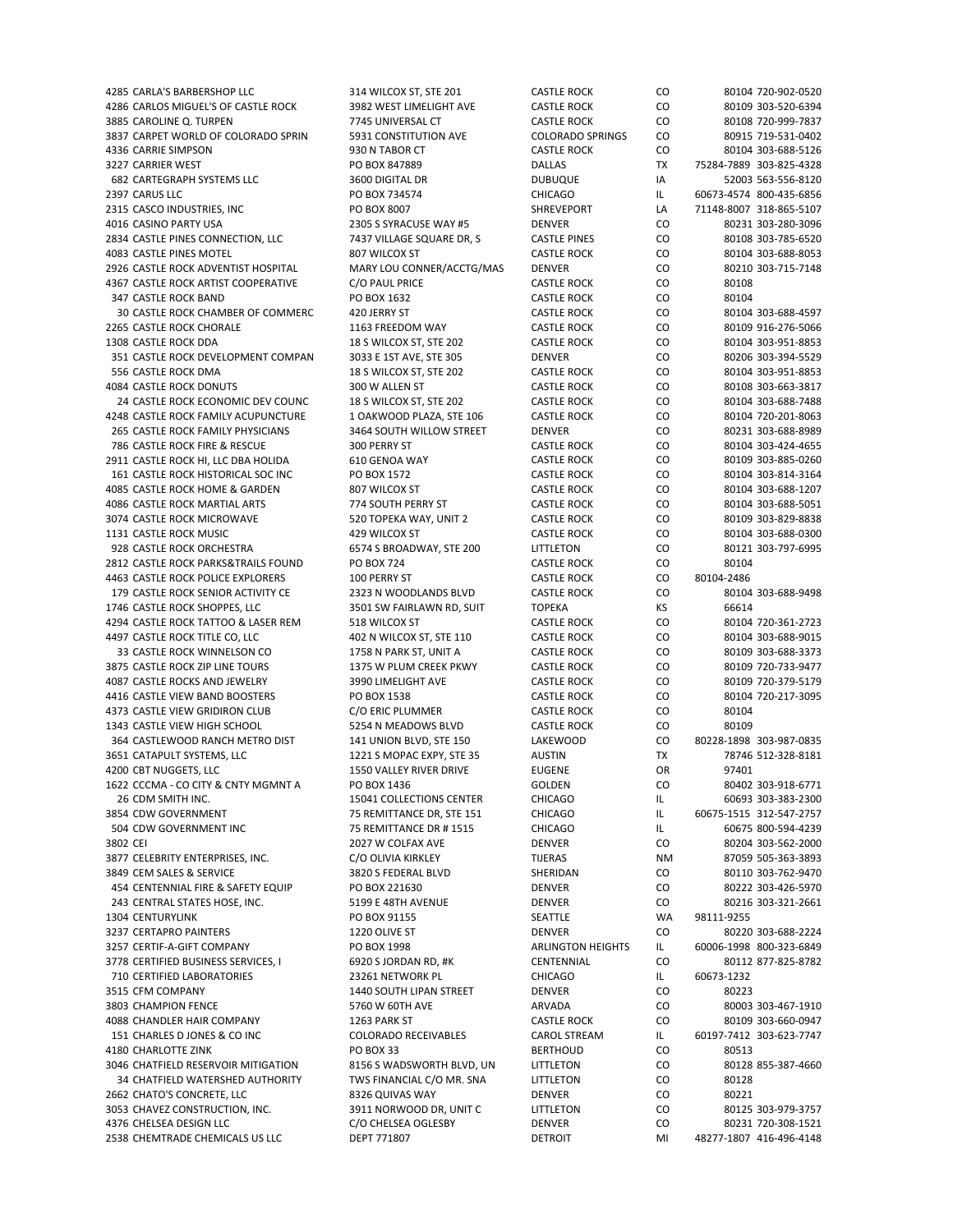| | | | | | |
|---|---|---|---|---|---|
| 4285 | CARLA'S BARBERSHOP LLC | 314 WILCOX ST, STE 201 | CASTLE ROCK | CO | 80104 720-902-0520 |
| 4286 | CARLOS MIGUEL'S OF CASTLE ROCK | 3982 WEST LIMELIGHT AVE | CASTLE ROCK | CO | 80109 303-520-6394 |
| 3885 | CAROLINE Q. TURPEN | 7745 UNIVERSAL CT | CASTLE ROCK | CO | 80108 720-999-7837 |
| 3837 | CARPET WORLD OF COLORADO SPRIN | 5931 CONSTITUTION AVE | COLORADO SPRINGS | CO | 80915 719-531-0402 |
| 4336 | CARRIE SIMPSON | 930 N TABOR CT | CASTLE ROCK | CO | 80104 303-688-5126 |
| 3227 | CARRIER WEST | PO BOX 847889 | DALLAS | TX | 75284-7889 303-825-4328 |
| 682 | CARTEGRAPH SYSTEMS LLC | 3600 DIGITAL DR | DUBUQUE | IA | 52003 563-556-8120 |
| 2397 | CARUS LLC | PO BOX 734574 | CHICAGO | IL | 60673-4574 800-435-6856 |
| 2315 | CASCO INDUSTRIES, INC | PO BOX 8007 | SHREVEPORT | LA | 71148-8007 318-865-5107 |
| 4016 | CASINO PARTY USA | 2305 S SYRACUSE WAY #5 | DENVER | CO | 80231 303-280-3096 |
| 2834 | CASTLE PINES CONNECTION, LLC | 7437 VILLAGE SQUARE DR, S | CASTLE PINES | CO | 80108 303-785-6520 |
| 4083 | CASTLE PINES MOTEL | 807 WILCOX ST | CASTLE ROCK | CO | 80104 303-688-8053 |
| 2926 | CASTLE ROCK ADVENTIST HOSPITAL | MARY LOU CONNER/ACCTG/MAS | DENVER | CO | 80210 303-715-7148 |
| 4367 | CASTLE ROCK ARTIST COOPERATIVE | C/O PAUL PRICE | CASTLE ROCK | CO | 80108 |
| 347 | CASTLE ROCK BAND | PO BOX 1632 | CASTLE ROCK | CO | 80104 |
| 30 | CASTLE ROCK CHAMBER OF COMMERC | 420 JERRY ST | CASTLE ROCK | CO | 80104 303-688-4597 |
| 2265 | CASTLE ROCK CHORALE | 1163 FREEDOM WAY | CASTLE ROCK | CO | 80109 916-276-5066 |
| 1308 | CASTLE ROCK DDA | 18 S WILCOX ST, STE 202 | CASTLE ROCK | CO | 80104 303-951-8853 |
| 351 | CASTLE ROCK DEVELOPMENT COMPAN | 3033 E 1ST AVE, STE 305 | DENVER | CO | 80206 303-394-5529 |
| 556 | CASTLE ROCK DMA | 18 S WILCOX ST, STE 202 | CASTLE ROCK | CO | 80104 303-951-8853 |
| 4084 | CASTLE ROCK DONUTS | 300 W ALLEN ST | CASTLE ROCK | CO | 80108 303-663-3817 |
| 24 | CASTLE ROCK ECONOMIC DEV COUNC | 18 S WILCOX ST, STE 202 | CASTLE ROCK | CO | 80104 303-688-7488 |
| 4248 | CASTLE ROCK FAMILY ACUPUNCTURE | 1 OAKWOOD PLAZA, STE 106 | CASTLE ROCK | CO | 80104 720-201-8063 |
| 265 | CASTLE ROCK FAMILY PHYSICIANS | 3464 SOUTH WILLOW STREET | DENVER | CO | 80231 303-688-8989 |
| 786 | CASTLE ROCK FIRE & RESCUE | 300 PERRY ST | CASTLE ROCK | CO | 80104 303-424-4655 |
| 2911 | CASTLE ROCK HI, LLC DBA HOLIDA | 610 GENOA WAY | CASTLE ROCK | CO | 80109 303-885-0260 |
| 161 | CASTLE ROCK HISTORICAL SOC INC | PO BOX 1572 | CASTLE ROCK | CO | 80104 303-814-3164 |
| 4085 | CASTLE ROCK HOME & GARDEN | 807 WILCOX ST | CASTLE ROCK | CO | 80104 303-688-1207 |
| 4086 | CASTLE ROCK MARTIAL ARTS | 774 SOUTH PERRY ST | CASTLE ROCK | CO | 80104 303-688-5051 |
| 3074 | CASTLE ROCK MICROWAVE | 520 TOPEKA WAY, UNIT 2 | CASTLE ROCK | CO | 80109 303-829-8838 |
| 1131 | CASTLE ROCK MUSIC | 429 WILCOX ST | CASTLE ROCK | CO | 80104 303-688-0300 |
| 928 | CASTLE ROCK ORCHESTRA | 6574 S BROADWAY, STE 200 | LITTLETON | CO | 80121 303-797-6995 |
| 2812 | CASTLE ROCK PARKS&TRAILS FOUND | PO BOX 724 | CASTLE ROCK | CO | 80104 |
| 4463 | CASTLE ROCK POLICE EXPLORERS | 100 PERRY ST | CASTLE ROCK | CO | 80104-2486 |
| 179 | CASTLE ROCK SENIOR ACTIVITY CE | 2323 N WOODLANDS BLVD | CASTLE ROCK | CO | 80104 303-688-9498 |
| 1746 | CASTLE ROCK SHOPPES, LLC | 3501 SW FAIRLAWN RD, SUIT | TOPEKA | KS | 66614 |
| 4294 | CASTLE ROCK TATTOO & LASER REM | 518 WILCOX ST | CASTLE ROCK | CO | 80104 720-361-2723 |
| 4497 | CASTLE ROCK TITLE CO, LLC | 402 N WILCOX ST, STE 110 | CASTLE ROCK | CO | 80104 303-688-9015 |
| 33 | CASTLE ROCK WINNELSON CO | 1758 N PARK ST, UNIT A | CASTLE ROCK | CO | 80109 303-688-3373 |
| 3875 | CASTLE ROCK ZIP LINE TOURS | 1375 W PLUM CREEK PKWY | CASTLE ROCK | CO | 80109 720-733-9477 |
| 4087 | CASTLE ROCKS AND JEWELRY | 3990 LIMELIGHT AVE | CASTLE ROCK | CO | 80109 720-379-5179 |
| 4416 | CASTLE VIEW BAND BOOSTERS | PO BOX 1538 | CASTLE ROCK | CO | 80104 720-217-3095 |
| 4373 | CASTLE VIEW GRIDIRON CLUB | C/O ERIC PLUMMER | CASTLE ROCK | CO | 80104 |
| 1343 | CASTLE VIEW HIGH SCHOOL | 5254 N MEADOWS BLVD | CASTLE ROCK | CO | 80109 |
| 364 | CASTLEWOOD RANCH METRO DIST | 141 UNION BLVD, STE 150 | LAKEWOOD | CO | 80228-1898 303-987-0835 |
| 3651 | CATAPULT SYSTEMS, LLC | 1221 S MOPAC EXPY, STE 35 | AUSTIN | TX | 78746 512-328-8181 |
| 4200 | CBT NUGGETS, LLC | 1550 VALLEY RIVER DRIVE | EUGENE | OR | 97401 |
| 1622 | CCCMA - CO CITY & CNTY MGMNT A | PO BOX 1436 | GOLDEN | CO | 80402 303-918-6771 |
| 26 | CDM SMITH INC. | 15041 COLLECTIONS CENTER | CHICAGO | IL | 60693 303-383-2300 |
| 3854 | CDW GOVERNMENT | 75 REMITTANCE DR, STE 151 | CHICAGO | IL | 60675-1515 312-547-2757 |
| 504 | CDW GOVERNMENT INC | 75 REMITTANCE DR # 1515 | CHICAGO | IL | 60675 800-594-4239 |
| 3802 | CEI | 2027 W COLFAX AVE | DENVER | CO | 80204 303-562-2000 |
| 3877 | CELEBRITY ENTERPRISES, INC. | C/O OLIVIA KIRKLEY | TIJERAS | NM | 87059 505-363-3893 |
| 3849 | CEM SALES & SERVICE | 3820 S FEDERAL BLVD | SHERIDAN | CO | 80110 303-762-9470 |
| 454 | CENTENNIAL FIRE & SAFETY EQUIP | PO BOX 221630 | DENVER | CO | 80222 303-426-5970 |
| 243 | CENTRAL STATES HOSE, INC. | 5199 E 48TH AVENUE | DENVER | CO | 80216 303-321-2661 |
| 1304 | CENTURYLINK | PO BOX 91155 | SEATTLE | WA | 98111-9255 |
| 3237 | CERTAPRO PAINTERS | 1220 OLIVE ST | DENVER | CO | 80220 303-688-2224 |
| 3257 | CERTIF-A-GIFT COMPANY | PO BOX 1998 | ARLINGTON HEIGHTS | IL | 60006-1998 800-323-6849 |
| 3778 | CERTIFIED BUSINESS SERVICES, I | 6920 S JORDAN RD, #K | CENTENNIAL | CO | 80112 877-825-8782 |
| 710 | CERTIFIED LABORATORIES | 23261 NETWORK PL | CHICAGO | IL | 60673-1232 |
| 3515 | CFM COMPANY | 1440 SOUTH LIPAN STREET | DENVER | CO | 80223 |
| 3803 | CHAMPION FENCE | 5760 W 60TH AVE | ARVADA | CO | 80003 303-467-1910 |
| 4088 | CHANDLER HAIR COMPANY | 1263 PARK ST | CASTLE ROCK | CO | 80109 303-660-0947 |
| 151 | CHARLES D JONES & CO INC | COLORADO RECEIVABLES | CAROL STREAM | IL | 60197-7412 303-623-7747 |
| 4180 | CHARLOTTE ZINK | PO BOX 33 | BERTHOUD | CO | 80513 |
| 3046 | CHATFIELD RESERVOIR MITIGATION | 8156 S WADSWORTH BLVD, UN | LITTLETON | CO | 80128 855-387-4660 |
| 34 | CHATFIELD WATERSHED AUTHORITY | TWS FINANCIAL C/O MR. SNA | LITTLETON | CO | 80128 |
| 2662 | CHATO'S CONCRETE, LLC | 8326 QUIVAS WAY | DENVER | CO | 80221 |
| 3053 | CHAVEZ CONSTRUCTION, INC. | 3911 NORWOOD DR, UNIT C | LITTLETON | CO | 80125 303-979-3757 |
| 4376 | CHELSEA DESIGN LLC | C/O CHELSEA OGLESBY | DENVER | CO | 80231 720-308-1521 |
| 2538 | CHEMTRADE CHEMICALS US LLC | DEPT 771807 | DETROIT | MI | 48277-1807 416-496-4148 |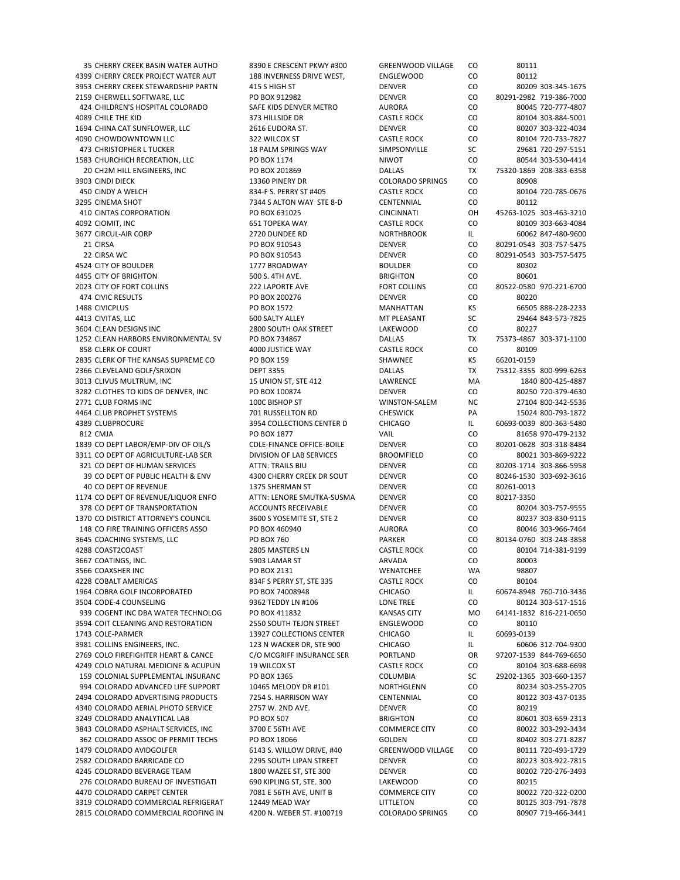| ID | Name | Address | City | State | Zip | Phone |
|---|---|---|---|---|---|---|
| 35 | CHERRY CREEK BASIN WATER AUTHO | 8390 E CRESCENT PKWY #300 | GREENWOOD VILLAGE | CO | 80111 | |
| 4399 | CHERRY CREEK PROJECT WATER AUT | 188 INVERNESS DRIVE WEST, | ENGLEWOOD | CO | 80112 | |
| 3953 | CHERRY CREEK STEWARDSHIP PARTN | 415 S HIGH ST | DENVER | CO | 80209 | 303-345-1675 |
| 2159 | CHERWELL SOFTWARE, LLC | PO BOX 912982 | DENVER | CO | 80291-2982 | 719-386-7000 |
| 424 | CHILDREN'S HOSPITAL COLORADO | SAFE KIDS DENVER METRO | AURORA | CO | 80045 | 720-777-4807 |
| 4089 | CHILE THE KID | 373 HILLSIDE DR | CASTLE ROCK | CO | 80104 | 303-884-5001 |
| 1694 | CHINA CAT SUNFLOWER, LLC | 2616 EUDORA ST. | DENVER | CO | 80207 | 303-322-4034 |
| 4090 | CHOWDOWNTOWN LLC | 322 WILCOX ST | CASTLE ROCK | CO | 80104 | 720-733-7827 |
| 473 | CHRISTOPHER L TUCKER | 18 PALM SPRINGS WAY | SIMPSONVILLE | SC | 29681 | 720-297-5151 |
| 1583 | CHURCHICH RECREATION, LLC | PO BOX 1174 | NIWOT | CO | 80544 | 303-530-4414 |
| 20 | CH2M HILL ENGINEERS, INC | PO BOX 201869 | DALLAS | TX | 75320-1869 | 208-383-6358 |
| 3903 | CINDI DIECK | 13360 PINERY DR | COLORADO SPRINGS | CO | 80908 | |
| 450 | CINDY A WELCH | 834-F S. PERRY ST #405 | CASTLE ROCK | CO | 80104 | 720-785-0676 |
| 3295 | CINEMA SHOT | 7344 S ALTON WAY STE 8-D | CENTENNIAL | CO | 80112 | |
| 410 | CINTAS CORPORATION | PO BOX 631025 | CINCINNATI | OH | 45263-1025 | 303-463-3210 |
| 4092 | CIOMIT, INC | 651 TOPEKA WAY | CASTLE ROCK | CO | 80109 | 303-663-4084 |
| 3677 | CIRCUL-AIR CORP | 2720 DUNDEE RD | NORTHBROOK | IL | 60062 | 847-480-9600 |
| 21 | CIRSA | PO BOX 910543 | DENVER | CO | 80291-0543 | 303-757-5475 |
| 22 | CIRSA WC | PO BOX 910543 | DENVER | CO | 80291-0543 | 303-757-5475 |
| 4524 | CITY OF BOULDER | 1777 BROADWAY | BOULDER | CO | 80302 | |
| 4455 | CITY OF BRIGHTON | 500 S. 4TH AVE. | BRIGHTON | CO | 80601 | |
| 2023 | CITY OF FORT COLLINS | 222 LAPORTE AVE | FORT COLLINS | CO | 80522-0580 | 970-221-6700 |
| 474 | CIVIC RESULTS | PO BOX 200276 | DENVER | CO | 80220 | |
| 1488 | CIVICPLUS | PO BOX 1572 | MANHATTAN | KS | 66505 | 888-228-2233 |
| 4413 | CIVITAS, LLC | 600 SALTY ALLEY | MT PLEASANT | SC | 29464 | 843-573-7825 |
| 3604 | CLEAN DESIGNS INC | 2800 SOUTH OAK STREET | LAKEWOOD | CO | 80227 | |
| 1252 | CLEAN HARBORS ENVIRONMENTAL SV | PO BOX 734867 | DALLAS | TX | 75373-4867 | 303-371-1100 |
| 858 | CLERK OF COURT | 4000 JUSTICE WAY | CASTLE ROCK | CO | 80109 | |
| 2835 | CLERK OF THE KANSAS SUPREME CO | PO BOX 159 | SHAWNEE | KS | 66201-0159 | |
| 2366 | CLEVELAND GOLF/SRIXON | DEPT 3355 | DALLAS | TX | 75312-3355 | 800-999-6263 |
| 3013 | CLIVUS MULTRUM, INC | 15 UNION ST, STE 412 | LAWRENCE | MA | 1840 | 800-425-4887 |
| 3282 | CLOTHES TO KIDS OF DENVER, INC | PO BOX 100874 | DENVER | CO | 80250 | 720-379-4630 |
| 2771 | CLUB FORMS INC | 100C BISHOP ST | WINSTON-SALEM | NC | 27104 | 800-342-5536 |
| 4464 | CLUB PROPHET SYSTEMS | 701 RUSSELLTON RD | CHESWICK | PA | 15024 | 800-793-1872 |
| 4389 | CLUBPROCURE | 3954 COLLECTIONS CENTER D | CHICAGO | IL | 60693-0039 | 800-363-5480 |
| 812 | CMJA | PO BOX 1877 | VAIL | CO | 81658 | 970-479-2132 |
| 1839 | CO DEPT LABOR/EMP-DIV OF OIL/S | CDLE-FINANCE OFFICE-BOILE | DENVER | CO | 80201-0628 | 303-318-8484 |
| 3311 | CO DEPT OF AGRICULTURE-LAB SER | DIVISION OF LAB SERVICES | BROOMFIELD | CO | 80021 | 303-869-9222 |
| 321 | CO DEPT OF HUMAN SERVICES | ATTN: TRAILS BIU | DENVER | CO | 80203-1714 | 303-866-5958 |
| 39 | CO DEPT OF PUBLIC HEALTH & ENV | 4300 CHERRY CREEK DR SOUT | DENVER | CO | 80246-1530 | 303-692-3616 |
| 40 | CO DEPT OF REVENUE | 1375 SHERMAN ST | DENVER | CO | 80261-0013 | |
| 1174 | CO DEPT OF REVENUE/LIQUOR ENFO | ATTN: LENORE SMUTKA-SUSMA | DENVER | CO | 80217-3350 | |
| 378 | CO DEPT OF TRANSPORTATION | ACCOUNTS RECEIVABLE | DENVER | CO | 80204 | 303-757-9555 |
| 1370 | CO DISTRICT ATTORNEY'S COUNCIL | 3600 S YOSEMITE ST, STE 2 | DENVER | CO | 80237 | 303-830-9115 |
| 148 | CO FIRE TRAINING OFFICERS ASSO | PO BOX 460940 | AURORA | CO | 80046 | 303-966-7464 |
| 3645 | COACHING SYSTEMS, LLC | PO BOX 760 | PARKER | CO | 80134-0760 | 303-248-3858 |
| 4288 | COAST2COAST | 2805 MASTERS LN | CASTLE ROCK | CO | 80104 | 714-381-9199 |
| 3667 | COATINGS, INC. | 5903 LAMAR ST | ARVADA | CO | 80003 | |
| 3566 | COAXSHER INC | PO BOX 2131 | WENATCHEE | WA | 98807 | |
| 4228 | COBALT AMERICAS | 834F S PERRY ST, STE 335 | CASTLE ROCK | CO | 80104 | |
| 1964 | COBRA GOLF INCORPORATED | PO BOX 74008948 | CHICAGO | IL | 60674-8948 | 760-710-3436 |
| 3504 | CODE-4 COUNSELING | 9362 TEDDY LN #106 | LONE TREE | CO | 80124 | 303-517-1516 |
| 939 | COGENT INC DBA WATER TECHNOLOG | PO BOX 411832 | KANSAS CITY | MO | 64141-1832 | 816-221-0650 |
| 3594 | COIT CLEANING AND RESTORATION | 2550 SOUTH TEJON STREET | ENGLEWOOD | CO | 80110 | |
| 1743 | COLE-PARMER | 13927 COLLECTIONS CENTER | CHICAGO | IL | 60693-0139 | |
| 3981 | COLLINS ENGINEERS, INC. | 123 N WACKER DR, STE 900 | CHICAGO | IL | 60606 | 312-704-9300 |
| 2769 | COLO FIREFIGHTER HEART & CANCE | C/O MCGRIFF INSURANCE SER | PORTLAND | OR | 97207-1539 | 844-769-6650 |
| 4249 | COLO NATURAL MEDICINE & ACUPUN | 19 WILCOX ST | CASTLE ROCK | CO | 80104 | 303-688-6698 |
| 159 | COLONIAL SUPPLEMENTAL INSURANC | PO BOX 1365 | COLUMBIA | SC | 29202-1365 | 303-660-1357 |
| 994 | COLORADO ADVANCED LIFE SUPPORT | 10465 MELODY DR #101 | NORTHGLENN | CO | 80234 | 303-255-2705 |
| 2494 | COLORADO ADVERTISING PRODUCTS | 7254 S. HARRISON WAY | CENTENNIAL | CO | 80122 | 303-437-0135 |
| 4340 | COLORADO AERIAL PHOTO SERVICE | 2757 W. 2ND AVE. | DENVER | CO | 80219 | |
| 3249 | COLORADO ANALYTICAL LAB | PO BOX 507 | BRIGHTON | CO | 80601 | 303-659-2313 |
| 3843 | COLORADO ASPHALT SERVICES, INC | 3700 E 56TH AVE | COMMERCE CITY | CO | 80022 | 303-292-3434 |
| 362 | COLORADO ASSOC OF PERMIT TECHS | PO BOX 18066 | GOLDEN | CO | 80402 | 303-271-8287 |
| 1479 | COLORADO AVIDGOLFER | 6143 S. WILLOW DRIVE, #40 | GREENWOOD VILLAGE | CO | 80111 | 720-493-1729 |
| 2582 | COLORADO BARRICADE CO | 2295 SOUTH LIPAN STREET | DENVER | CO | 80223 | 303-922-7815 |
| 4245 | COLORADO BEVERAGE TEAM | 1800 WAZEE ST, STE 300 | DENVER | CO | 80202 | 720-276-3493 |
| 276 | COLORADO BUREAU OF INVESTIGATI | 690 KIPLING ST, STE. 300 | LAKEWOOD | CO | 80215 | |
| 4470 | COLORADO CARPET CENTER | 7081 E 56TH AVE, UNIT B | COMMERCE CITY | CO | 80022 | 720-322-0200 |
| 3319 | COLORADO COMMERCIAL REFRIGERAT | 12449 MEAD WAY | LITTLETON | CO | 80125 | 303-791-7878 |
| 2815 | COLORADO COMMERCIAL ROOFING IN | 4200 N. WEBER ST. #100719 | COLORADO SPRINGS | CO | 80907 | 719-466-3441 |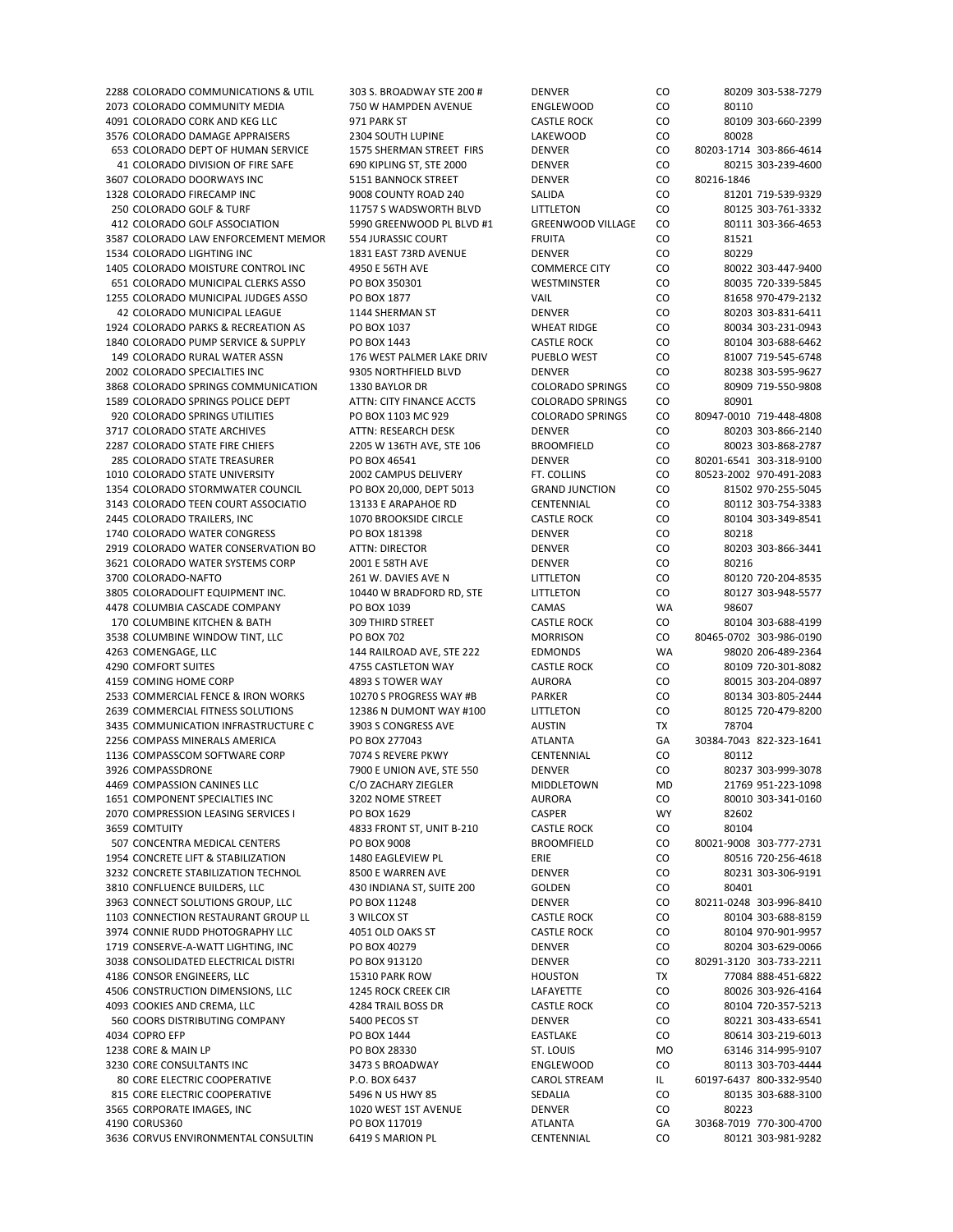| | | | | | | |
|---|---|---|---|---|---|---|
| 2288 | COLORADO COMMUNICATIONS & UTIL | 303 S. BROADWAY STE 200 # | DENVER | CO | 80209 | 303-538-7279 |
| 2073 | COLORADO COMMUNITY MEDIA | 750 W HAMPDEN AVENUE | ENGLEWOOD | CO | 80110 | |
| 4091 | COLORADO CORK AND KEG LLC | 971 PARK ST | CASTLE ROCK | CO | 80109 | 303-660-2399 |
| 3576 | COLORADO DAMAGE APPRAISERS | 2304 SOUTH LUPINE | LAKEWOOD | CO | 80028 | |
| 653 | COLORADO DEPT OF HUMAN SERVICE | 1575 SHERMAN STREET FIRS | DENVER | CO | 80203-1714 | 303-866-4614 |
| 41 | COLORADO DIVISION OF FIRE SAFE | 690 KIPLING ST, STE 2000 | DENVER | CO | 80215 | 303-239-4600 |
| 3607 | COLORADO DOORWAYS INC | 5151 BANNOCK STREET | DENVER | CO | 80216-1846 | |
| 1328 | COLORADO FIRECAMP INC | 9008 COUNTY ROAD 240 | SALIDA | CO | 81201 | 719-539-9329 |
| 250 | COLORADO GOLF & TURF | 11757 S WADSWORTH BLVD | LITTLETON | CO | 80125 | 303-761-3332 |
| 412 | COLORADO GOLF ASSOCIATION | 5990 GREENWOOD PL BLVD #1 | GREENWOOD VILLAGE | CO | 80111 | 303-366-4653 |
| 3587 | COLORADO LAW ENFORCEMENT MEMOR | 554 JURASSIC COURT | FRUITA | CO | 81521 | |
| 1534 | COLORADO LIGHTING INC | 1831 EAST 73RD AVENUE | DENVER | CO | 80229 | |
| 1405 | COLORADO MOISTURE CONTROL INC | 4950 E 56TH AVE | COMMERCE CITY | CO | 80022 | 303-447-9400 |
| 651 | COLORADO MUNICIPAL CLERKS ASSO | PO BOX 350301 | WESTMINSTER | CO | 80035 | 720-339-5845 |
| 1255 | COLORADO MUNICIPAL JUDGES ASSO | PO BOX 1877 | VAIL | CO | 81658 | 970-479-2132 |
| 42 | COLORADO MUNICIPAL LEAGUE | 1144 SHERMAN ST | DENVER | CO | 80203 | 303-831-6411 |
| 1924 | COLORADO PARKS & RECREATION AS | PO BOX 1037 | WHEAT RIDGE | CO | 80034 | 303-231-0943 |
| 1840 | COLORADO PUMP SERVICE & SUPPLY | PO BOX 1443 | CASTLE ROCK | CO | 80104 | 303-688-6462 |
| 149 | COLORADO RURAL WATER ASSN | 176 WEST PALMER LAKE DRIV | PUEBLO WEST | CO | 81007 | 719-545-6748 |
| 2002 | COLORADO SPECIALTIES INC | 9305 NORTHFIELD BLVD | DENVER | CO | 80238 | 303-595-9627 |
| 3868 | COLORADO SPRINGS COMMUNICATION | 1330 BAYLOR DR | COLORADO SPRINGS | CO | 80909 | 719-550-9808 |
| 1589 | COLORADO SPRINGS POLICE DEPT | ATTN: CITY FINANCE ACCTS | COLORADO SPRINGS | CO | 80901 | |
| 920 | COLORADO SPRINGS UTILITIES | PO BOX 1103 MC 929 | COLORADO SPRINGS | CO | 80947-0010 | 719-448-4808 |
| 3717 | COLORADO STATE ARCHIVES | ATTN: RESEARCH DESK | DENVER | CO | 80203 | 303-866-2140 |
| 2287 | COLORADO STATE FIRE CHIEFS | 2205 W 136TH AVE, STE 106 | BROOMFIELD | CO | 80023 | 303-868-2787 |
| 285 | COLORADO STATE TREASURER | PO BOX 46541 | DENVER | CO | 80201-6541 | 303-318-9100 |
| 1010 | COLORADO STATE UNIVERSITY | 2002 CAMPUS DELIVERY | FT. COLLINS | CO | 80523-2002 | 970-491-2083 |
| 1354 | COLORADO STORMWATER COUNCIL | PO BOX 20,000, DEPT 5013 | GRAND JUNCTION | CO | 81502 | 970-255-5045 |
| 3143 | COLORADO TEEN COURT ASSOCIATIO | 13133 E ARAPAHOE RD | CENTENNIAL | CO | 80112 | 303-754-3383 |
| 2445 | COLORADO TRAILERS, INC | 1070 BROOKSIDE CIRCLE | CASTLE ROCK | CO | 80104 | 303-349-8541 |
| 1740 | COLORADO WATER CONGRESS | PO BOX 181398 | DENVER | CO | 80218 | |
| 2919 | COLORADO WATER CONSERVATION BO | ATTN: DIRECTOR | DENVER | CO | 80203 | 303-866-3441 |
| 3621 | COLORADO WATER SYSTEMS CORP | 2001 E 58TH AVE | DENVER | CO | 80216 | |
| 3700 | COLORADO-NAFTO | 261 W. DAVIES AVE N | LITTLETON | CO | 80120 | 720-204-8535 |
| 3805 | COLORADOLIFT EQUIPMENT INC. | 10440 W BRADFORD RD, STE | LITTLETON | CO | 80127 | 303-948-5577 |
| 4478 | COLUMBIA CASCADE COMPANY | PO BOX 1039 | CAMAS | WA | 98607 | |
| 170 | COLUMBINE KITCHEN & BATH | 309 THIRD STREET | CASTLE ROCK | CO | 80104 | 303-688-4199 |
| 3538 | COLUMBINE WINDOW TINT, LLC | PO BOX 702 | MORRISON | CO | 80465-0702 | 303-986-0190 |
| 4263 | COMENGAGE, LLC | 144 RAILROAD AVE, STE 222 | EDMONDS | WA | 98020 | 206-489-2364 |
| 4290 | COMFORT SUITES | 4755 CASTLETON WAY | CASTLE ROCK | CO | 80109 | 720-301-8082 |
| 4159 | COMING HOME CORP | 4893 S TOWER WAY | AURORA | CO | 80015 | 303-204-0897 |
| 2533 | COMMERCIAL FENCE & IRON WORKS | 10270 S PROGRESS WAY #B | PARKER | CO | 80134 | 303-805-2444 |
| 2639 | COMMERCIAL FITNESS SOLUTIONS | 12386 N DUMONT WAY #100 | LITTLETON | CO | 80125 | 720-479-8200 |
| 3435 | COMMUNICATION INFRASTRUCTURE C | 3903 S CONGRESS AVE | AUSTIN | TX | 78704 | |
| 2256 | COMPASS MINERALS AMERICA | PO BOX 277043 | ATLANTA | GA | 30384-7043 | 822-323-1641 |
| 1136 | COMPASSCOM SOFTWARE CORP | 7074 S REVERE PKWY | CENTENNIAL | CO | 80112 | |
| 3926 | COMPASSDRONE | 7900 E UNION AVE, STE 550 | DENVER | CO | 80237 | 303-999-3078 |
| 4469 | COMPASSION CANINES LLC | C/O ZACHARY ZIEGLER | MIDDLETOWN | MD | 21769 | 951-223-1098 |
| 1651 | COMPONENT SPECIALTIES INC | 3202 NOME STREET | AURORA | CO | 80010 | 303-341-0160 |
| 2070 | COMPRESSION LEASING SERVICES I | PO BOX 1629 | CASPER | WY | 82602 | |
| 3659 | COMTUITY | 4833 FRONT ST, UNIT B-210 | CASTLE ROCK | CO | 80104 | |
| 507 | CONCENTRA MEDICAL CENTERS | PO BOX 9008 | BROOMFIELD | CO | 80021-9008 | 303-777-2731 |
| 1954 | CONCRETE LIFT & STABILIZATION | 1480 EAGLEVIEW PL | ERIE | CO | 80516 | 720-256-4618 |
| 3232 | CONCRETE STABILIZATION TECHNOL | 8500 E WARREN AVE | DENVER | CO | 80231 | 303-306-9191 |
| 3810 | CONFLUENCE BUILDERS, LLC | 430 INDIANA ST, SUITE 200 | GOLDEN | CO | 80401 | |
| 3963 | CONNECT SOLUTIONS GROUP, LLC | PO BOX 11248 | DENVER | CO | 80211-0248 | 303-996-8410 |
| 1103 | CONNECTION RESTAURANT GROUP LL | 3 WILCOX ST | CASTLE ROCK | CO | 80104 | 303-688-8159 |
| 3974 | CONNIE RUDD PHOTOGRAPHY LLC | 4051 OLD OAKS ST | CASTLE ROCK | CO | 80104 | 970-901-9957 |
| 1719 | CONSERVE-A-WATT LIGHTING, INC | PO BOX 40279 | DENVER | CO | 80204 | 303-629-0066 |
| 3038 | CONSOLIDATED ELECTRICAL DISTRI | PO BOX 913120 | DENVER | CO | 80291-3120 | 303-733-2211 |
| 4186 | CONSOR ENGINEERS, LLC | 15310 PARK ROW | HOUSTON | TX | 77084 | 888-451-6822 |
| 4506 | CONSTRUCTION DIMENSIONS, LLC | 1245 ROCK CREEK CIR | LAFAYETTE | CO | 80026 | 303-926-4164 |
| 4093 | COOKIES AND CREMA, LLC | 4284 TRAIL BOSS DR | CASTLE ROCK | CO | 80104 | 720-357-5213 |
| 560 | COORS DISTRIBUTING COMPANY | 5400 PECOS ST | DENVER | CO | 80221 | 303-433-6541 |
| 4034 | COPRO EFP | PO BOX 1444 | EASTLAKE | CO | 80614 | 303-219-6013 |
| 1238 | CORE & MAIN LP | PO BOX 28330 | ST. LOUIS | MO | 63146 | 314-995-9107 |
| 3230 | CORE CONSULTANTS INC | 3473 S BROADWAY | ENGLEWOOD | CO | 80113 | 303-703-4444 |
| 80 | CORE ELECTRIC COOPERATIVE | P.O. BOX 6437 | CAROL STREAM | IL | 60197-6437 | 800-332-9540 |
| 815 | CORE ELECTRIC COOPERATIVE | 5496 N US HWY 85 | SEDALIA | CO | 80135 | 303-688-3100 |
| 3565 | CORPORATE IMAGES, INC | 1020 WEST 1ST AVENUE | DENVER | CO | 80223 | |
| 4190 | CORUS360 | PO BOX 117019 | ATLANTA | GA | 30368-7019 | 770-300-4700 |
| 3636 | CORVUS ENVIRONMENTAL CONSULTIN | 6419 S MARION PL | CENTENNIAL | CO | 80121 | 303-981-9282 |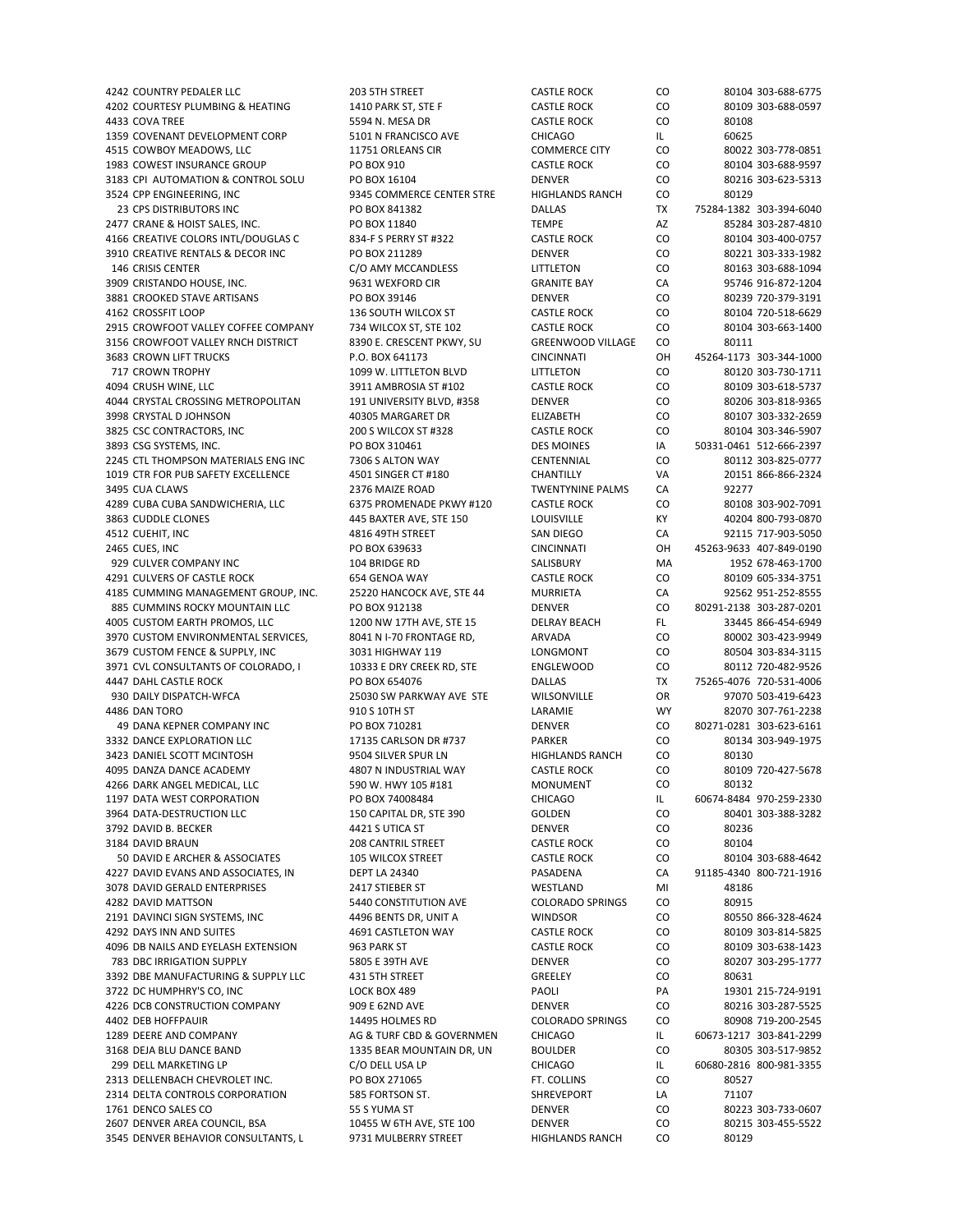| ID | Name | Address | City | State | Zip | Phone |
|---|---|---|---|---|---|---|
| 4242 | COUNTRY PEDALER LLC | 203 5TH STREET | CASTLE ROCK | CO | 80104 | 303-688-6775 |
| 4202 | COURTESY PLUMBING & HEATING | 1410 PARK ST, STE F | CASTLE ROCK | CO | 80109 | 303-688-0597 |
| 4433 | COVA TREE | 5594 N. MESA DR | CASTLE ROCK | CO | 80108 | |
| 1359 | COVENANT DEVELOPMENT CORP | 5101 N FRANCISCO AVE | CHICAGO | IL | 60625 | |
| 4515 | COWBOY MEADOWS, LLC | 11751 ORLEANS CIR | COMMERCE CITY | CO | 80022 | 303-778-0851 |
| 1983 | COWEST INSURANCE GROUP | PO BOX 910 | CASTLE ROCK | CO | 80104 | 303-688-9597 |
| 3183 | CPI AUTOMATION & CONTROL SOLU | PO BOX 16104 | DENVER | CO | 80216 | 303-623-5313 |
| 3524 | CPP ENGINEERING, INC | 9345 COMMERCE CENTER STRE | HIGHLANDS RANCH | CO | 80129 | |
| 23 | CPS DISTRIBUTORS INC | PO BOX 841382 | DALLAS | TX | 75284-1382 | 303-394-6040 |
| 2477 | CRANE & HOIST SALES, INC. | PO BOX 11840 | TEMPE | AZ | 85284 | 303-287-4810 |
| 4166 | CREATIVE COLORS INTL/DOUGLAS C | 834-F S PERRY ST #322 | CASTLE ROCK | CO | 80104 | 303-400-0757 |
| 3910 | CREATIVE RENTALS & DECOR INC | PO BOX 211289 | DENVER | CO | 80221 | 303-333-1982 |
| 146 | CRISIS CENTER | C/O AMY MCCANDLESS | LITTLETON | CO | 80163 | 303-688-1094 |
| 3909 | CRISTANDO HOUSE, INC. | 9631 WEXFORD CIR | GRANITE BAY | CA | 95746 | 916-872-1204 |
| 3881 | CROOKED STAVE ARTISANS | PO BOX 39146 | DENVER | CO | 80239 | 720-379-3191 |
| 4162 | CROSSFIT LOOP | 136 SOUTH WILCOX ST | CASTLE ROCK | CO | 80104 | 720-518-6629 |
| 2915 | CROWFOOT VALLEY COFFEE COMPANY | 734 WILCOX ST, STE 102 | CASTLE ROCK | CO | 80104 | 303-663-1400 |
| 3156 | CROWFOOT VALLEY RNCH DISTRICT | 8390 E. CRESCENT PKWY, SU | GREENWOOD VILLAGE | CO | 80111 | |
| 3683 | CROWN LIFT TRUCKS | P.O. BOX 641173 | CINCINNATI | OH | 45264-1173 | 303-344-1000 |
| 717 | CROWN TROPHY | 1099 W. LITTLETON BLVD | LITTLETON | CO | 80120 | 303-730-1711 |
| 4094 | CRUSH WINE, LLC | 3911 AMBROSIA ST #102 | CASTLE ROCK | CO | 80109 | 303-618-5737 |
| 4044 | CRYSTAL CROSSING METROPOLITAN | 191 UNIVERSITY BLVD, #358 | DENVER | CO | 80206 | 303-818-9365 |
| 3998 | CRYSTAL D JOHNSON | 40305 MARGARET DR | ELIZABETH | CO | 80107 | 303-332-2659 |
| 3825 | CSC CONTRACTORS, INC | 200 S WILCOX ST #328 | CASTLE ROCK | CO | 80104 | 303-346-5907 |
| 3893 | CSG SYSTEMS, INC. | PO BOX 310461 | DES MOINES | IA | 50331-0461 | 512-666-2397 |
| 2245 | CTL THOMPSON MATERIALS ENG INC | 7306 S ALTON WAY | CENTENNIAL | CO | 80112 | 303-825-0777 |
| 1019 | CTR FOR PUB SAFETY EXCELLENCE | 4501 SINGER CT #180 | CHANTILLY | VA | 20151 | 866-866-2324 |
| 3495 | CUA CLAWS | 2376 MAIZE ROAD | TWENTYNINE PALMS | CA | 92277 | |
| 4289 | CUBA CUBA SANDWICHERIA, LLC | 6375 PROMENADE PKWY #120 | CASTLE ROCK | CO | 80108 | 303-902-7091 |
| 3863 | CUDDLE CLONES | 445 BAXTER AVE, STE 150 | LOUISVILLE | KY | 40204 | 800-793-0870 |
| 4512 | CUEHIT, INC | 4816 49TH STREET | SAN DIEGO | CA | 92115 | 717-903-5050 |
| 2465 | CUES, INC | PO BOX 639633 | CINCINNATI | OH | 45263-9633 | 407-849-0190 |
| 929 | CULVER COMPANY INC | 104 BRIDGE RD | SALISBURY | MA | 1952 | 678-463-1700 |
| 4291 | CULVERS OF CASTLE ROCK | 654 GENOA WAY | CASTLE ROCK | CO | 80109 | 605-334-3751 |
| 4185 | CUMMING MANAGEMENT GROUP, INC. | 25220 HANCOCK AVE, STE 44 | MURRIETA | CA | 92562 | 951-252-8555 |
| 885 | CUMMINS ROCKY MOUNTAIN LLC | PO BOX 912138 | DENVER | CO | 80291-2138 | 303-287-0201 |
| 4005 | CUSTOM EARTH PROMOS, LLC | 1200 NW 17TH AVE, STE 15 | DELRAY BEACH | FL | 33445 | 866-454-6949 |
| 3970 | CUSTOM ENVIRONMENTAL SERVICES, | 8041 N I-70 FRONTAGE RD, | ARVADA | CO | 80002 | 303-423-9949 |
| 3679 | CUSTOM FENCE & SUPPLY, INC | 3031 HIGHWAY 119 | LONGMONT | CO | 80504 | 303-834-3115 |
| 3971 | CVL CONSULTANTS OF COLORADO, I | 10333 E DRY CREEK RD, STE | ENGLEWOOD | CO | 80112 | 720-482-9526 |
| 4447 | DAHL CASTLE ROCK | PO BOX 654076 | DALLAS | TX | 75265-4076 | 720-531-4006 |
| 930 | DAILY DISPATCH-WFCA | 25030 SW PARKWAY AVE STE | WILSONVILLE | OR | 97070 | 503-419-6423 |
| 4486 | DAN TORO | 910 S 10TH ST | LARAMIE | WY | 82070 | 307-761-2238 |
| 49 | DANA KEPNER COMPANY INC | PO BOX 710281 | DENVER | CO | 80271-0281 | 303-623-6161 |
| 3332 | DANCE EXPLORATION LLC | 17135 CARLSON DR #737 | PARKER | CO | 80134 | 303-949-1975 |
| 3423 | DANIEL SCOTT MCINTOSH | 9504 SILVER SPUR LN | HIGHLANDS RANCH | CO | 80130 | |
| 4095 | DANZA DANCE ACADEMY | 4807 N INDUSTRIAL WAY | CASTLE ROCK | CO | 80109 | 720-427-5678 |
| 4266 | DARK ANGEL MEDICAL, LLC | 590 W. HWY 105 #181 | MONUMENT | CO | 80132 | |
| 1197 | DATA WEST CORPORATION | PO BOX 74008484 | CHICAGO | IL | 60674-8484 | 970-259-2330 |
| 3964 | DATA-DESTRUCTION LLC | 150 CAPITAL DR, STE 390 | GOLDEN | CO | 80401 | 303-388-3282 |
| 3792 | DAVID B. BECKER | 4421 S UTICA ST | DENVER | CO | 80236 | |
| 3184 | DAVID BRAUN | 208 CANTRIL STREET | CASTLE ROCK | CO | 80104 | |
| 50 | DAVID E ARCHER & ASSOCIATES | 105 WILCOX STREET | CASTLE ROCK | CO | 80104 | 303-688-4642 |
| 4227 | DAVID EVANS AND ASSOCIATES, IN | DEPT LA 24340 | PASADENA | CA | 91185-4340 | 800-721-1916 |
| 3078 | DAVID GERALD ENTERPRISES | 2417 STIEBER ST | WESTLAND | MI | 48186 | |
| 4282 | DAVID MATTSON | 5440 CONSTITUTION AVE | COLORADO SPRINGS | CO | 80915 | |
| 2191 | DAVINCI SIGN SYSTEMS, INC | 4496 BENTS DR, UNIT A | WINDSOR | CO | 80550 | 866-328-4624 |
| 4292 | DAYS INN AND SUITES | 4691 CASTLETON WAY | CASTLE ROCK | CO | 80109 | 303-814-5825 |
| 4096 | DB NAILS AND EYELASH EXTENSION | 963 PARK ST | CASTLE ROCK | CO | 80109 | 303-638-1423 |
| 783 | DBC IRRIGATION SUPPLY | 5805 E 39TH AVE | DENVER | CO | 80207 | 303-295-1777 |
| 3392 | DBE MANUFACTURING & SUPPLY LLC | 431 5TH STREET | GREELEY | CO | 80631 | |
| 3722 | DC HUMPHRY'S CO, INC | LOCK BOX 489 | PAOLI | PA | 19301 | 215-724-9191 |
| 4226 | DCB CONSTRUCTION COMPANY | 909 E 62ND AVE | DENVER | CO | 80216 | 303-287-5525 |
| 4402 | DEB HOFFPAUIR | 14495 HOLMES RD | COLORADO SPRINGS | CO | 80908 | 719-200-2545 |
| 1289 | DEERE AND COMPANY | AG & TURF CBD & GOVERNMEN | CHICAGO | IL | 60673-1217 | 303-841-2299 |
| 3168 | DEJA BLU DANCE BAND | 1335 BEAR MOUNTAIN DR, UN | BOULDER | CO | 80305 | 303-517-9852 |
| 299 | DELL MARKETING LP | C/O DELL USA LP | CHICAGO | IL | 60680-2816 | 800-981-3355 |
| 2313 | DELLENBACH CHEVROLET INC. | PO BOX 271065 | FT. COLLINS | CO | 80527 | |
| 2314 | DELTA CONTROLS CORPORATION | 585 FORTSON ST. | SHREVEPORT | LA | 71107 | |
| 1761 | DENCO SALES CO | 55 S YUMA ST | DENVER | CO | 80223 | 303-733-0607 |
| 2607 | DENVER AREA COUNCIL, BSA | 10455 W 6TH AVE, STE 100 | DENVER | CO | 80215 | 303-455-5522 |
| 3545 | DENVER BEHAVIOR CONSULTANTS, L | 9731 MULBERRY STREET | HIGHLANDS RANCH | CO | 80129 | |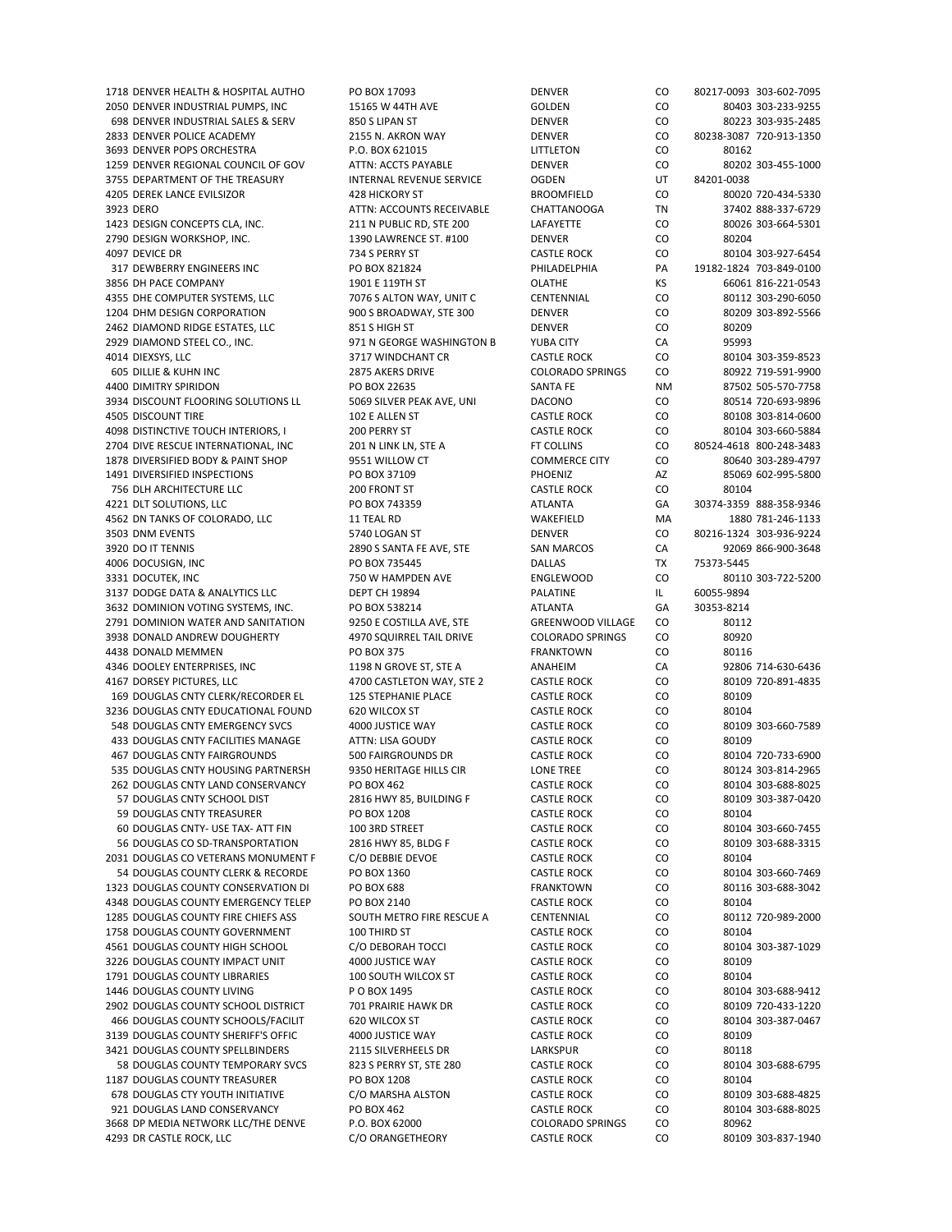| | | | | | | |
|---|---|---|---|---|---|---|
| 1718 | DENVER HEALTH & HOSPITAL AUTHO | PO BOX 17093 | DENVER | CO | 80217-0093 | 303-602-7095 |
| 2050 | DENVER INDUSTRIAL PUMPS, INC | 15165 W 44TH AVE | GOLDEN | CO | 80403 | 303-233-9255 |
| 698 | DENVER INDUSTRIAL SALES & SERV | 850 S LIPAN ST | DENVER | CO | 80223 | 303-935-2485 |
| 2833 | DENVER POLICE ACADEMY | 2155 N. AKRON WAY | DENVER | CO | 80238-3087 | 720-913-1350 |
| 3693 | DENVER POPS ORCHESTRA | P.O. BOX 621015 | LITTLETON | CO | 80162 | |
| 1259 | DENVER REGIONAL COUNCIL OF GOV | ATTN: ACCTS PAYABLE | DENVER | CO | 80202 | 303-455-1000 |
| 3755 | DEPARTMENT OF THE TREASURY | INTERNAL REVENUE SERVICE | OGDEN | UT | 84201-0038 | |
| 4205 | DEREK LANCE EVILSIZOR | 428 HICKORY ST | BROOMFIELD | CO | 80020 | 720-434-5330 |
| 3923 | DERO | ATTN: ACCOUNTS RECEIVABLE | CHATTANOOGA | TN | 37402 | 888-337-6729 |
| 1423 | DESIGN CONCEPTS CLA, INC. | 211 N PUBLIC RD, STE 200 | LAFAYETTE | CO | 80026 | 303-664-5301 |
| 2790 | DESIGN WORKSHOP, INC. | 1390 LAWRENCE ST. #100 | DENVER | CO | 80204 | |
| 4097 | DEVICE DR | 734 S PERRY ST | CASTLE ROCK | CO | 80104 | 303-927-6454 |
| 317 | DEWBERRY ENGINEERS INC | PO BOX 821824 | PHILADELPHIA | PA | 19182-1824 | 703-849-0100 |
| 3856 | DH PACE COMPANY | 1901 E 119TH ST | OLATHE | KS | 66061 | 816-221-0543 |
| 4355 | DHE COMPUTER SYSTEMS, LLC | 7076 S ALTON WAY, UNIT C | CENTENNIAL | CO | 80112 | 303-290-6050 |
| 1204 | DHM DESIGN CORPORATION | 900 S BROADWAY, STE 300 | DENVER | CO | 80209 | 303-892-5566 |
| 2462 | DIAMOND RIDGE ESTATES, LLC | 851 S HIGH ST | DENVER | CO | 80209 | |
| 2929 | DIAMOND STEEL CO., INC. | 971 N GEORGE WASHINGTON B | YUBA CITY | CA | 95993 | |
| 4014 | DIEXSYS, LLC | 3717 WINDCHANT CR | CASTLE ROCK | CO | 80104 | 303-359-8523 |
| 605 | DILLIE & KUHN INC | 2875 AKERS DRIVE | COLORADO SPRINGS | CO | 80922 | 719-591-9900 |
| 4400 | DIMITRY SPIRIDON | PO BOX 22635 | SANTA FE | NM | 87502 | 505-570-7758 |
| 3934 | DISCOUNT FLOORING SOLUTIONS LL | 5069 SILVER PEAK AVE, UNI | DACONO | CO | 80514 | 720-693-9896 |
| 4505 | DISCOUNT TIRE | 102 E ALLEN ST | CASTLE ROCK | CO | 80108 | 303-814-0600 |
| 4098 | DISTINCTIVE TOUCH INTERIORS, I | 200 PERRY ST | CASTLE ROCK | CO | 80104 | 303-660-5884 |
| 2704 | DIVE RESCUE INTERNATIONAL, INC | 201 N LINK LN, STE A | FT COLLINS | CO | 80524-4618 | 800-248-3483 |
| 1878 | DIVERSIFIED BODY & PAINT SHOP | 9551 WILLOW CT | COMMERCE CITY | CO | 80640 | 303-289-4797 |
| 1491 | DIVERSIFIED INSPECTIONS | PO BOX 37109 | PHOENIZ | AZ | 85069 | 602-995-5800 |
| 756 | DLH ARCHITECTURE LLC | 200 FRONT ST | CASTLE ROCK | CO | 80104 | |
| 4221 | DLT SOLUTIONS, LLC | PO BOX 743359 | ATLANTA | GA | 30374-3359 | 888-358-9346 |
| 4562 | DN TANKS OF COLORADO, LLC | 11 TEAL RD | WAKEFIELD | MA | 1880 | 781-246-1133 |
| 3503 | DNM EVENTS | 5740 LOGAN ST | DENVER | CO | 80216-1324 | 303-936-9224 |
| 3920 | DO IT TENNIS | 2890 S SANTA FE AVE, STE | SAN MARCOS | CA | 92069 | 866-900-3648 |
| 4006 | DOCUSIGN, INC | PO BOX 735445 | DALLAS | TX | 75373-5445 | |
| 3331 | DOCUTEK, INC | 750 W HAMPDEN AVE | ENGLEWOOD | CO | 80110 | 303-722-5200 |
| 3137 | DODGE DATA & ANALYTICS LLC | DEPT CH 19894 | PALATINE | IL | 60055-9894 | |
| 3632 | DOMINION VOTING SYSTEMS, INC. | PO BOX 538214 | ATLANTA | GA | 30353-8214 | |
| 2791 | DOMINION WATER AND SANITATION | 9250 E COSTILLA AVE, STE | GREENWOOD VILLAGE | CO | 80112 | |
| 3938 | DONALD ANDREW DOUGHERTY | 4970 SQUIRREL TAIL DRIVE | COLORADO SPRINGS | CO | 80920 | |
| 4438 | DONALD MEMMEN | PO BOX 375 | FRANKTOWN | CO | 80116 | |
| 4346 | DOOLEY ENTERPRISES, INC | 1198 N GROVE ST, STE A | ANAHEIM | CA | 92806 | 714-630-6436 |
| 4167 | DORSEY PICTURES, LLC | 4700 CASTLETON WAY, STE 2 | CASTLE ROCK | CO | 80109 | 720-891-4835 |
| 169 | DOUGLAS CNTY CLERK/RECORDER EL | 125 STEPHANIE PLACE | CASTLE ROCK | CO | 80109 | |
| 3236 | DOUGLAS CNTY EDUCATIONAL FOUND | 620 WILCOX ST | CASTLE ROCK | CO | 80104 | |
| 548 | DOUGLAS CNTY EMERGENCY SVCS | 4000 JUSTICE WAY | CASTLE ROCK | CO | 80109 | 303-660-7589 |
| 433 | DOUGLAS CNTY FACILITIES MANAGE | ATTN: LISA GOUDY | CASTLE ROCK | CO | 80109 | |
| 467 | DOUGLAS CNTY FAIRGROUNDS | 500 FAIRGROUNDS DR | CASTLE ROCK | CO | 80104 | 720-733-6900 |
| 535 | DOUGLAS CNTY HOUSING PARTNERSH | 9350 HERITAGE HILLS CIR | LONE TREE | CO | 80124 | 303-814-2965 |
| 262 | DOUGLAS CNTY LAND CONSERVANCY | PO BOX 462 | CASTLE ROCK | CO | 80104 | 303-688-8025 |
| 57 | DOUGLAS CNTY SCHOOL DIST | 2816 HWY 85, BUILDING F | CASTLE ROCK | CO | 80109 | 303-387-0420 |
| 59 | DOUGLAS CNTY TREASURER | PO BOX 1208 | CASTLE ROCK | CO | 80104 | |
| 60 | DOUGLAS CNTY- USE TAX- ATT FIN | 100 3RD STREET | CASTLE ROCK | CO | 80104 | 303-660-7455 |
| 56 | DOUGLAS CO SD-TRANSPORTATION | 2816 HWY 85, BLDG F | CASTLE ROCK | CO | 80109 | 303-688-3315 |
| 2031 | DOUGLAS CO VETERANS MONUMENT F | C/O DEBBIE DEVOE | CASTLE ROCK | CO | 80104 | |
| 54 | DOUGLAS COUNTY CLERK & RECORDE | PO BOX 1360 | CASTLE ROCK | CO | 80104 | 303-660-7469 |
| 1323 | DOUGLAS COUNTY CONSERVATION DI | PO BOX 688 | FRANKTOWN | CO | 80116 | 303-688-3042 |
| 4348 | DOUGLAS COUNTY EMERGENCY TELEP | PO BOX 2140 | CASTLE ROCK | CO | 80104 | |
| 1285 | DOUGLAS COUNTY FIRE CHIEFS ASS | SOUTH METRO FIRE RESCUE A | CENTENNIAL | CO | 80112 | 720-989-2000 |
| 1758 | DOUGLAS COUNTY GOVERNMENT | 100 THIRD ST | CASTLE ROCK | CO | 80104 | |
| 4561 | DOUGLAS COUNTY HIGH SCHOOL | C/O DEBORAH TOCCI | CASTLE ROCK | CO | 80104 | 303-387-1029 |
| 3226 | DOUGLAS COUNTY IMPACT UNIT | 4000 JUSTICE WAY | CASTLE ROCK | CO | 80109 | |
| 1791 | DOUGLAS COUNTY LIBRARIES | 100 SOUTH WILCOX ST | CASTLE ROCK | CO | 80104 | |
| 1446 | DOUGLAS COUNTY LIVING | P O BOX 1495 | CASTLE ROCK | CO | 80104 | 303-688-9412 |
| 2902 | DOUGLAS COUNTY SCHOOL DISTRICT | 701 PRAIRIE HAWK DR | CASTLE ROCK | CO | 80109 | 720-433-1220 |
| 466 | DOUGLAS COUNTY SCHOOLS/FACILIT | 620 WILCOX ST | CASTLE ROCK | CO | 80104 | 303-387-0467 |
| 3139 | DOUGLAS COUNTY SHERIFF'S OFFIC | 4000 JUSTICE WAY | CASTLE ROCK | CO | 80109 | |
| 3421 | DOUGLAS COUNTY SPELLBINDERS | 2115 SILVERHEELS DR | LARKSPUR | CO | 80118 | |
| 58 | DOUGLAS COUNTY TEMPORARY SVCS | 823 S PERRY ST, STE 280 | CASTLE ROCK | CO | 80104 | 303-688-6795 |
| 1187 | DOUGLAS COUNTY TREASURER | PO BOX 1208 | CASTLE ROCK | CO | 80104 | |
| 678 | DOUGLAS CTY YOUTH INITIATIVE | C/O MARSHA ALSTON | CASTLE ROCK | CO | 80109 | 303-688-4825 |
| 921 | DOUGLAS LAND CONSERVANCY | PO BOX 462 | CASTLE ROCK | CO | 80104 | 303-688-8025 |
| 3668 | DP MEDIA NETWORK LLC/THE DENVE | P.O. BOX 62000 | COLORADO SPRINGS | CO | 80962 | |
| 4293 | DR CASTLE ROCK, LLC | C/O ORANGETHEORY | CASTLE ROCK | CO | 80109 | 303-837-1940 |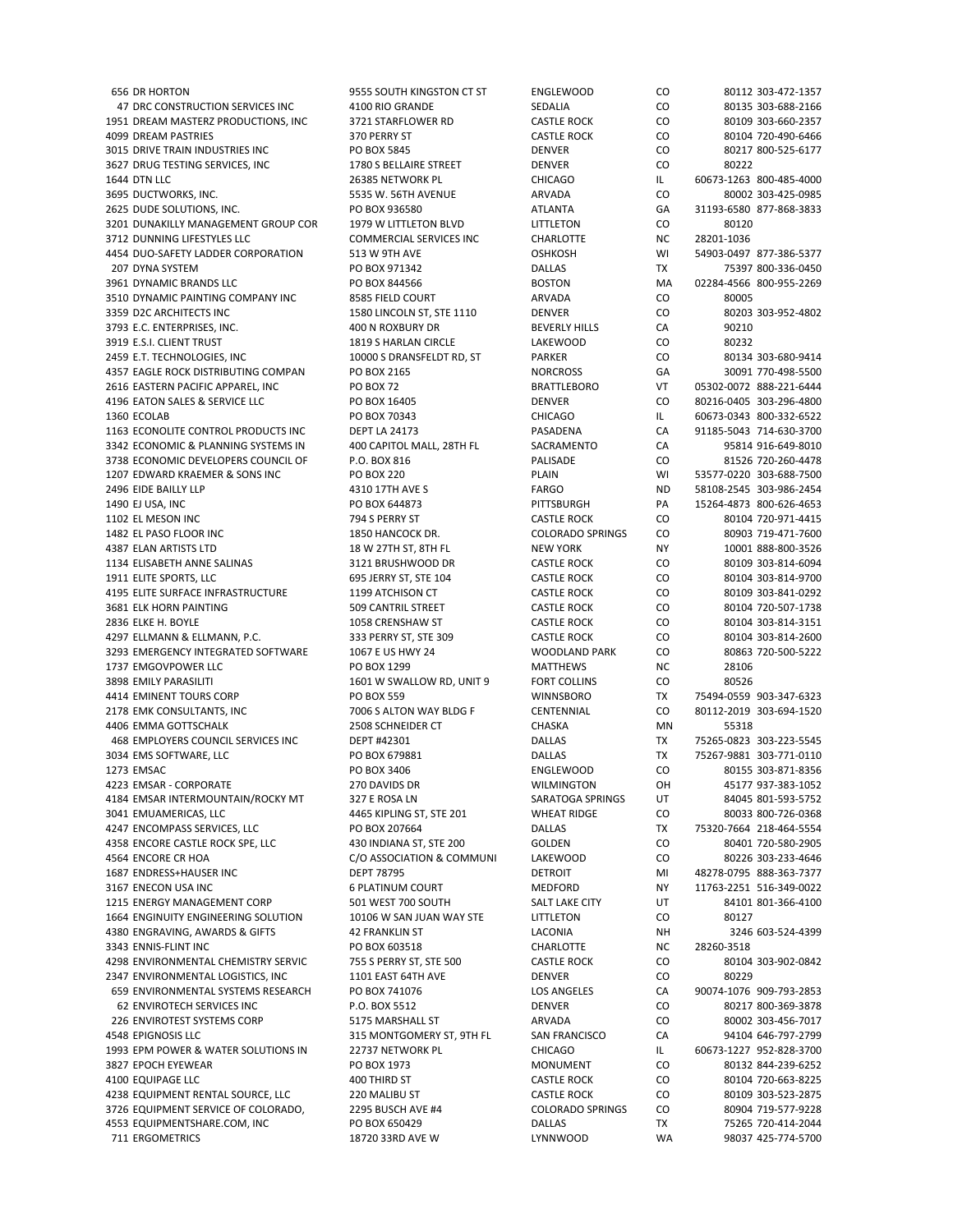| | | | | | | |
|---|---|---|---|---|---|---|
| 656 | DR HORTON | 9555 SOUTH KINGSTON CT ST | ENGLEWOOD | CO | 80112 | 303-472-1357 |
| 47 | DRC CONSTRUCTION SERVICES INC | 4100 RIO GRANDE | SEDALIA | CO | 80135 | 303-688-2166 |
| 1951 | DREAM MASTERZ PRODUCTIONS, INC | 3721 STARFLOWER RD | CASTLE ROCK | CO | 80109 | 303-660-2357 |
| 4099 | DREAM PASTRIES | 370 PERRY ST | CASTLE ROCK | CO | 80104 | 720-490-6466 |
| 3015 | DRIVE TRAIN INDUSTRIES INC | PO BOX 5845 | DENVER | CO | 80217 | 800-525-6177 |
| 3627 | DRUG TESTING SERVICES, INC | 1780 S BELLAIRE STREET | DENVER | CO | 80222 | |
| 1644 | DTN LLC | 26385 NETWORK PL | CHICAGO | IL | 60673-1263 | 800-485-4000 |
| 3695 | DUCTWORKS, INC. | 5535 W. 56TH AVENUE | ARVADA | CO | 80002 | 303-425-0985 |
| 2625 | DUDE SOLUTIONS, INC. | PO BOX 936580 | ATLANTA | GA | 31193-6580 | 877-868-3833 |
| 3201 | DUNAKILLY MANAGEMENT GROUP COR | 1979 W LITTLETON BLVD | LITTLETON | CO | 80120 | |
| 3712 | DUNNING LIFESTYLES LLC | COMMERCIAL SERVICES INC | CHARLOTTE | NC | 28201-1036 | |
| 4454 | DUO-SAFETY LADDER CORPORATION | 513 W 9TH AVE | OSHKOSH | WI | 54903-0497 | 877-386-5377 |
| 207 | DYNA SYSTEM | PO BOX 971342 | DALLAS | TX | 75397 | 800-336-0450 |
| 3961 | DYNAMIC BRANDS LLC | PO BOX 844566 | BOSTON | MA | 02284-4566 | 800-955-2269 |
| 3510 | DYNAMIC PAINTING COMPANY INC | 8585 FIELD COURT | ARVADA | CO | 80005 | |
| 3359 | D2C ARCHITECTS INC | 1580 LINCOLN ST, STE 1110 | DENVER | CO | 80203 | 303-952-4802 |
| 3793 | E.C. ENTERPRISES, INC. | 400 N ROXBURY DR | BEVERLY HILLS | CA | 90210 | |
| 3919 | E.S.I. CLIENT TRUST | 1819 S HARLAN CIRCLE | LAKEWOOD | CO | 80232 | |
| 2459 | E.T. TECHNOLOGIES, INC | 10000 S DRANSFELDT RD, ST | PARKER | CO | 80134 | 303-680-9414 |
| 4357 | EAGLE ROCK DISTRIBUTING COMPAN | PO BOX 2165 | NORCROSS | GA | 30091 | 770-498-5500 |
| 2616 | EASTERN PACIFIC APPAREL, INC | PO BOX 72 | BRATTLEBORO | VT | 05302-0072 | 888-221-6444 |
| 4196 | EATON SALES & SERVICE LLC | PO BOX 16405 | DENVER | CO | 80216-0405 | 303-296-4800 |
| 1360 | ECOLAB | PO BOX 70343 | CHICAGO | IL | 60673-0343 | 800-332-6522 |
| 1163 | ECONOLITE CONTROL PRODUCTS INC | DEPT LA 24173 | PASADENA | CA | 91185-5043 | 714-630-3700 |
| 3342 | ECONOMIC & PLANNING SYSTEMS IN | 400 CAPITOL MALL, 28TH FL | SACRAMENTO | CA | 95814 | 916-649-8010 |
| 3738 | ECONOMIC DEVELOPERS COUNCIL OF | P.O. BOX 816 | PALISADE | CO | 81526 | 720-260-4478 |
| 1207 | EDWARD KRAEMER & SONS INC | PO BOX 220 | PLAIN | WI | 53577-0220 | 303-688-7500 |
| 2496 | EIDE BAILLY LLP | 4310 17TH AVE S | FARGO | ND | 58108-2545 | 303-986-2454 |
| 1490 | EJ USA, INC | PO BOX 644873 | PITTSBURGH | PA | 15264-4873 | 800-626-4653 |
| 1102 | EL MESON INC | 794 S PERRY ST | CASTLE ROCK | CO | 80104 | 720-971-4415 |
| 1482 | EL PASO FLOOR INC | 1850 HANCOCK DR. | COLORADO SPRINGS | CO | 80903 | 719-471-7600 |
| 4387 | ELAN ARTISTS LTD | 18 W 27TH ST, 8TH FL | NEW YORK | NY | 10001 | 888-800-3526 |
| 1134 | ELISABETH ANNE SALINAS | 3121 BRUSHWOOD DR | CASTLE ROCK | CO | 80109 | 303-814-6094 |
| 1911 | ELITE SPORTS, LLC | 695 JERRY ST, STE 104 | CASTLE ROCK | CO | 80104 | 303-814-9700 |
| 4195 | ELITE SURFACE INFRASTRUCTURE | 1199 ATCHISON CT | CASTLE ROCK | CO | 80109 | 303-841-0292 |
| 3681 | ELK HORN PAINTING | 509 CANTRIL STREET | CASTLE ROCK | CO | 80104 | 720-507-1738 |
| 2836 | ELKE H. BOYLE | 1058 CRENSHAW ST | CASTLE ROCK | CO | 80104 | 303-814-3151 |
| 4297 | ELLMANN & ELLMANN, P.C. | 333 PERRY ST, STE 309 | CASTLE ROCK | CO | 80104 | 303-814-2600 |
| 3293 | EMERGENCY INTEGRATED SOFTWARE | 1067 E US HWY 24 | WOODLAND PARK | CO | 80863 | 720-500-5222 |
| 1737 | EMGOVPOWER LLC | PO BOX 1299 | MATTHEWS | NC | 28106 | |
| 3898 | EMILY PARASILITI | 1601 W SWALLOW RD, UNIT 9 | FORT COLLINS | CO | 80526 | |
| 4414 | EMINENT TOURS CORP | PO BOX 559 | WINNSBORO | TX | 75494-0559 | 903-347-6323 |
| 2178 | EMK CONSULTANTS, INC | 7006 S ALTON WAY BLDG F | CENTENNIAL | CO | 80112-2019 | 303-694-1520 |
| 4406 | EMMA GOTTSCHALK | 2508 SCHNEIDER CT | CHASKA | MN | 55318 | |
| 468 | EMPLOYERS COUNCIL SERVICES INC | DEPT #42301 | DALLAS | TX | 75265-0823 | 303-223-5545 |
| 3034 | EMS SOFTWARE, LLC | PO BOX 679881 | DALLAS | TX | 75267-9881 | 303-771-0110 |
| 1273 | EMSAC | PO BOX 3406 | ENGLEWOOD | CO | 80155 | 303-871-8356 |
| 4223 | EMSAR - CORPORATE | 270 DAVIDS DR | WILMINGTON | OH | 45177 | 937-383-1052 |
| 4184 | EMSAR INTERMOUNTAIN/ROCKY MT | 327 E ROSA LN | SARATOGA SPRINGS | UT | 84045 | 801-593-5752 |
| 3041 | EMUAMERICAS, LLC | 4465 KIPLING ST, STE 201 | WHEAT RIDGE | CO | 80033 | 800-726-0368 |
| 4247 | ENCOMPASS SERVICES, LLC | PO BOX 207664 | DALLAS | TX | 75320-7664 | 218-464-5554 |
| 4358 | ENCORE CASTLE ROCK SPE, LLC | 430 INDIANA ST, STE 200 | GOLDEN | CO | 80401 | 720-580-2905 |
| 4564 | ENCORE CR HOA | C/O ASSOCIATION & COMMUNI | LAKEWOOD | CO | 80226 | 303-233-4646 |
| 1687 | ENDRESS+HAUSER INC | DEPT 78795 | DETROIT | MI | 48278-0795 | 888-363-7377 |
| 3167 | ENECON USA INC | 6 PLATINUM COURT | MEDFORD | NY | 11763-2251 | 516-349-0022 |
| 1215 | ENERGY MANAGEMENT CORP | 501 WEST 700 SOUTH | SALT LAKE CITY | UT | 84101 | 801-366-4100 |
| 1664 | ENGINUITY ENGINEERING SOLUTION | 10106 W SAN JUAN WAY STE | LITTLETON | CO | 80127 | |
| 4380 | ENGRAVING, AWARDS & GIFTS | 42 FRANKLIN ST | LACONIA | NH | 3246 | 603-524-4399 |
| 3343 | ENNIS-FLINT INC | PO BOX 603518 | CHARLOTTE | NC | 28260-3518 | |
| 4298 | ENVIRONMENTAL CHEMISTRY SERVIC | 755 S PERRY ST, STE 500 | CASTLE ROCK | CO | 80104 | 303-902-0842 |
| 2347 | ENVIRONMENTAL LOGISTICS, INC | 1101 EAST 64TH AVE | DENVER | CO | 80229 | |
| 659 | ENVIRONMENTAL SYSTEMS RESEARCH | PO BOX 741076 | LOS ANGELES | CA | 90074-1076 | 909-793-2853 |
| 62 | ENVIROTECH SERVICES INC | P.O. BOX 5512 | DENVER | CO | 80217 | 800-369-3878 |
| 226 | ENVIROTEST SYSTEMS CORP | 5175 MARSHALL ST | ARVADA | CO | 80002 | 303-456-7017 |
| 4548 | EPIGNOSIS LLC | 315 MONTGOMERY ST, 9TH FL | SAN FRANCISCO | CA | 94104 | 646-797-2799 |
| 1993 | EPM POWER & WATER SOLUTIONS IN | 22737 NETWORK PL | CHICAGO | IL | 60673-1227 | 952-828-3700 |
| 3827 | EPOCH EYEWEAR | PO BOX 1973 | MONUMENT | CO | 80132 | 844-239-6252 |
| 4100 | EQUIPAGE LLC | 400 THIRD ST | CASTLE ROCK | CO | 80104 | 720-663-8225 |
| 4238 | EQUIPMENT RENTAL SOURCE, LLC | 220 MALIBU ST | CASTLE ROCK | CO | 80109 | 303-523-2875 |
| 3726 | EQUIPMENT SERVICE OF COLORADO, | 2295 BUSCH AVE #4 | COLORADO SPRINGS | CO | 80904 | 719-577-9228 |
| 4553 | EQUIPMENTSHARE.COM, INC | PO BOX 650429 | DALLAS | TX | 75265 | 720-414-2044 |
| 711 | ERGOMETRICS | 18720 33RD AVE W | LYNNWOOD | WA | 98037 | 425-774-5700 |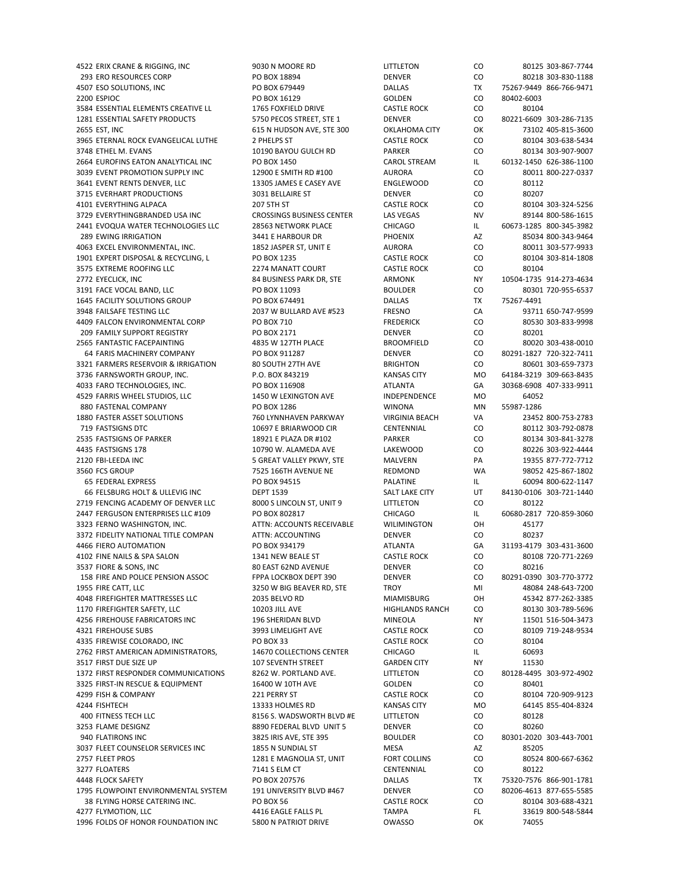| | | | | | | |
|---|---|---|---|---|---|---|
| 4522 | ERIX CRANE & RIGGING, INC | 9030 N MOORE RD | LITTLETON | CO | 80125 | 303-867-7744 |
| 293 | ERO RESOURCES CORP | PO BOX 18894 | DENVER | CO | 80218 | 303-830-1188 |
| 4507 | ESO SOLUTIONS, INC | PO BOX 679449 | DALLAS | TX | 75267-9449 | 866-766-9471 |
| 2200 | ESPIOC | PO BOX 16129 | GOLDEN | CO | 80402-6003 | |
| 3584 | ESSENTIAL ELEMENTS CREATIVE LL | 1765 FOXFIELD DRIVE | CASTLE ROCK | CO | 80104 | |
| 1281 | ESSENTIAL SAFETY PRODUCTS | 5750 PECOS STREET, STE 1 | DENVER | CO | 80221-6609 | 303-286-7135 |
| 2655 | EST, INC | 615 N HUDSON AVE, STE 300 | OKLAHOMA CITY | OK | 73102 | 405-815-3600 |
| 3965 | ETERNAL ROCK EVANGELICAL LUTHE | 2 PHELPS ST | CASTLE ROCK | CO | 80104 | 303-638-5434 |
| 3748 | ETHEL M. EVANS | 10190 BAYOU GULCH RD | PARKER | CO | 80134 | 303-907-9007 |
| 2664 | EUROFINS EATON ANALYTICAL INC | PO BOX 1450 | CAROL STREAM | IL | 60132-1450 | 626-386-1100 |
| 3039 | EVENT PROMOTION SUPPLY INC | 12900 E SMITH RD #100 | AURORA | CO | 80011 | 800-227-0337 |
| 3641 | EVENT RENTS DENVER, LLC | 13305 JAMES E CASEY AVE | ENGLEWOOD | CO | 80112 | |
| 3715 | EVERHART PRODUCTIONS | 3031 BELLAIRE ST | DENVER | CO | 80207 | |
| 4101 | EVERYTHING ALPACA | 207 5TH ST | CASTLE ROCK | CO | 80104 | 303-324-5256 |
| 3729 | EVERYTHINGBRANDED USA INC | CROSSINGS BUSINESS CENTER | LAS VEGAS | NV | 89144 | 800-586-1615 |
| 2441 | EVOQUA WATER TECHNOLOGIES LLC | 28563 NETWORK PLACE | CHICAGO | IL | 60673-1285 | 800-345-3982 |
| 289 | EWING IRRIGATION | 3441 E HARBOUR DR | PHOENIX | AZ | 85034 | 800-343-9464 |
| 4063 | EXCEL ENVIRONMENTAL, INC. | 1852 JASPER ST, UNIT E | AURORA | CO | 80011 | 303-577-9933 |
| 1901 | EXPERT DISPOSAL & RECYCLING, L | PO BOX 1235 | CASTLE ROCK | CO | 80104 | 303-814-1808 |
| 3575 | EXTREME ROOFING LLC | 2274 MANATT COURT | CASTLE ROCK | CO | 80104 | |
| 2772 | EYECLICK, INC | 84 BUSINESS PARK DR, STE | ARMONK | NY | 10504-1735 | 914-273-4634 |
| 3191 | FACE VOCAL BAND, LLC | PO BOX 11093 | BOULDER | CO | 80301 | 720-955-6537 |
| 1645 | FACILITY SOLUTIONS GROUP | PO BOX 674491 | DALLAS | TX | 75267-4491 | |
| 3948 | FAILSAFE TESTING LLC | 2037 W BULLARD AVE #523 | FRESNO | CA | 93711 | 650-747-9599 |
| 4409 | FALCON ENVIRONMENTAL CORP | PO BOX 710 | FREDERICK | CO | 80530 | 303-833-9998 |
| 209 | FAMILY SUPPORT REGISTRY | PO BOX 2171 | DENVER | CO | 80201 | |
| 2565 | FANTASTIC FACEPAINTING | 4835 W 127TH PLACE | BROOMFIELD | CO | 80020 | 303-438-0010 |
| 64 | FARIS MACHINERY COMPANY | PO BOX 911287 | DENVER | CO | 80291-1827 | 720-322-7411 |
| 3321 | FARMERS RESERVOIR & IRRIGATION | 80 SOUTH 27TH AVE | BRIGHTON | CO | 80601 | 303-659-7373 |
| 3736 | FARNSWORTH GROUP, INC. | P.O. BOX 843219 | KANSAS CITY | MO | 64184-3219 | 309-663-8435 |
| 4033 | FARO TECHNOLOGIES, INC. | PO BOX 116908 | ATLANTA | GA | 30368-6908 | 407-333-9911 |
| 4529 | FARRIS WHEEL STUDIOS, LLC | 1450 W LEXINGTON AVE | INDEPENDENCE | MO | 64052 | |
| 880 | FASTENAL COMPANY | PO BOX 1286 | WINONA | MN | 55987-1286 | |
| 1880 | FASTER ASSET SOLUTIONS | 760 LYNNHAVEN PARKWAY | VIRGINIA BEACH | VA | 23452 | 800-753-2783 |
| 719 | FASTSIGNS DTC | 10697 E BRIARWOOD CIR | CENTENNIAL | CO | 80112 | 303-792-0878 |
| 2535 | FASTSIGNS OF PARKER | 18921 E PLAZA DR #102 | PARKER | CO | 80134 | 303-841-3278 |
| 4435 | FASTSIGNS 178 | 10790 W. ALAMEDA AVE | LAKEWOOD | CO | 80226 | 303-922-4444 |
| 2120 | FBI-LEEDA INC | 5 GREAT VALLEY PKWY, STE | MALVERN | PA | 19355 | 877-772-7712 |
| 3560 | FCS GROUP | 7525 166TH AVENUE NE | REDMOND | WA | 98052 | 425-867-1802 |
| 65 | FEDERAL EXPRESS | PO BOX 94515 | PALATINE | IL | 60094 | 800-622-1147 |
| 66 | FELSBURG HOLT & ULLEVIG INC | DEPT 1539 | SALT LAKE CITY | UT | 84130-0106 | 303-721-1440 |
| 2719 | FENCING ACADEMY OF DENVER LLC | 8000 S LINCOLN ST, UNIT 9 | LITTLETON | CO | 80122 | |
| 2447 | FERGUSON ENTERPRISES LLC #109 | PO BOX 802817 | CHICAGO | IL | 60680-2817 | 720-859-3060 |
| 3323 | FERNO WASHINGTON, INC. | ATTN: ACCOUNTS RECEIVABLE | WILIMINGTON | OH | 45177 | |
| 3372 | FIDELITY NATIONAL TITLE COMPAN | ATTN: ACCOUNTING | DENVER | CO | 80237 | |
| 4466 | FIERO AUTOMATION | PO BOX 934179 | ATLANTA | GA | 31193-4179 | 303-431-3600 |
| 4102 | FINE NAILS & SPA SALON | 1341 NEW BEALE ST | CASTLE ROCK | CO | 80108 | 720-771-2269 |
| 3537 | FIORE & SONS, INC | 80 EAST 62ND AVENUE | DENVER | CO | 80216 | |
| 158 | FIRE AND POLICE PENSION ASSOC | FPPA LOCKBOX DEPT 390 | DENVER | CO | 80291-0390 | 303-770-3772 |
| 1955 | FIRE CATT, LLC | 3250 W BIG BEAVER RD, STE | TROY | MI | 48084 | 248-643-7200 |
| 4048 | FIREFIGHTER MATTRESSES LLC | 2035 BELVO RD | MIAMISBURG | OH | 45342 | 877-262-3385 |
| 1170 | FIREFIGHTER SAFETY, LLC | 10203 JILL AVE | HIGHLANDS RANCH | CO | 80130 | 303-789-5696 |
| 4256 | FIREHOUSE FABRICATORS INC | 196 SHERIDAN BLVD | MINEOLA | NY | 11501 | 516-504-3473 |
| 4321 | FIREHOUSE SUBS | 3993 LIMELIGHT AVE | CASTLE ROCK | CO | 80109 | 719-248-9534 |
| 4335 | FIREWISE COLORADO, INC | PO BOX 33 | CASTLE ROCK | CO | 80104 | |
| 2762 | FIRST AMERICAN ADMINISTRATORS, | 14670 COLLECTIONS CENTER | CHICAGO | IL | 60693 | |
| 3517 | FIRST DUE SIZE UP | 107 SEVENTH STREET | GARDEN CITY | NY | 11530 | |
| 1372 | FIRST RESPONDER COMMUNICATIONS | 8262 W. PORTLAND AVE. | LITTLETON | CO | 80128-4495 | 303-972-4902 |
| 3325 | FIRST-IN RESCUE & EQUIPMENT | 16400 W 10TH AVE | GOLDEN | CO | 80401 | |
| 4299 | FISH & COMPANY | 221 PERRY ST | CASTLE ROCK | CO | 80104 | 720-909-9123 |
| 4244 | FISHTECH | 13333 HOLMES RD | KANSAS CITY | MO | 64145 | 855-404-8324 |
| 400 | FITNESS TECH LLC | 8156 S. WADSWORTH BLVD #E | LITTLETON | CO | 80128 | |
| 3253 | FLAME DESIGNZ | 8890 FEDERAL BLVD UNIT 5 | DENVER | CO | 80260 | |
| 940 | FLATIRONS INC | 3825 IRIS AVE, STE 395 | BOULDER | CO | 80301-2020 | 303-443-7001 |
| 3037 | FLEET COUNSELOR SERVICES INC | 1855 N SUNDIAL ST | MESA | AZ | 85205 | |
| 2757 | FLEET PROS | 1281 E MAGNOLIA ST, UNIT | FORT COLLINS | CO | 80524 | 800-667-6362 |
| 3277 | FLOATERS | 7141 S ELM CT | CENTENNIAL | CO | 80122 | |
| 4448 | FLOCK SAFETY | PO BOX 207576 | DALLAS | TX | 75320-7576 | 866-901-1781 |
| 1795 | FLOWPOINT ENVIRONMENTAL SYSTEM | 191 UNIVERSITY BLVD #467 | DENVER | CO | 80206-4613 | 877-655-5585 |
| 38 | FLYING HORSE CATERING INC. | PO BOX 56 | CASTLE ROCK | CO | 80104 | 303-688-4321 |
| 4277 | FLYMOTION, LLC | 4416 EAGLE FALLS PL | TAMPA | FL | 33619 | 800-548-5844 |
| 1996 | FOLDS OF HONOR FOUNDATION INC | 5800 N PATRIOT DRIVE | OWASSO | OK | 74055 | |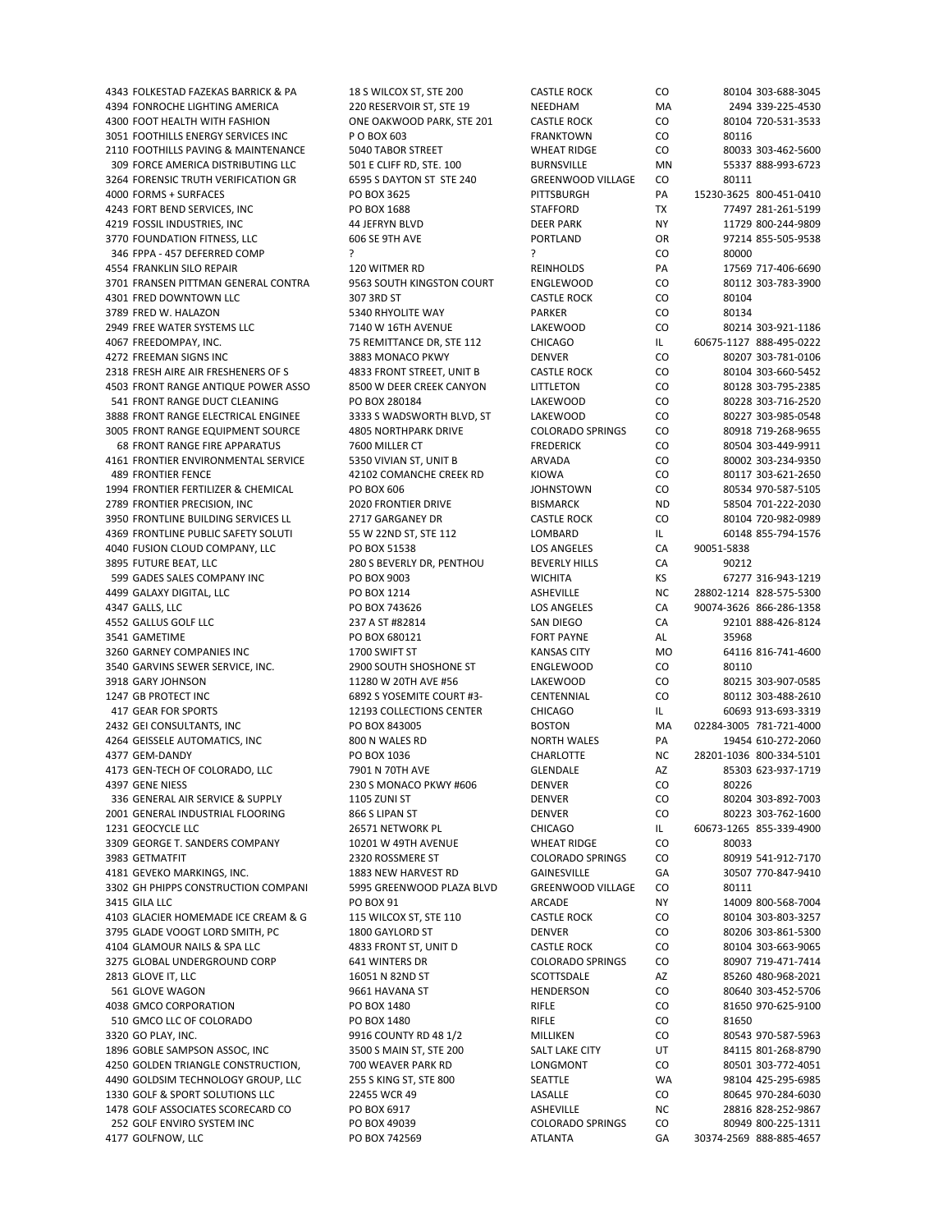| | | | | | | |
|---|---|---|---|---|---|---|
| 4343 | FOLKESTAD FAZEKAS BARRICK & PA | 18 S WILCOX ST, STE 200 | CASTLE ROCK | CO | 80104 | 303-688-3045 |
| 4394 | FONROCHE LIGHTING AMERICA | 220 RESERVOIR ST, STE 19 | NEEDHAM | MA | 2494 | 339-225-4530 |
| 4300 | FOOT HEALTH WITH FASHION | ONE OAKWOOD PARK, STE 201 | CASTLE ROCK | CO | 80104 | 720-531-3533 |
| 3051 | FOOTHILLS ENERGY SERVICES INC | P O BOX 603 | FRANKTOWN | CO | 80116 | |
| 2110 | FOOTHILLS PAVING & MAINTENANCE | 5040 TABOR STREET | WHEAT RIDGE | CO | 80033 | 303-462-5600 |
| 309 | FORCE AMERICA DISTRIBUTING LLC | 501 E CLIFF RD, STE. 100 | BURNSVILLE | MN | 55337 | 888-993-6723 |
| 3264 | FORENSIC TRUTH VERIFICATION GR | 6595 S DAYTON ST STE 240 | GREENWOOD VILLAGE | CO | 80111 | |
| 4000 | FORMS + SURFACES | PO BOX 3625 | PITTSBURGH | PA | 15230-3625 | 800-451-0410 |
| 4243 | FORT BEND SERVICES, INC | PO BOX 1688 | STAFFORD | TX | 77497 | 281-261-5199 |
| 4219 | FOSSIL INDUSTRIES, INC | 44 JEFRYN BLVD | DEER PARK | NY | 11729 | 800-244-9809 |
| 3770 | FOUNDATION FITNESS, LLC | 606 SE 9TH AVE | PORTLAND | OR | 97214 | 855-505-9538 |
| 346 | FPPA - 457 DEFERRED COMP | ? | ? | CO | 80000 | |
| 4554 | FRANKLIN SILO REPAIR | 120 WITMER RD | REINHOLDS | PA | 17569 | 717-406-6690 |
| 3701 | FRANSEN PITTMAN GENERAL CONTRA | 9563 SOUTH KINGSTON COURT | ENGLEWOOD | CO | 80112 | 303-783-3900 |
| 4301 | FRED DOWNTOWN LLC | 307 3RD ST | CASTLE ROCK | CO | 80104 | |
| 3789 | FRED W. HALAZON | 5340 RHYOLITE WAY | PARKER | CO | 80134 | |
| 2949 | FREE WATER SYSTEMS LLC | 7140 W 16TH AVENUE | LAKEWOOD | CO | 80214 | 303-921-1186 |
| 4067 | FREEDOMPAY, INC. | 75 REMITTANCE DR, STE 112 | CHICAGO | IL | 60675-1127 | 888-495-0222 |
| 4272 | FREEMAN SIGNS INC | 3883 MONACO PKWY | DENVER | CO | 80207 | 303-781-0106 |
| 2318 | FRESH AIRE AIR FRESHENERS OF S | 4833 FRONT STREET, UNIT B | CASTLE ROCK | CO | 80104 | 303-660-5452 |
| 4503 | FRONT RANGE ANTIQUE POWER ASSO | 8500 W DEER CREEK CANYON | LITTLETON | CO | 80128 | 303-795-2385 |
| 541 | FRONT RANGE DUCT CLEANING | PO BOX 280184 | LAKEWOOD | CO | 80228 | 303-716-2520 |
| 3888 | FRONT RANGE ELECTRICAL ENGINEE | 3333 S WADSWORTH BLVD, ST | LAKEWOOD | CO | 80227 | 303-985-0548 |
| 3005 | FRONT RANGE EQUIPMENT SOURCE | 4805 NORTHPARK DRIVE | COLORADO SPRINGS | CO | 80918 | 719-268-9655 |
| 68 | FRONT RANGE FIRE APPARATUS | 7600 MILLER CT | FREDERICK | CO | 80504 | 303-449-9911 |
| 4161 | FRONTIER ENVIRONMENTAL SERVICE | 5350 VIVIAN ST, UNIT B | ARVADA | CO | 80002 | 303-234-9350 |
| 489 | FRONTIER FENCE | 42102 COMANCHE CREEK RD | KIOWA | CO | 80117 | 303-621-2650 |
| 1994 | FRONTIER FERTILIZER & CHEMICAL | PO BOX 606 | JOHNSTOWN | CO | 80534 | 970-587-5105 |
| 2789 | FRONTIER PRECISION, INC | 2020 FRONTIER DRIVE | BISMARCK | ND | 58504 | 701-222-2030 |
| 3950 | FRONTLINE BUILDING SERVICES LL | 2717 GARGANEY DR | CASTLE ROCK | CO | 80104 | 720-982-0989 |
| 4369 | FRONTLINE PUBLIC SAFETY SOLUTI | 55 W 22ND ST, STE 112 | LOMBARD | IL | 60148 | 855-794-1576 |
| 4040 | FUSION CLOUD COMPANY, LLC | PO BOX 51538 | LOS ANGELES | CA | 90051-5838 | |
| 3895 | FUTURE BEAT, LLC | 280 S BEVERLY DR, PENTHOU | BEVERLY HILLS | CA | 90212 | |
| 599 | GADES SALES COMPANY INC | PO BOX 9003 | WICHITA | KS | 67277 | 316-943-1219 |
| 4499 | GALAXY DIGITAL, LLC | PO BOX 1214 | ASHEVILLE | NC | 28802-1214 | 828-575-5300 |
| 4347 | GALLS, LLC | PO BOX 743626 | LOS ANGELES | CA | 90074-3626 | 866-286-1358 |
| 4552 | GALLUS GOLF LLC | 237 A ST #82814 | SAN DIEGO | CA | 92101 | 888-426-8124 |
| 3541 | GAMETIME | PO BOX 680121 | FORT PAYNE | AL | 35968 | |
| 3260 | GARNEY COMPANIES INC | 1700 SWIFT ST | KANSAS CITY | MO | 64116 | 816-741-4600 |
| 3540 | GARVINS SEWER SERVICE, INC. | 2900 SOUTH SHOSHONE ST | ENGLEWOOD | CO | 80110 | |
| 3918 | GARY JOHNSON | 11280 W 20TH AVE #56 | LAKEWOOD | CO | 80215 | 303-907-0585 |
| 1247 | GB PROTECT INC | 6892 S YOSEMITE COURT #3- | CENTENNIAL | CO | 80112 | 303-488-2610 |
| 417 | GEAR FOR SPORTS | 12193 COLLECTIONS CENTER | CHICAGO | IL | 60693 | 913-693-3319 |
| 2432 | GEI CONSULTANTS, INC | PO BOX 843005 | BOSTON | MA | 02284-3005 | 781-721-4000 |
| 4264 | GEISSELE AUTOMATICS, INC | 800 N WALES RD | NORTH WALES | PA | 19454 | 610-272-2060 |
| 4377 | GEM-DANDY | PO BOX 1036 | CHARLOTTE | NC | 28201-1036 | 800-334-5101 |
| 4173 | GEN-TECH OF COLORADO, LLC | 7901 N 70TH AVE | GLENDALE | AZ | 85303 | 623-937-1719 |
| 4397 | GENE NIESS | 230 S MONACO PKWY #606 | DENVER | CO | 80226 | |
| 336 | GENERAL AIR SERVICE & SUPPLY | 1105 ZUNI ST | DENVER | CO | 80204 | 303-892-7003 |
| 2001 | GENERAL INDUSTRIAL FLOORING | 866 S LIPAN ST | DENVER | CO | 80223 | 303-762-1600 |
| 1231 | GEOCYCLE LLC | 26571 NETWORK PL | CHICAGO | IL | 60673-1265 | 855-339-4900 |
| 3309 | GEORGE T. SANDERS COMPANY | 10201 W 49TH AVENUE | WHEAT RIDGE | CO | 80033 | |
| 3983 | GETMATFIT | 2320 ROSSMERE ST | COLORADO SPRINGS | CO | 80919 | 541-912-7170 |
| 4181 | GEVEKO MARKINGS, INC. | 1883 NEW HARVEST RD | GAINESVILLE | GA | 30507 | 770-847-9410 |
| 3302 | GH PHIPPS CONSTRUCTION COMPANI | 5995 GREENWOOD PLAZA BLVD | GREENWOOD VILLAGE | CO | 80111 | |
| 3415 | GILA LLC | PO BOX 91 | ARCADE | NY | 14009 | 800-568-7004 |
| 4103 | GLACIER HOMEMADE ICE CREAM & G | 115 WILCOX ST, STE 110 | CASTLE ROCK | CO | 80104 | 303-803-3257 |
| 3795 | GLADE VOOGT LORD SMITH, PC | 1800 GAYLORD ST | DENVER | CO | 80206 | 303-861-5300 |
| 4104 | GLAMOUR NAILS & SPA LLC | 4833 FRONT ST, UNIT D | CASTLE ROCK | CO | 80104 | 303-663-9065 |
| 3275 | GLOBAL UNDERGROUND CORP | 641 WINTERS DR | COLORADO SPRINGS | CO | 80907 | 719-471-7414 |
| 2813 | GLOVE IT, LLC | 16051 N 82ND ST | SCOTTSDALE | AZ | 85260 | 480-968-2021 |
| 561 | GLOVE WAGON | 9661 HAVANA ST | HENDERSON | CO | 80640 | 303-452-5706 |
| 4038 | GMCO CORPORATION | PO BOX 1480 | RIFLE | CO | 81650 | 970-625-9100 |
| 510 | GMCO LLC OF COLORADO | PO BOX 1480 | RIFLE | CO | 81650 | |
| 3320 | GO PLAY, INC. | 9916 COUNTY RD 48 1/2 | MILLIKEN | CO | 80543 | 970-587-5963 |
| 1896 | GOBLE SAMPSON ASSOC, INC | 3500 S MAIN ST, STE 200 | SALT LAKE CITY | UT | 84115 | 801-268-8790 |
| 4250 | GOLDEN TRIANGLE CONSTRUCTION, | 700 WEAVER PARK RD | LONGMONT | CO | 80501 | 303-772-4051 |
| 4490 | GOLDSIM TECHNOLOGY GROUP, LLC | 255 S KING ST, STE 800 | SEATTLE | WA | 98104 | 425-295-6985 |
| 1330 | GOLF & SPORT SOLUTIONS LLC | 22455 WCR 49 | LASALLE | CO | 80645 | 970-284-6030 |
| 1478 | GOLF ASSOCIATES SCORECARD CO | PO BOX 6917 | ASHEVILLE | NC | 28816 | 828-252-9867 |
| 252 | GOLF ENVIRO SYSTEM INC | PO BOX 49039 | COLORADO SPRINGS | CO | 80949 | 800-225-1311 |
| 4177 | GOLFNOW, LLC | PO BOX 742569 | ATLANTA | GA | 30374-2569 | 888-885-4657 |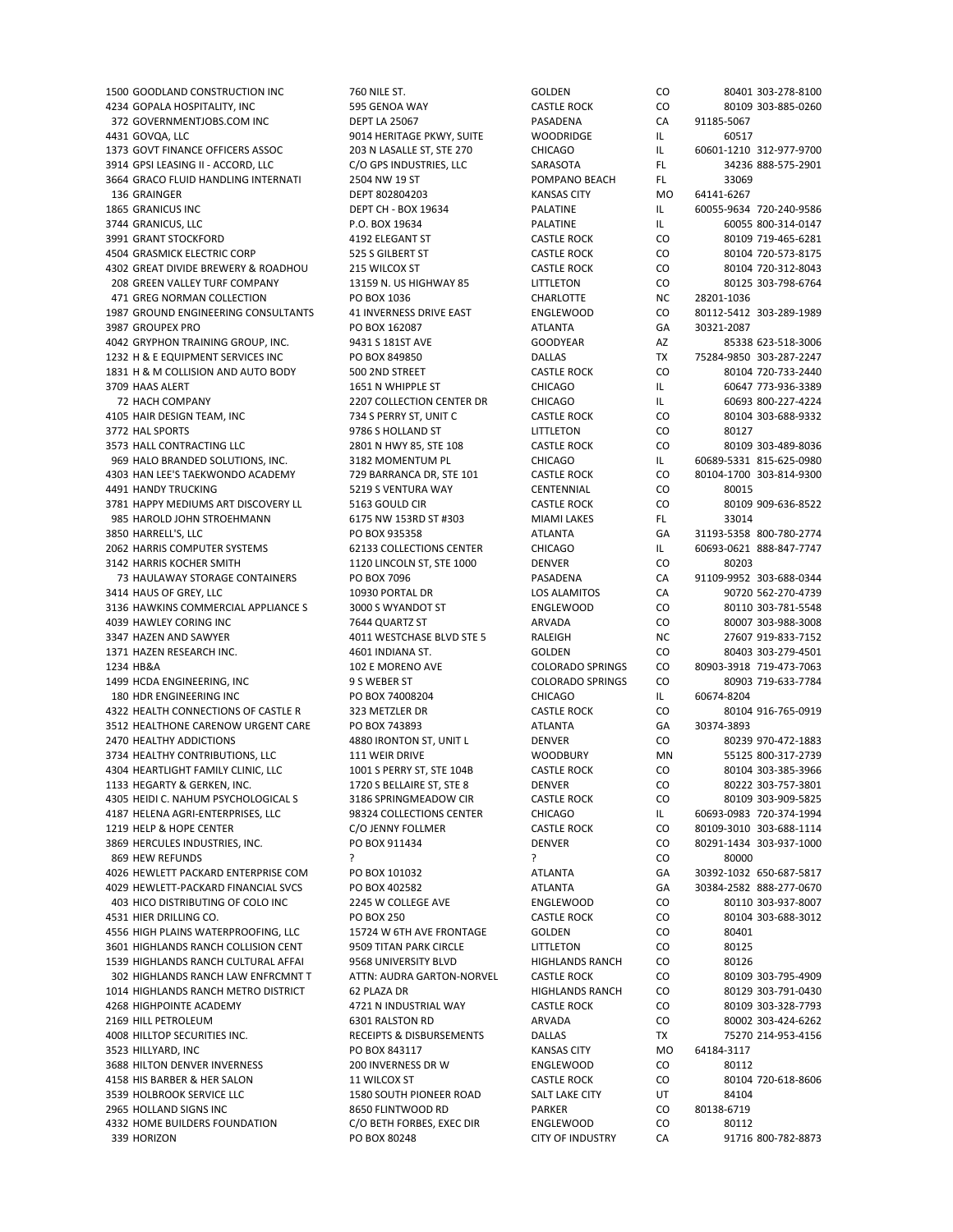| | | | | | | |
|---|---|---|---|---|---|---|
| 1500 | GOODLAND CONSTRUCTION INC | 760 NILE ST. | GOLDEN | CO | 80401 | 303-278-8100 |
| 4234 | GOPALA HOSPITALITY, INC | 595 GENOA WAY | CASTLE ROCK | CO | 80109 | 303-885-0260 |
| 372 | GOVERNMENTJOBS.COM INC | DEPT LA 25067 | PASADENA | CA | 91185-5067 | |
| 4431 | GOVQA, LLC | 9014 HERITAGE PKWY, SUITE | WOODRIDGE | IL | 60517 | |
| 1373 | GOVT FINANCE OFFICERS ASSOC | 203 N LASALLE ST, STE 270 | CHICAGO | IL | 60601-1210 | 312-977-9700 |
| 3914 | GPSI LEASING II - ACCORD, LLC | C/O GPS INDUSTRIES, LLC | SARASOTA | FL | 34236 | 888-575-2901 |
| 3664 | GRACO FLUID HANDLING INTERNATI | 2504 NW 19 ST | POMPANO BEACH | FL | 33069 | |
| 136 | GRAINGER | DEPT 802804203 | KANSAS CITY | MO | 64141-6267 | |
| 1865 | GRANICUS INC | DEPT CH - BOX 19634 | PALATINE | IL | 60055-9634 | 720-240-9586 |
| 3744 | GRANICUS, LLC | P.O. BOX 19634 | PALATINE | IL | 60055 | 800-314-0147 |
| 3991 | GRANT STOCKFORD | 4192 ELEGANT ST | CASTLE ROCK | CO | 80109 | 719-465-6281 |
| 4504 | GRASMICK ELECTRIC CORP | 525 S GILBERT ST | CASTLE ROCK | CO | 80104 | 720-573-8175 |
| 4302 | GREAT DIVIDE BREWERY & ROADHOU | 215 WILCOX ST | CASTLE ROCK | CO | 80104 | 720-312-8043 |
| 208 | GREEN VALLEY TURF COMPANY | 13159 N. US HIGHWAY 85 | LITTLETON | CO | 80125 | 303-798-6764 |
| 471 | GREG NORMAN COLLECTION | PO BOX 1036 | CHARLOTTE | NC | 28201-1036 | |
| 1987 | GROUND ENGINEERING CONSULTANTS | 41 INVERNESS DRIVE EAST | ENGLEWOOD | CO | 80112-5412 | 303-289-1989 |
| 3987 | GROUPEX PRO | PO BOX 162087 | ATLANTA | GA | 30321-2087 | |
| 4042 | GRYPHON TRAINING GROUP, INC. | 9431 S 181ST AVE | GOODYEAR | AZ | 85338 | 623-518-3006 |
| 1232 | H & E EQUIPMENT SERVICES INC | PO BOX 849850 | DALLAS | TX | 75284-9850 | 303-287-2247 |
| 1831 | H & M COLLISION AND AUTO BODY | 500 2ND STREET | CASTLE ROCK | CO | 80104 | 720-733-2440 |
| 3709 | HAAS ALERT | 1651 N WHIPPLE ST | CHICAGO | IL | 60647 | 773-936-3389 |
| 72 | HACH COMPANY | 2207 COLLECTION CENTER DR | CHICAGO | IL | 60693 | 800-227-4224 |
| 4105 | HAIR DESIGN TEAM, INC | 734 S PERRY ST, UNIT C | CASTLE ROCK | CO | 80104 | 303-688-9332 |
| 3772 | HAL SPORTS | 9786 S HOLLAND ST | LITTLETON | CO | 80127 | |
| 3573 | HALL CONTRACTING LLC | 2801 N HWY 85, STE 108 | CASTLE ROCK | CO | 80109 | 303-489-8036 |
| 969 | HALO BRANDED SOLUTIONS, INC. | 3182 MOMENTUM PL | CHICAGO | IL | 60689-5331 | 815-625-0980 |
| 4303 | HAN LEE'S TAEKWONDO ACADEMY | 729 BARRANCA DR, STE 101 | CASTLE ROCK | CO | 80104-1700 | 303-814-9300 |
| 4491 | HANDY TRUCKING | 5219 S VENTURA WAY | CENTENNIAL | CO | 80015 | |
| 3781 | HAPPY MEDIUMS ART DISCOVERY LL | 5163 GOULD CIR | CASTLE ROCK | CO | 80109 | 909-636-8522 |
| 985 | HAROLD JOHN STROEHMANN | 6175 NW 153RD ST #303 | MIAMI LAKES | FL | 33014 | |
| 3850 | HARRELL'S, LLC | PO BOX 935358 | ATLANTA | GA | 31193-5358 | 800-780-2774 |
| 2062 | HARRIS COMPUTER SYSTEMS | 62133 COLLECTIONS CENTER | CHICAGO | IL | 60693-0621 | 888-847-7747 |
| 3142 | HARRIS KOCHER SMITH | 1120 LINCOLN ST, STE 1000 | DENVER | CO | 80203 | |
| 73 | HAULAWAY STORAGE CONTAINERS | PO BOX 7096 | PASADENA | CA | 91109-9952 | 303-688-0344 |
| 3414 | HAUS OF GREY, LLC | 10930 PORTAL DR | LOS ALAMITOS | CA | 90720 | 562-270-4739 |
| 3136 | HAWKINS COMMERCIAL APPLIANCE S | 3000 S WYANDOT ST | ENGLEWOOD | CO | 80110 | 303-781-5548 |
| 4039 | HAWLEY CORING INC | 7644 QUARTZ ST | ARVADA | CO | 80007 | 303-988-3008 |
| 3347 | HAZEN AND SAWYER | 4011 WESTCHASE BLVD STE 5 | RALEIGH | NC | 27607 | 919-833-7152 |
| 1371 | HAZEN RESEARCH INC. | 4601 INDIANA ST. | GOLDEN | CO | 80403 | 303-279-4501 |
| 1234 | HB&A | 102 E MORENO AVE | COLORADO SPRINGS | CO | 80903-3918 | 719-473-7063 |
| 1499 | HCDA ENGINEERING, INC | 9 S WEBER ST | COLORADO SPRINGS | CO | 80903 | 719-633-7784 |
| 180 | HDR ENGINEERING INC | PO BOX 74008204 | CHICAGO | IL | 60674-8204 | |
| 4322 | HEALTH CONNECTIONS OF CASTLE R | 323 METZLER DR | CASTLE ROCK | CO | 80104 | 916-765-0919 |
| 3512 | HEALTHONE CARENOW URGENT CARE | PO BOX 743893 | ATLANTA | GA | 30374-3893 | |
| 2470 | HEALTHY ADDICTIONS | 4880 IRONTON ST, UNIT L | DENVER | CO | 80239 | 970-472-1883 |
| 3734 | HEALTHY CONTRIBUTIONS, LLC | 111 WEIR DRIVE | WOODBURY | MN | 55125 | 800-317-2739 |
| 4304 | HEARTLIGHT FAMILY CLINIC, LLC | 1001 S PERRY ST, STE 104B | CASTLE ROCK | CO | 80104 | 303-385-3966 |
| 1133 | HEGARTY & GERKEN, INC. | 1720 S BELLAIRE ST, STE 8 | DENVER | CO | 80222 | 303-757-3801 |
| 4305 | HEIDI C. NAHUM PSYCHOLOGICAL S | 3186 SPRINGMEADOW CIR | CASTLE ROCK | CO | 80109 | 303-909-5825 |
| 4187 | HELENA AGRI-ENTERPRISES, LLC | 98324 COLLECTIONS CENTER | CHICAGO | IL | 60693-0983 | 720-374-1994 |
| 1219 | HELP & HOPE CENTER | C/O JENNY FOLLMER | CASTLE ROCK | CO | 80109-3010 | 303-688-1114 |
| 3869 | HERCULES INDUSTRIES, INC. | PO BOX 911434 | DENVER | CO | 80291-1434 | 303-937-1000 |
| 869 | HEW REFUNDS | ? | ? | CO | 80000 | |
| 4026 | HEWLETT PACKARD ENTERPRISE COM | PO BOX 101032 | ATLANTA | GA | 30392-1032 | 650-687-5817 |
| 4029 | HEWLETT-PACKARD FINANCIAL SVCS | PO BOX 402582 | ATLANTA | GA | 30384-2582 | 888-277-0670 |
| 403 | HICO DISTRIBUTING OF COLO INC | 2245 W COLLEGE AVE | ENGLEWOOD | CO | 80110 | 303-937-8007 |
| 4531 | HIER DRILLING CO. | PO BOX 250 | CASTLE ROCK | CO | 80104 | 303-688-3012 |
| 4556 | HIGH PLAINS WATERPROOFING, LLC | 15724 W 6TH AVE FRONTAGE | GOLDEN | CO | 80401 | |
| 3601 | HIGHLANDS RANCH COLLISION CENT | 9509 TITAN PARK CIRCLE | LITTLETON | CO | 80125 | |
| 1539 | HIGHLANDS RANCH CULTURAL AFFAI | 9568 UNIVERSITY BLVD | HIGHLANDS RANCH | CO | 80126 | |
| 302 | HIGHLANDS RANCH LAW ENFRCMNT T | ATTN: AUDRA GARTON-NORVEL | CASTLE ROCK | CO | 80109 | 303-795-4909 |
| 1014 | HIGHLANDS RANCH METRO DISTRICT | 62 PLAZA DR | HIGHLANDS RANCH | CO | 80129 | 303-791-0430 |
| 4268 | HIGHPOINTE ACADEMY | 4721 N INDUSTRIAL WAY | CASTLE ROCK | CO | 80109 | 303-328-7793 |
| 2169 | HILL PETROLEUM | 6301 RALSTON RD | ARVADA | CO | 80002 | 303-424-6262 |
| 4008 | HILLTOP SECURITIES INC. | RECEIPTS & DISBURSEMENTS | DALLAS | TX | 75270 | 214-953-4156 |
| 3523 | HILLYARD, INC | PO BOX 843117 | KANSAS CITY | MO | 64184-3117 | |
| 3688 | HILTON DENVER INVERNESS | 200 INVERNESS DR W | ENGLEWOOD | CO | 80112 | |
| 4158 | HIS BARBER & HER SALON | 11 WILCOX ST | CASTLE ROCK | CO | 80104 | 720-618-8606 |
| 3539 | HOLBROOK SERVICE LLC | 1580 SOUTH PIONEER ROAD | SALT LAKE CITY | UT | 84104 | |
| 2965 | HOLLAND SIGNS INC | 8650 FLINTWOOD RD | PARKER | CO | 80138-6719 | |
| 4332 | HOME BUILDERS FOUNDATION | C/O BETH FORBES, EXEC DIR | ENGLEWOOD | CO | 80112 | |
| 339 | HORIZON | PO BOX 80248 | CITY OF INDUSTRY | CA | 91716 | 800-782-8873 |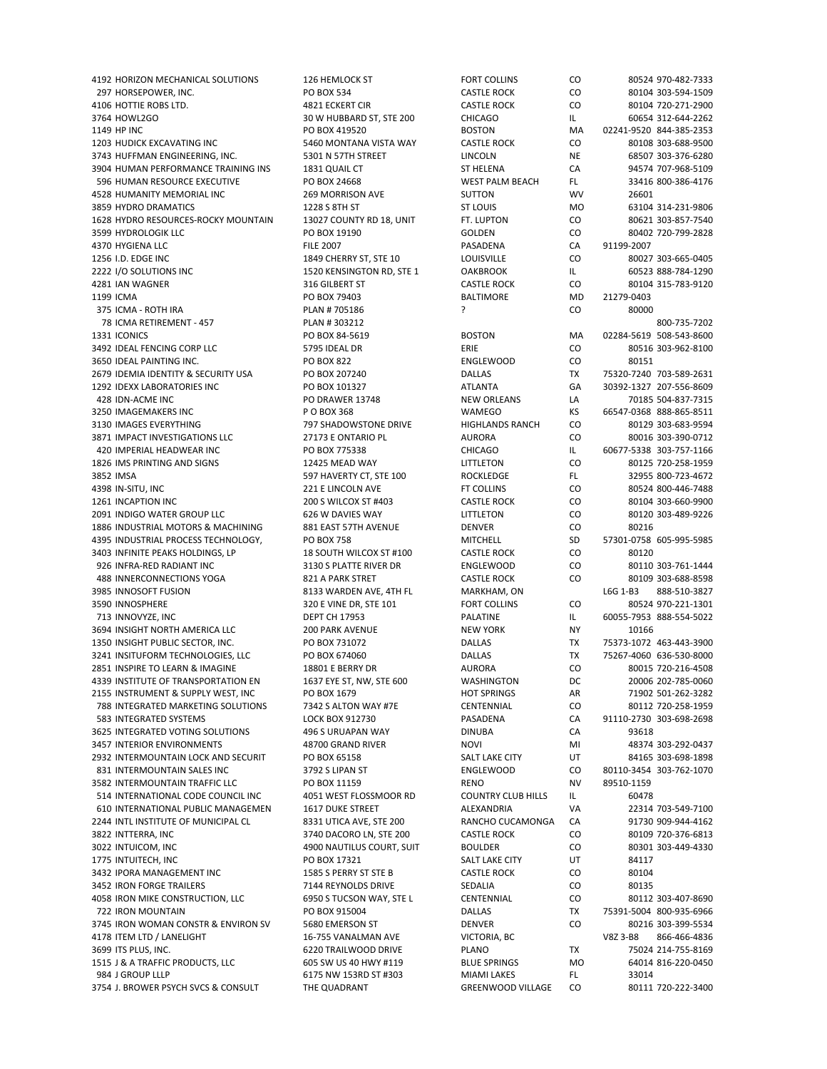| ID | Vendor | Address | City | State | Zip | Phone |
|---|---|---|---|---|---|---|
| 4192 | HORIZON MECHANICAL SOLUTIONS | 126 HEMLOCK ST | FORT COLLINS | CO | 80524 | 970-482-7333 |
| 297 | HORSEPOWER, INC. | PO BOX 534 | CASTLE ROCK | CO | 80104 | 303-594-1509 |
| 4106 | HOTTIE ROBS LTD. | 4821 ECKERT CIR | CASTLE ROCK | CO | 80104 | 720-271-2900 |
| 3764 | HOWL2GO | 30 W HUBBARD ST, STE 200 | CHICAGO | IL | 60654 | 312-644-2262 |
| 1149 | HP INC | PO BOX 419520 | BOSTON | MA | 02241-9520 | 844-385-2353 |
| 1203 | HUDICK EXCAVATING INC | 5460 MONTANA VISTA WAY | CASTLE ROCK | CO | 80108 | 303-688-9500 |
| 3743 | HUFFMAN ENGINEERING, INC. | 5301 N 57TH STREET | LINCOLN | NE | 68507 | 303-376-6280 |
| 3904 | HUMAN PERFORMANCE TRAINING INS | 1831 QUAIL CT | ST HELENA | CA | 94574 | 707-968-5109 |
| 596 | HUMAN RESOURCE EXECUTIVE | PO BOX 24668 | WEST PALM BEACH | FL | 33416 | 800-386-4176 |
| 4528 | HUMANITY MEMORIAL INC | 269 MORRISON AVE | SUTTON | WV | 26601 | |
| 3859 | HYDRO DRAMATICS | 1228 S 8TH ST | ST LOUIS | MO | 63104 | 314-231-9806 |
| 1628 | HYDRO RESOURCES-ROCKY MOUNTAIN | 13027 COUNTY RD 18, UNIT | FT. LUPTON | CO | 80621 | 303-857-7540 |
| 3599 | HYDROLOGIK LLC | PO BOX 19190 | GOLDEN | CO | 80402 | 720-799-2828 |
| 4370 | HYGIENA LLC | FILE 2007 | PASADENA | CA | 91199-2007 | |
| 1256 | I.D. EDGE INC | 1849 CHERRY ST, STE 10 | LOUISVILLE | CO | 80027 | 303-665-0405 |
| 2222 | I/O SOLUTIONS INC | 1520 KENSINGTON RD, STE 1 | OAKBROOK | IL | 60523 | 888-784-1290 |
| 4281 | IAN WAGNER | 316 GILBERT ST | CASTLE ROCK | CO | 80104 | 315-783-9120 |
| 1199 | ICMA | PO BOX 79403 | BALTIMORE | MD | 21279-0403 | |
| 375 | ICMA - ROTH IRA | PLAN # 705186 | ? | CO | 80000 | |
| 78 | ICMA RETIREMENT - 457 | PLAN # 303212 | | | | 800-735-7202 |
| 1331 | ICONICS | PO BOX 84-5619 | BOSTON | MA | 02284-5619 | 508-543-8600 |
| 3492 | IDEAL FENCING CORP LLC | 5795 IDEAL DR | ERIE | CO | 80516 | 303-962-8100 |
| 3650 | IDEAL PAINTING INC. | PO BOX 822 | ENGLEWOOD | CO | 80151 | |
| 2679 | IDEMIA IDENTITY & SECURITY USA | PO BOX 207240 | DALLAS | TX | 75320-7240 | 703-589-2631 |
| 1292 | IDEXX LABORATORIES INC | PO BOX 101327 | ATLANTA | GA | 30392-1327 | 207-556-8609 |
| 428 | IDN-ACME INC | PO DRAWER 13748 | NEW ORLEANS | LA | 70185 | 504-837-7315 |
| 3250 | IMAGEMAKERS INC | P O BOX 368 | WAMEGO | KS | 66547-0368 | 888-865-8511 |
| 3130 | IMAGES EVERYTHING | 797 SHADOWSTONE DRIVE | HIGHLANDS RANCH | CO | 80129 | 303-683-9594 |
| 3871 | IMPACT INVESTIGATIONS LLC | 27173 E ONTARIO PL | AURORA | CO | 80016 | 303-390-0712 |
| 420 | IMPERIAL HEADWEAR INC | PO BOX 775338 | CHICAGO | IL | 60677-5338 | 303-757-1166 |
| 1826 | IMS PRINTING AND SIGNS | 12425 MEAD WAY | LITTLETON | CO | 80125 | 720-258-1959 |
| 3852 | IMSA | 597 HAVERTY CT, STE 100 | ROCKLEDGE | FL | 32955 | 800-723-4672 |
| 4398 | IN-SITU, INC | 221 E LINCOLN AVE | FT COLLINS | CO | 80524 | 800-446-7488 |
| 1261 | INCAPTION INC | 200 S WILCOX ST #403 | CASTLE ROCK | CO | 80104 | 303-660-9900 |
| 2091 | INDIGO WATER GROUP LLC | 626 W DAVIES WAY | LITTLETON | CO | 80120 | 303-489-9226 |
| 1886 | INDUSTRIAL MOTORS & MACHINING | 881 EAST 57TH AVENUE | DENVER | CO | 80216 | |
| 4395 | INDUSTRIAL PROCESS TECHNOLOGY, | PO BOX 758 | MITCHELL | SD | 57301-0758 | 605-995-5985 |
| 3403 | INFINITE PEAKS HOLDINGS, LP | 18 SOUTH WILCOX ST #100 | CASTLE ROCK | CO | 80120 | |
| 926 | INFRA-RED RADIANT INC | 3130 S PLATTE RIVER DR | ENGLEWOOD | CO | 80110 | 303-761-1444 |
| 488 | INNERCONNECTIONS YOGA | 821 A PARK STRET | CASTLE ROCK | CO | 80109 | 303-688-8598 |
| 3985 | INNOSOFT FUSION | 8133 WARDEN AVE, 4TH FL | MARKHAM, ON | | L6G 1-B3 | 888-510-3827 |
| 3590 | INNOSPHERE | 320 E VINE DR, STE 101 | FORT COLLINS | CO | 80524 | 970-221-1301 |
| 713 | INNOVYZE, INC | DEPT CH 17953 | PALATINE | IL | 60055-7953 | 888-554-5022 |
| 3694 | INSIGHT NORTH AMERICA LLC | 200 PARK AVENUE | NEW YORK | NY | 10166 | |
| 1350 | INSIGHT PUBLIC SECTOR, INC. | PO BOX 731072 | DALLAS | TX | 75373-1072 | 463-443-3900 |
| 3241 | INSITUFORM TECHNOLOGIES, LLC | PO BOX 674060 | DALLAS | TX | 75267-4060 | 636-530-8000 |
| 2851 | INSPIRE TO LEARN & IMAGINE | 18801 E BERRY DR | AURORA | CO | 80015 | 720-216-4508 |
| 4339 | INSTITUTE OF TRANSPORTATION EN | 1637 EYE ST, NW, STE 600 | WASHINGTON | DC | 20006 | 202-785-0060 |
| 2155 | INSTRUMENT & SUPPLY WEST, INC | PO BOX 1679 | HOT SPRINGS | AR | 71902 | 501-262-3282 |
| 788 | INTEGRATED MARKETING SOLUTIONS | 7342 S ALTON WAY #7E | CENTENNIAL | CO | 80112 | 720-258-1959 |
| 583 | INTEGRATED SYSTEMS | LOCK BOX 912730 | PASADENA | CA | 91110-2730 | 303-698-2698 |
| 3625 | INTEGRATED VOTING SOLUTIONS | 496 S URUAPAN WAY | DINUBA | CA | 93618 | |
| 3457 | INTERIOR ENVIRONMENTS | 48700 GRAND RIVER | NOVI | MI | 48374 | 303-292-0437 |
| 2932 | INTERMOUNTAIN LOCK AND SECURIT | PO BOX 65158 | SALT LAKE CITY | UT | 84165 | 303-698-1898 |
| 831 | INTERMOUNTAIN SALES INC | 3792 S LIPAN ST | ENGLEWOOD | CO | 80110-3454 | 303-762-1070 |
| 3582 | INTERMOUNTAIN TRAFFIC LLC | PO BOX 11159 | RENO | NV | 89510-1159 | |
| 514 | INTERNATIONAL CODE COUNCIL INC | 4051 WEST FLOSSMOOR RD | COUNTRY CLUB HILLS | IL | 60478 | |
| 610 | INTERNATIONAL PUBLIC MANAGEMEN | 1617 DUKE STREET | ALEXANDRIA | VA | 22314 | 703-549-7100 |
| 2244 | INTL INSTITUTE OF MUNICIPAL CL | 8331 UTICA AVE, STE 200 | RANCHO CUCAMONGA | CA | 91730 | 909-944-4162 |
| 3822 | INTTERRA, INC | 3740 DACORO LN, STE 200 | CASTLE ROCK | CO | 80109 | 720-376-6813 |
| 3022 | INTUICOM, INC | 4900 NAUTILUS COURT, SUIT | BOULDER | CO | 80301 | 303-449-4330 |
| 1775 | INTUITECH, INC | PO BOX 17321 | SALT LAKE CITY | UT | 84117 | |
| 3432 | IPORA MANAGEMENT INC | 1585 S PERRY ST STE B | CASTLE ROCK | CO | 80104 | |
| 3452 | IRON FORGE TRAILERS | 7144 REYNOLDS DRIVE | SEDALIA | CO | 80135 | |
| 4058 | IRON MIKE CONSTRUCTION, LLC | 6950 S TUCSON WAY, STE L | CENTENNIAL | CO | 80112 | 303-407-8690 |
| 722 | IRON MOUNTAIN | PO BOX 915004 | DALLAS | TX | 75391-5004 | 800-935-6966 |
| 3745 | IRON WOMAN CONSTR & ENVIRON SV | 5680 EMERSON ST | DENVER | CO | 80216 | 303-399-5534 |
| 4178 | ITEM LTD / LANELIGHT | 16-755 VANALMAN AVE | VICTORIA, BC | | V8Z 3-B8 | 866-466-4836 |
| 3699 | ITS PLUS, INC. | 6220 TRAILWOOD DRIVE | PLANO | TX | 75024 | 214-755-8169 |
| 1515 | J & A TRAFFIC PRODUCTS, LLC | 605 SW US 40 HWY #119 | BLUE SPRINGS | MO | 64014 | 816-220-0450 |
| 984 | J GROUP LLLP | 6175 NW 153RD ST #303 | MIAMI LAKES | FL | 33014 | |
| 3754 | J. BROWER PSYCH SVCS & CONSULT | THE QUADRANT | GREENWOOD VILLAGE | CO | 80111 | 720-222-3400 |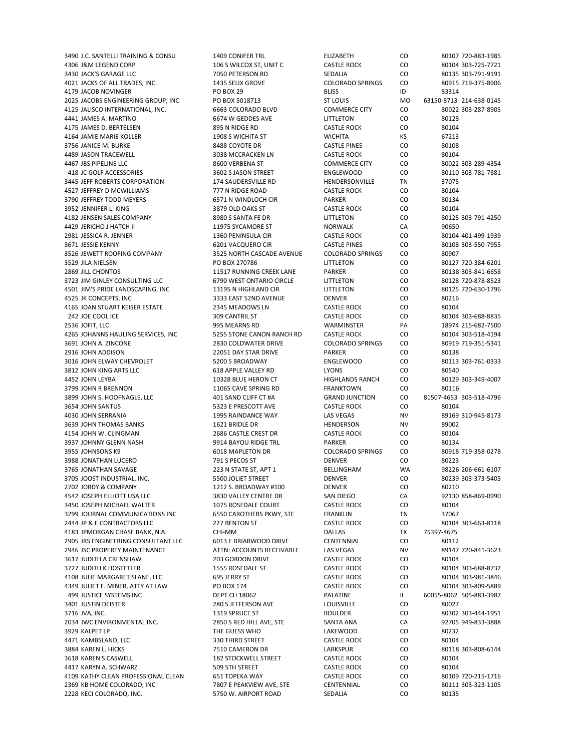| | | | | | | |
|---|---|---|---|---|---|---|
| 3490 | J.C. SANTELLI TRAINING & CONSU | 1409 CONIFER TRL | ELIZABETH | CO | 80107 | 720-883-1985 |
| 4306 | J&M LEGEND CORP | 106 S WILCOX ST, UNIT C | CASTLE ROCK | CO | 80104 | 303-725-7721 |
| 3430 | JACK'S GARAGE LLC | 7050 PETERSON RD | SEDALIA | CO | 80135 | 303-791-9191 |
| 4021 | JACKS OF ALL TRADES, INC. | 1435 SELIX GROVE | COLORADO SPRINGS | CO | 80915 | 719-375-8906 |
| 4179 | JACOB NOVINGER | PO BOX 29 | BLISS | ID | 83314 | |
| 2025 | JACOBS ENGINEERING GROUP, INC | PO BOX 5018713 | ST LOUIS | MO | 63150-8713 | 214-638-0145 |
| 4125 | JALISCO INTERNATIONAL, INC. | 6663 COLORADO BLVD | COMMERCE CITY | CO | 80022 | 303-287-8905 |
| 4441 | JAMES A. MARTINO | 6674 W GEDDES AVE | LITTLETON | CO | 80128 | |
| 4175 | JAMES D. BERTELSEN | 895 N RIDGE RD | CASTLE ROCK | CO | 80104 | |
| 4164 | JAMIE MARIE KOLLER | 1908 S WICHITA ST | WICHITA | KS | 67213 | |
| 3756 | JANICE M. BURKE | 8488 COYOTE DR | CASTLE PINES | CO | 80108 | |
| 4489 | JASON TRACEWELL | 3038 MCCRACKEN LN | CASTLE ROCK | CO | 80104 | |
| 4467 | JBS PIPELINE LLC | 8600 VERBENA ST | COMMERCE CITY | CO | 80022 | 303-289-4354 |
| 418 | JC GOLF ACCESSORIES | 3602 S JASON STREET | ENGLEWOOD | CO | 80110 | 303-781-7881 |
| 3445 | JEFF ROBERTS CORPORATION | 174 SAUDERSVILLE RD | HENDERSONVILLE | TN | 37075 | |
| 4527 | JEFFREY D MCWILLIAMS | 777 N RIDGE ROAD | CASTLE ROCK | CO | 80104 | |
| 3790 | JEFFREY TODD MEYERS | 6571 N WINDLOCH CIR | PARKER | CO | 80134 | |
| 3952 | JENNIFER L. KING | 3879 OLD OAKS ST | CASTLE ROCK | CO | 80104 | |
| 4182 | JENSEN SALES COMPANY | 8980 S SANTA FE DR | LITTLETON | CO | 80125 | 303-791-4250 |
| 4429 | JERICHO J HATCH II | 11975 SYCAMORE ST | NORWALK | CA | 90650 | |
| 2981 | JESSICA R. JENNER | 1360 PENINSULA CIR | CASTLE ROCK | CO | 80104 | 401-499-1939 |
| 3671 | JESSIE KENNY | 6201 VACQUERO CIR | CASTLE PINES | CO | 80108 | 303-550-7955 |
| 3526 | JEWETT ROOFING COMPANY | 3525 NORTH CASCADE AVENUE | COLORADO SPRINGS | CO | 80907 | |
| 3529 | JILA NIELSEN | PO BOX 270786 | LITTLETON | CO | 80127 | 720-384-6201 |
| 2869 | JILL CHONTOS | 11517 RUNNING CREEK LANE | PARKER | CO | 80138 | 303-841-6658 |
| 3723 | JIM GINLEY CONSULTING LLC | 6790 WEST ONTARIO CIRCLE | LITTLETON | CO | 80128 | 720-878-8523 |
| 4501 | JIM'S PRIDE LANDSCAPING, INC | 13195 N HIGHLAND CIR | LITTLETON | CO | 80125 | 720-630-1796 |
| 4525 | JK CONCEPTS, INC | 3333 EAST 52ND AVENUE | DENVER | CO | 80216 | |
| 4165 | JOAN STUART KEISER ESTATE | 2345 MEADOWS LN | CASTLE ROCK | CO | 80104 | |
| 242 | JOE COOL ICE | 309 CANTRIL ST | CASTLE ROCK | CO | 80104 | 303-688-8835 |
| 2536 | JOFIT, LLC | 995 MEARNS RD | WARMINSTER | PA | 18974 | 215-682-7500 |
| 4265 | JOHANNS HAULING SERVICES, INC | 5255 STONE CANON RANCH RD | CASTLE ROCK | CO | 80104 | 303-518-4194 |
| 3691 | JOHN A. ZINCONE | 2830 COLDWATER DRIVE | COLORADO SPRINGS | CO | 80919 | 719-351-5341 |
| 2916 | JOHN ADDISON | 22051 DAY STAR DRIVE | PARKER | CO | 80138 | |
| 3016 | JOHN ELWAY CHEVROLET | 5200 S BROADWAY | ENGLEWOOD | CO | 80113 | 303-761-0333 |
| 3812 | JOHN KING ARTS LLC | 618 APPLE VALLEY RD | LYONS | CO | 80540 | |
| 4452 | JOHN LEYBA | 10328 BLUE HERON CT | HIGHLANDS RANCH | CO | 80129 | 303-349-4007 |
| 3799 | JOHN R BRENNON | 11065 CAVE SPRING RD | FRANKTOWN | CO | 80116 | |
| 3899 | JOHN S. HOOFNAGLE, LLC | 401 SAND CLIFF CT #A | GRAND JUNCTION | CO | 81507-4653 | 303-518-4796 |
| 3654 | JOHN SANTUS | 5323 E PRESCOTT AVE | CASTLE ROCK | CO | 80104 | |
| 4030 | JOHN SERRANIA | 1995 RAINDANCE WAY | LAS VEGAS | NV | 89169 | 310-945-8173 |
| 3639 | JOHN THOMAS BANKS | 1621 BRIDLE DR | HENDERSON | NV | 89002 | |
| 4154 | JOHN W. CLINGMAN | 2686 CASTLE CREST DR | CASTLE ROCK | CO | 80104 | |
| 3937 | JOHNNY GLENN NASH | 9914 BAYOU RIDGE TRL | PARKER | CO | 80134 | |
| 3955 | JOHNSONS K9 | 6018 MAPLETON DR | COLORADO SPRINGS | CO | 80918 | 719-358-0278 |
| 3988 | JONATHAN LUCERO | 791 S PECOS ST | DENVER | CO | 80223 | |
| 3765 | JONATHAN SAVAGE | 223 N STATE ST, APT 1 | BELLINGHAM | WA | 98226 | 206-661-6107 |
| 3705 | JOOST INDUSTRIAL, INC. | 5500 JOLIET STREET | DENVER | CO | 80239 | 303-373-5405 |
| 2702 | JORDY & COMPANY | 1212 S. BROADWAY #100 | DENVER | CO | 80210 | |
| 4542 | JOSEPH ELLIOTT USA LLC | 3830 VALLEY CENTRE DR | SAN DIEGO | CA | 92130 | 858-869-0990 |
| 3450 | JOSEPH MICHAEL WALTER | 1075 ROSEDALE COURT | CASTLE ROCK | CO | 80104 | |
| 3299 | JOURNAL COMMUNICATIONS INC | 6550 CAROTHERS PKWY, STE | FRANKLIN | TN | 37067 | |
| 2444 | JP & E CONTRACTORS LLC | 227 BENTON ST | CASTLE ROCK | CO | 80104 | 303-663-8118 |
| 4183 | JPMORGAN CHASE BANK, N.A. | CHI-MM | DALLAS | TX | 75397-4675 | |
| 2905 | JRS ENGINEERING CONSULTANT LLC | 6013 E BRIARWOOD DRIVE | CENTENNIAL | CO | 80112 | |
| 2946 | JSC PROPERTY MAINTENANCE | ATTN: ACCOUNTS RECEIVABLE | LAS VEGAS | NV | 89147 | 720-841-3623 |
| 3617 | JUDITH A CRENSHAW | 203 GORDON DRIVE | CASTLE ROCK | CO | 80104 | |
| 3727 | JUDITH K HOSTETLER | 1555 ROSEDALE ST | CASTLE ROCK | CO | 80104 | 303-688-8732 |
| 4108 | JULIE MARGARET SLANE, LLC | 695 JERRY ST | CASTLE ROCK | CO | 80104 | 303-981-3846 |
| 4349 | JULIET F. MINER, ATTY AT LAW | PO BOX 174 | CASTLE ROCK | CO | 80104 | 303-809-5889 |
| 499 | JUSTICE SYSTEMS INC | DEPT CH 18062 | PALATINE | IL | 60055-8062 | 505-883-3987 |
| 3401 | JUSTIN DEISTER | 280 S JEFFERSON AVE | LOUISVILLE | CO | 80027 | |
| 3716 | JVA, INC. | 1319 SPRUCE ST | BOULDER | CO | 80302 | 303-444-1951 |
| 2034 | JWC ENVIRONMENTAL INC. | 2850 S RED HILL AVE, STE | SANTA ANA | CA | 92705 | 949-833-3888 |
| 3929 | KALPET LP | THE GUESS WHO | LAKEWOOD | CO | 80232 | |
| 4471 | KAMBSLAND, LLC | 330 THIRD STREET | CASTLE ROCK | CO | 80104 | |
| 3884 | KAREN L. HICKS | 7510 CAMERON DR | LARKSPUR | CO | 80118 | 303-808-6144 |
| 3618 | KAREN S CASWELL | 182 STOCKWELL STREET | CASTLE ROCK | CO | 80104 | |
| 4417 | KARYN A. SCHWARZ | 509 5TH STREET | CASTLE ROCK | CO | 80104 | |
| 4109 | KATHY CLEAN PROFESSIONAL CLEAN | 651 TOPEKA WAY | CASTLE ROCK | CO | 80109 | 720-215-1716 |
| 2369 | KB HOME COLORADO, INC | 7807 E PEAKVIEW AVE, STE | CENTENNIAL | CO | 80111 | 303-323-1105 |
| 2228 | KECI COLORADO, INC. | 5750 W. AIRPORT ROAD | SEDALIA | CO | 80135 | |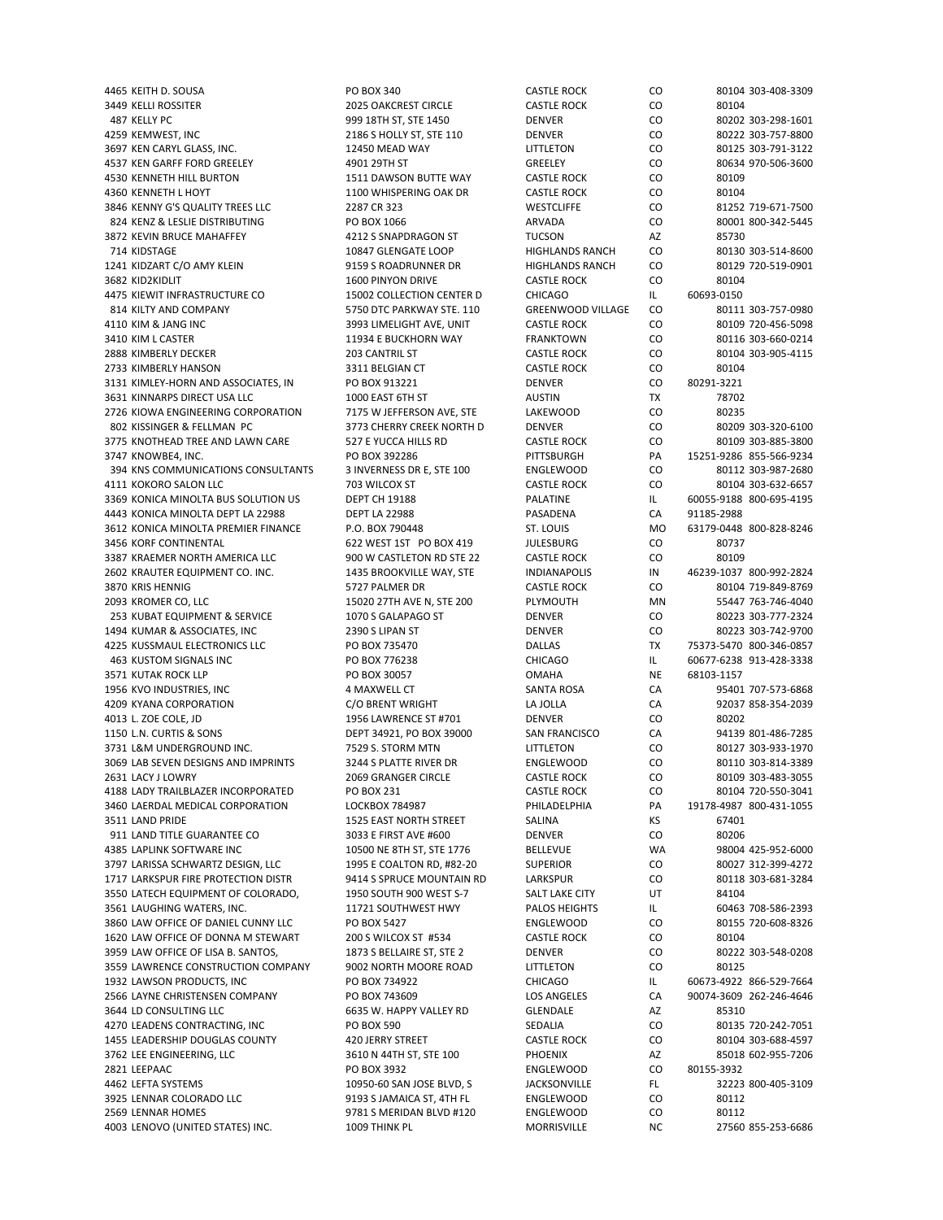| | | | | | | |
|---|---|---|---|---|---|---|
| 4465 | KEITH D. SOUSA | PO BOX 340 | CASTLE ROCK | CO | 80104 | 303-408-3309 |
| 3449 | KELLI ROSSITER | 2025 OAKCREST CIRCLE | CASTLE ROCK | CO | 80104 | |
| 487 | KELLY PC | 999 18TH ST, STE 1450 | DENVER | CO | 80202 | 303-298-1601 |
| 4259 | KEMWEST, INC | 2186 S HOLLY ST, STE 110 | DENVER | CO | 80222 | 303-757-8800 |
| 3697 | KEN CARYL GLASS, INC. | 12450 MEAD WAY | LITTLETON | CO | 80125 | 303-791-3122 |
| 4537 | KEN GARFF FORD GREELEY | 4901 29TH ST | GREELEY | CO | 80634 | 970-506-3600 |
| 4530 | KENNETH HILL BURTON | 1511 DAWSON BUTTE WAY | CASTLE ROCK | CO | 80109 | |
| 4360 | KENNETH L HOYT | 1100 WHISPERING OAK DR | CASTLE ROCK | CO | 80104 | |
| 3846 | KENNY G'S QUALITY TREES LLC | 2287 CR 323 | WESTCLIFFE | CO | 81252 | 719-671-7500 |
| 824 | KENZ & LESLIE DISTRIBUTING | PO BOX 1066 | ARVADA | CO | 80001 | 800-342-5445 |
| 3872 | KEVIN BRUCE MAHAFFEY | 4212 S SNAPDRAGON ST | TUCSON | AZ | 85730 | |
| 714 | KIDSTAGE | 10847 GLENGATE LOOP | HIGHLANDS RANCH | CO | 80130 | 303-514-8600 |
| 1241 | KIDZART C/O AMY KLEIN | 9159 S ROADRUNNER DR | HIGHLANDS RANCH | CO | 80129 | 720-519-0901 |
| 3682 | KID2KIDLIT | 1600 PINYON DRIVE | CASTLE ROCK | CO | 80104 | |
| 4475 | KIEWIT INFRASTRUCTURE CO | 15002 COLLECTION CENTER D | CHICAGO | IL | 60693-0150 | |
| 814 | KILTY AND COMPANY | 5750 DTC PARKWAY STE. 110 | GREENWOOD VILLAGE | CO | 80111 | 303-757-0980 |
| 4110 | KIM & JANG INC | 3993 LIMELIGHT AVE, UNIT | CASTLE ROCK | CO | 80109 | 720-456-5098 |
| 3410 | KIM L CASTER | 11934 E BUCKHORN WAY | FRANKTOWN | CO | 80116 | 303-660-0214 |
| 2888 | KIMBERLY DECKER | 203 CANTRIL ST | CASTLE ROCK | CO | 80104 | 303-905-4115 |
| 2733 | KIMBERLY HANSON | 3311 BELGIAN CT | CASTLE ROCK | CO | 80104 | |
| 3131 | KIMLEY-HORN AND ASSOCIATES, IN | PO BOX 913221 | DENVER | CO | 80291-3221 | |
| 3631 | KINNARPS DIRECT USA LLC | 1000 EAST 6TH ST | AUSTIN | TX | 78702 | |
| 2726 | KIOWA ENGINEERING CORPORATION | 7175 W JEFFERSON AVE, STE | LAKEWOOD | CO | 80235 | |
| 802 | KISSINGER & FELLMAN PC | 3773 CHERRY CREEK NORTH D | DENVER | CO | 80209 | 303-320-6100 |
| 3775 | KNOTHEAD TREE AND LAWN CARE | 527 E YUCCA HILLS RD | CASTLE ROCK | CO | 80109 | 303-885-3800 |
| 3747 | KNOWBE4, INC. | PO BOX 392286 | PITTSBURGH | PA | 15251-9286 | 855-566-9234 |
| 394 | KNS COMMUNICATIONS CONSULTANTS | 3 INVERNESS DR E, STE 100 | ENGLEWOOD | CO | 80112 | 303-987-2680 |
| 4111 | KOKORO SALON LLC | 703 WILCOX ST | CASTLE ROCK | CO | 80104 | 303-632-6657 |
| 3369 | KONICA MINOLTA BUS SOLUTION US | DEPT CH 19188 | PALATINE | IL | 60055-9188 | 800-695-4195 |
| 4443 | KONICA MINOLTA DEPT LA 22988 | DEPT LA 22988 | PASADENA | CA | 91185-2988 | |
| 3612 | KONICA MINOLTA PREMIER FINANCE | P.O. BOX 790448 | ST. LOUIS | MO | 63179-0448 | 800-828-8246 |
| 3456 | KORF CONTINENTAL | 622 WEST 1ST PO BOX 419 | JULESBURG | CO | 80737 | |
| 3387 | KRAEMER NORTH AMERICA LLC | 900 W CASTLETON RD STE 22 | CASTLE ROCK | CO | 80109 | |
| 2602 | KRAUTER EQUIPMENT CO. INC. | 1435 BROOKVILLE WAY, STE | INDIANAPOLIS | IN | 46239-1037 | 800-992-2824 |
| 3870 | KRIS HENNIG | 5727 PALMER DR | CASTLE ROCK | CO | 80104 | 719-849-8769 |
| 2093 | KROMER CO, LLC | 15020 27TH AVE N, STE 200 | PLYMOUTH | MN | 55447 | 763-746-4040 |
| 253 | KUBAT EQUIPMENT & SERVICE | 1070 S GALAPAGO ST | DENVER | CO | 80223 | 303-777-2324 |
| 1494 | KUMAR & ASSOCIATES, INC | 2390 S LIPAN ST | DENVER | CO | 80223 | 303-742-9700 |
| 4225 | KUSSMAUL ELECTRONICS LLC | PO BOX 735470 | DALLAS | TX | 75373-5470 | 800-346-0857 |
| 463 | KUSTOM SIGNALS INC | PO BOX 776238 | CHICAGO | IL | 60677-6238 | 913-428-3338 |
| 3571 | KUTAK ROCK LLP | PO BOX 30057 | OMAHA | NE | 68103-1157 | |
| 1956 | KVO INDUSTRIES, INC | 4 MAXWELL CT | SANTA ROSA | CA | 95401 | 707-573-6868 |
| 4209 | KYANA CORPORATION | C/O BRENT WRIGHT | LA JOLLA | CA | 92037 | 858-354-2039 |
| 4013 | L. ZOE COLE, JD | 1956 LAWRENCE ST #701 | DENVER | CO | 80202 | |
| 1150 | L.N. CURTIS & SONS | DEPT 34921, PO BOX 39000 | SAN FRANCISCO | CA | 94139 | 801-486-7285 |
| 3731 | L&M UNDERGROUND INC. | 7529 S. STORM MTN | LITTLETON | CO | 80127 | 303-933-1970 |
| 3069 | LAB SEVEN DESIGNS AND IMPRINTS | 3244 S PLATTE RIVER DR | ENGLEWOOD | CO | 80110 | 303-814-3389 |
| 2631 | LACY J LOWRY | 2069 GRANGER CIRCLE | CASTLE ROCK | CO | 80109 | 303-483-3055 |
| 4188 | LADY TRAILBLAZER INCORPORATED | PO BOX 231 | CASTLE ROCK | CO | 80104 | 720-550-3041 |
| 3460 | LAERDAL MEDICAL CORPORATION | LOCKBOX 784987 | PHILADELPHIA | PA | 19178-4987 | 800-431-1055 |
| 3511 | LAND PRIDE | 1525 EAST NORTH STREET | SALINA | KS | 67401 | |
| 911 | LAND TITLE GUARANTEE CO | 3033 E FIRST AVE #600 | DENVER | CO | 80206 | |
| 4385 | LAPLINK SOFTWARE INC | 10500 NE 8TH ST, STE 1776 | BELLEVUE | WA | 98004 | 425-952-6000 |
| 3797 | LARISSA SCHWARTZ DESIGN, LLC | 1995 E COALTON RD, #82-20 | SUPERIOR | CO | 80027 | 312-399-4272 |
| 1717 | LARKSPUR FIRE PROTECTION DISTR | 9414 S SPRUCE MOUNTAIN RD | LARKSPUR | CO | 80118 | 303-681-3284 |
| 3550 | LATECH EQUIPMENT OF COLORADO, | 1950 SOUTH 900 WEST S-7 | SALT LAKE CITY | UT | 84104 | |
| 3561 | LAUGHING WATERS, INC. | 11721 SOUTHWEST HWY | PALOS HEIGHTS | IL | 60463 | 708-586-2393 |
| 3860 | LAW OFFICE OF DANIEL CUNNY LLC | PO BOX 5427 | ENGLEWOOD | CO | 80155 | 720-608-8326 |
| 1620 | LAW OFFICE OF DONNA M STEWART | 200 S WILCOX ST #534 | CASTLE ROCK | CO | 80104 | |
| 3959 | LAW OFFICE OF LISA B. SANTOS, | 1873 S BELLAIRE ST, STE 2 | DENVER | CO | 80222 | 303-548-0208 |
| 3559 | LAWRENCE CONSTRUCTION COMPANY | 9002 NORTH MOORE ROAD | LITTLETON | CO | 80125 | |
| 1932 | LAWSON PRODUCTS, INC | PO BOX 734922 | CHICAGO | IL | 60673-4922 | 866-529-7664 |
| 2566 | LAYNE CHRISTENSEN COMPANY | PO BOX 743609 | LOS ANGELES | CA | 90074-3609 | 262-246-4646 |
| 3644 | LD CONSULTING LLC | 6635 W. HAPPY VALLEY RD | GLENDALE | AZ | 85310 | |
| 4270 | LEADENS CONTRACTING, INC | PO BOX 590 | SEDALIA | CO | 80135 | 720-242-7051 |
| 1455 | LEADERSHIP DOUGLAS COUNTY | 420 JERRY STREET | CASTLE ROCK | CO | 80104 | 303-688-4597 |
| 3762 | LEE ENGINEERING, LLC | 3610 N 44TH ST, STE 100 | PHOENIX | AZ | 85018 | 602-955-7206 |
| 2821 | LEEPAAC | PO BOX 3932 | ENGLEWOOD | CO | 80155-3932 | |
| 4462 | LEFTA SYSTEMS | 10950-60 SAN JOSE BLVD, S | JACKSONVILLE | FL | 32223 | 800-405-3109 |
| 3925 | LENNAR COLORADO LLC | 9193 S JAMAICA ST, 4TH FL | ENGLEWOOD | CO | 80112 | |
| 2569 | LENNAR HOMES | 9781 S MERIDAN BLVD #120 | ENGLEWOOD | CO | 80112 | |
| 4003 | LENOVO (UNITED STATES) INC. | 1009 THINK PL | MORRISVILLE | NC | 27560 | 855-253-6686 |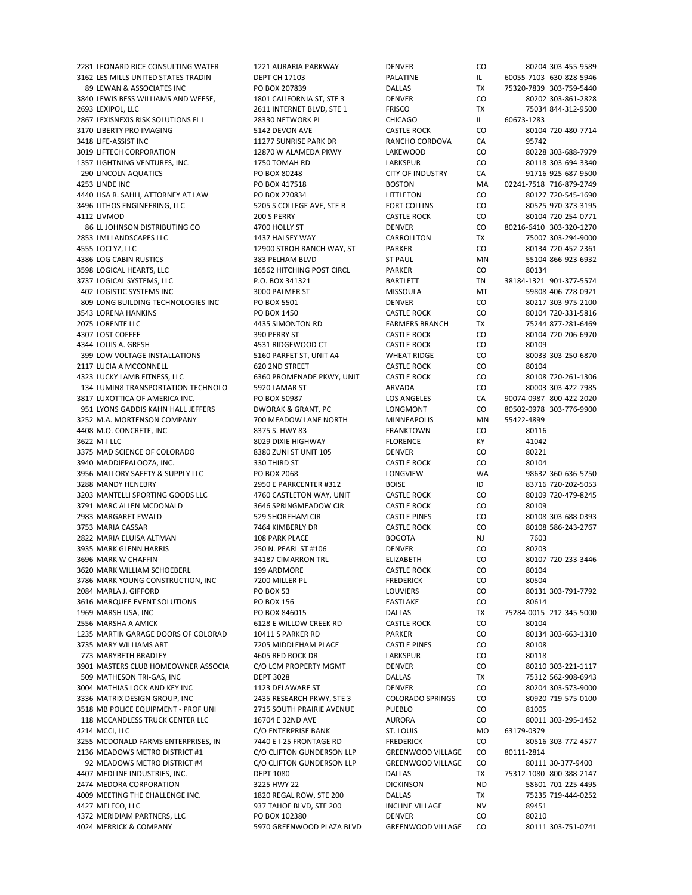| | | | | | |
|---|---|---|---|---|---|
| 2281 | LEONARD RICE CONSULTING WATER | 1221 AURARIA PARKWAY | DENVER | CO | 80204 303-455-9589 |
| 3162 | LES MILLS UNITED STATES TRADIN | DEPT CH 17103 | PALATINE | IL | 60055-7103 630-828-5946 |
| 89 | LEWAN & ASSOCIATES INC | PO BOX 207839 | DALLAS | TX | 75320-7839 303-759-5440 |
| 3840 | LEWIS BESS WILLIAMS AND WEESE, | 1801 CALIFORNIA ST, STE 3 | DENVER | CO | 80202 303-861-2828 |
| 2693 | LEXIPOL, LLC | 2611 INTERNET BLVD, STE 1 | FRISCO | TX | 75034 844-312-9500 |
| 2867 | LEXISNEXIS RISK SOLUTIONS FL I | 28330 NETWORK PL | CHICAGO | IL | 60673-1283 |
| 3170 | LIBERTY PRO IMAGING | 5142 DEVON AVE | CASTLE ROCK | CO | 80104 720-480-7714 |
| 3418 | LIFE-ASSIST INC | 11277 SUNRISE PARK DR | RANCHO CORDOVA | CA | 95742 |
| 3019 | LIFTECH CORPORATION | 12870 W ALAMEDA PKWY | LAKEWOOD | CO | 80228 303-688-7979 |
| 1357 | LIGHTNING VENTURES, INC. | 1750 TOMAH RD | LARKSPUR | CO | 80118 303-694-3340 |
| 290 | LINCOLN AQUATICS | PO BOX 80248 | CITY OF INDUSTRY | CA | 91716 925-687-9500 |
| 4253 | LINDE INC | PO BOX 417518 | BOSTON | MA | 02241-7518 716-879-2749 |
| 4440 | LISA R. SAHLI, ATTORNEY AT LAW | PO BOX 270834 | LITTLETON | CO | 80127 720-545-1690 |
| 3496 | LITHOS ENGINEERING, LLC | 5205 S COLLEGE AVE, STE B | FORT COLLINS | CO | 80525 970-373-3195 |
| 4112 | LIVMOD | 200 S PERRY | CASTLE ROCK | CO | 80104 720-254-0771 |
| 86 | LL JOHNSON DISTRIBUTING CO | 4700 HOLLY ST | DENVER | CO | 80216-6410 303-320-1270 |
| 2853 | LMI LANDSCAPES LLC | 1437 HALSEY WAY | CARROLLTON | TX | 75007 303-294-9000 |
| 4555 | LOCLYZ, LLC | 12900 STROH RANCH WAY, ST | PARKER | CO | 80134 720-452-2361 |
| 4386 | LOG CABIN RUSTICS | 383 PELHAM BLVD | ST PAUL | MN | 55104 866-923-6932 |
| 3598 | LOGICAL HEARTS, LLC | 16562 HITCHING POST CIRCL | PARKER | CO | 80134 |
| 3737 | LOGICAL SYSTEMS, LLC | P.O. BOX 341321 | BARTLETT | TN | 38184-1321 901-377-5574 |
| 402 | LOGISTIC SYSTEMS INC | 3000 PALMER ST | MISSOULA | MT | 59808 406-728-0921 |
| 809 | LONG BUILDING TECHNOLOGIES INC | PO BOX 5501 | DENVER | CO | 80217 303-975-2100 |
| 3543 | LORENA HANKINS | PO BOX 1450 | CASTLE ROCK | CO | 80104 720-331-5816 |
| 2075 | LORENTE LLC | 4435 SIMONTON RD | FARMERS BRANCH | TX | 75244 877-281-6469 |
| 4307 | LOST COFFEE | 390 PERRY ST | CASTLE ROCK | CO | 80104 720-206-6970 |
| 4344 | LOUIS A. GRESH | 4531 RIDGEWOOD CT | CASTLE ROCK | CO | 80109 |
| 399 | LOW VOLTAGE INSTALLATIONS | 5160 PARFET ST, UNIT A4 | WHEAT RIDGE | CO | 80033 303-250-6870 |
| 2117 | LUCIA A MCCONNELL | 620 2ND STREET | CASTLE ROCK | CO | 80104 |
| 4323 | LUCKY LAMB FITNESS, LLC | 6360 PROMENADE PKWY, UNIT | CASTLE ROCK | CO | 80108 720-261-1306 |
| 134 | LUMIN8 TRANSPORTATION TECHNOLO | 5920 LAMAR ST | ARVADA | CO | 80003 303-422-7985 |
| 3817 | LUXOTTICA OF AMERICA INC. | PO BOX 50987 | LOS ANGELES | CA | 90074-0987 800-422-2020 |
| 951 | LYONS GADDIS KAHN HALL JEFFERS | DWORAK & GRANT, PC | LONGMONT | CO | 80502-0978 303-776-9900 |
| 3252 | M.A. MORTENSON COMPANY | 700 MEADOW LANE NORTH | MINNEAPOLIS | MN | 55422-4899 |
| 4408 | M.O. CONCRETE, INC | 8375 S. HWY 83 | FRANKTOWN | CO | 80116 |
| 3622 | M-I LLC | 8029 DIXIE HIGHWAY | FLORENCE | KY | 41042 |
| 3375 | MAD SCIENCE OF COLORADO | 8380 ZUNI ST UNIT 105 | DENVER | CO | 80221 |
| 3940 | MADDIEPALOOZA, INC. | 330 THIRD ST | CASTLE ROCK | CO | 80104 |
| 3956 | MALLORY SAFETY & SUPPLY LLC | PO BOX 2068 | LONGVIEW | WA | 98632 360-636-5750 |
| 3288 | MANDY HENEBRY | 2950 E PARKCENTER #312 | BOISE | ID | 83716 720-202-5053 |
| 3203 | MANTELLI SPORTING GOODS LLC | 4760 CASTLETON WAY, UNIT | CASTLE ROCK | CO | 80109 720-479-8245 |
| 3791 | MARC ALLEN MCDONALD | 3646 SPRINGMEADOW CIR | CASTLE ROCK | CO | 80109 |
| 2983 | MARGARET EWALD | 529 SHOREHAM CIR | CASTLE PINES | CO | 80108 303-688-0393 |
| 3753 | MARIA CASSAR | 7464 KIMBERLY DR | CASTLE ROCK | CO | 80108 586-243-2767 |
| 2822 | MARIA ELUISA ALTMAN | 108 PARK PLACE | BOGOTA | NJ | 7603 |
| 3935 | MARK GLENN HARRIS | 250 N. PEARL ST #106 | DENVER | CO | 80203 |
| 3696 | MARK W CHAFFIN | 34187 CIMARRON TRL | ELIZABETH | CO | 80107 720-233-3446 |
| 3620 | MARK WILLIAM SCHOEBERL | 199 ARDMORE | CASTLE ROCK | CO | 80104 |
| 3786 | MARK YOUNG CONSTRUCTION, INC | 7200 MILLER PL | FREDERICK | CO | 80504 |
| 2084 | MARLA J. GIFFORD | PO BOX 53 | LOUVIERS | CO | 80131 303-791-7792 |
| 3616 | MARQUEE EVENT SOLUTIONS | PO BOX 156 | EASTLAKE | CO | 80614 |
| 1969 | MARSH USA, INC | PO BOX 846015 | DALLAS | TX | 75284-0015 212-345-5000 |
| 2556 | MARSHA A AMICK | 6128 E WILLOW CREEK RD | CASTLE ROCK | CO | 80104 |
| 1235 | MARTIN GARAGE DOORS OF COLORAD | 10411 S PARKER RD | PARKER | CO | 80134 303-663-1310 |
| 3735 | MARY WILLIAMS ART | 7205 MIDDLEHAM PLACE | CASTLE PINES | CO | 80108 |
| 773 | MARYBETH BRADLEY | 4605 RED ROCK DR | LARKSPUR | CO | 80118 |
| 3901 | MASTERS CLUB HOMEOWNER ASSOCIA | C/O LCM PROPERTY MGMT | DENVER | CO | 80210 303-221-1117 |
| 509 | MATHESON TRI-GAS, INC | DEPT 3028 | DALLAS | TX | 75312 562-908-6943 |
| 3004 | MATHIAS LOCK AND KEY INC | 1123 DELAWARE ST | DENVER | CO | 80204 303-573-9000 |
| 3336 | MATRIX DESIGN GROUP, INC | 2435 RESEARCH PKWY, STE 3 | COLORADO SPRINGS | CO | 80920 719-575-0100 |
| 3518 | MB POLICE EQUIPMENT - PROF UNI | 2715 SOUTH PRAIRIE AVENUE | PUEBLO | CO | 81005 |
| 118 | MCCANDLESS TRUCK CENTER LLC | 16704 E 32ND AVE | AURORA | CO | 80011 303-295-1452 |
| 4214 | MCCI, LLC | C/O ENTERPRISE BANK | ST. LOUIS | MO | 63179-0379 |
| 3255 | MCDONALD FARMS ENTERPRISES, IN | 7440 E I-25 FRONTAGE RD | FREDERICK | CO | 80516 303-772-4577 |
| 2136 | MEADOWS METRO DISTRICT #1 | C/O CLIFTON GUNDERSON LLP | GREENWOOD VILLAGE | CO | 80111-2814 |
| 92 | MEADOWS METRO DISTRICT #4 | C/O CLIFTON GUNDERSON LLP | GREENWOOD VILLAGE | CO | 80111 30-377-9400 |
| 4407 | MEDLINE INDUSTRIES, INC. | DEPT 1080 | DALLAS | TX | 75312-1080 800-388-2147 |
| 2474 | MEDORA CORPORATION | 3225 HWY 22 | DICKINSON | ND | 58601 701-225-4495 |
| 4009 | MEETING THE CHALLENGE INC. | 1820 REGAL ROW, STE 200 | DALLAS | TX | 75235 719-444-0252 |
| 4427 | MELECO, LLC | 937 TAHOE BLVD, STE 200 | INCLINE VILLAGE | NV | 89451 |
| 4372 | MERIDIAM PARTNERS, LLC | PO BOX 102380 | DENVER | CO | 80210 |
| 4024 | MERRICK & COMPANY | 5970 GREENWOOD PLAZA BLVD | GREENWOOD VILLAGE | CO | 80111 303-751-0741 |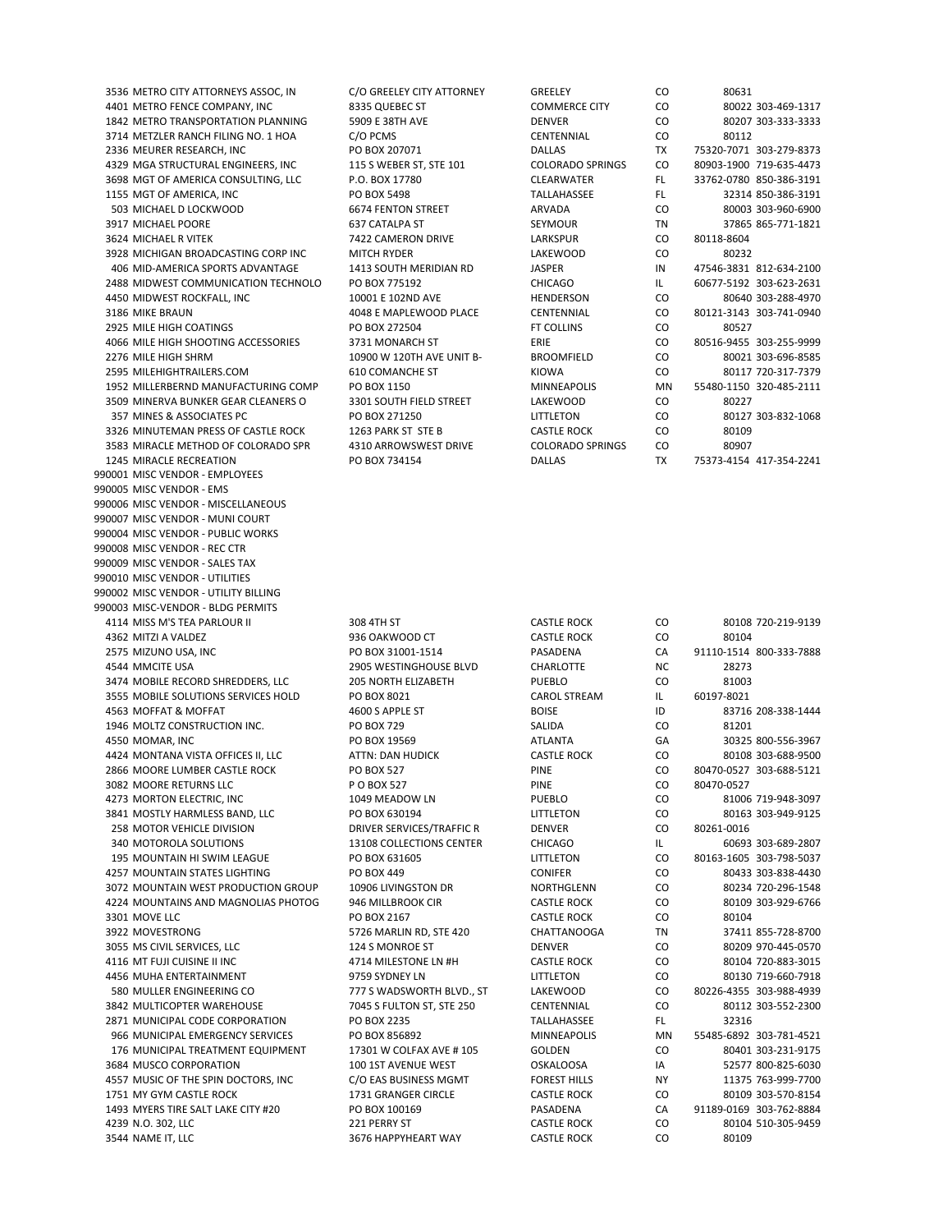| | | | | | | |
|---|---|---|---|---|---|---|
| 3536 | METRO CITY ATTORNEYS ASSOC, IN | C/O GREELEY CITY ATTORNEY | GREELEY | CO | 80631 | |
| 4401 | METRO FENCE COMPANY, INC | 8335 QUEBEC ST | COMMERCE CITY | CO | 80022 | 303-469-1317 |
| 1842 | METRO TRANSPORTATION PLANNING | 5909 E 38TH AVE | DENVER | CO | 80207 | 303-333-3333 |
| 3714 | METZLER RANCH FILING NO. 1 HOA | C/O PCMS | CENTENNIAL | CO | 80112 | |
| 2336 | MEURER RESEARCH, INC | PO BOX 207071 | DALLAS | TX | 75320-7071 | 303-279-8373 |
| 4329 | MGA STRUCTURAL ENGINEERS, INC | 115 S WEBER ST, STE 101 | COLORADO SPRINGS | CO | 80903-1900 | 719-635-4473 |
| 3698 | MGT OF AMERICA CONSULTING, LLC | P.O. BOX 17780 | CLEARWATER | FL | 33762-0780 | 850-386-3191 |
| 1155 | MGT OF AMERICA, INC | PO BOX 5498 | TALLAHASSEE | FL | 32314 | 850-386-3191 |
| 503 | MICHAEL D LOCKWOOD | 6674 FENTON STREET | ARVADA | CO | 80003 | 303-960-6900 |
| 3917 | MICHAEL POORE | 637 CATALPA ST | SEYMOUR | TN | 37865 | 865-771-1821 |
| 3624 | MICHAEL R VITEK | 7422 CAMERON DRIVE | LARKSPUR | CO | 80118-8604 | |
| 3928 | MICHIGAN BROADCASTING CORP INC | MITCH RYDER | LAKEWOOD | CO | 80232 | |
| 406 | MID-AMERICA SPORTS ADVANTAGE | 1413 SOUTH MERIDIAN RD | JASPER | IN | 47546-3831 | 812-634-2100 |
| 2488 | MIDWEST COMMUNICATION TECHNOLO | PO BOX 775192 | CHICAGO | IL | 60677-5192 | 303-623-2631 |
| 4450 | MIDWEST ROCKFALL, INC | 10001 E 102ND AVE | HENDERSON | CO | 80640 | 303-288-4970 |
| 3186 | MIKE BRAUN | 4048 E MAPLEWOOD PLACE | CENTENNIAL | CO | 80121-3143 | 303-741-0940 |
| 2925 | MILE HIGH COATINGS | PO BOX 272504 | FT COLLINS | CO | 80527 | |
| 4066 | MILE HIGH SHOOTING ACCESSORIES | 3731 MONARCH ST | ERIE | CO | 80516-9455 | 303-255-9999 |
| 2276 | MILE HIGH SHRM | 10900 W 120TH AVE UNIT B- | BROOMFIELD | CO | 80021 | 303-696-8585 |
| 2595 | MILEHIGHTRAILERS.COM | 610 COMANCHE ST | KIOWA | CO | 80117 | 720-317-7379 |
| 1952 | MILLERBERND MANUFACTURING COMP | PO BOX 1150 | MINNEAPOLIS | MN | 55480-1150 | 320-485-2111 |
| 3509 | MINERVA BUNKER GEAR CLEANERS O | 3301 SOUTH FIELD STREET | LAKEWOOD | CO | 80227 | |
| 357 | MINES & ASSOCIATES PC | PO BOX 271250 | LITTLETON | CO | 80127 | 303-832-1068 |
| 3326 | MINUTEMAN PRESS OF CASTLE ROCK | 1263 PARK ST STE B | CASTLE ROCK | CO | 80109 | |
| 3583 | MIRACLE METHOD OF COLORADO SPR | 4310 ARROWSWEST DRIVE | COLORADO SPRINGS | CO | 80907 | |
| 1245 | MIRACLE RECREATION | PO BOX 734154 | DALLAS | TX | 75373-4154 | 417-354-2241 |
| 990001 | MISC VENDOR - EMPLOYEES | | | | | |
| 990005 | MISC VENDOR - EMS | | | | | |
| 990006 | MISC VENDOR - MISCELLANEOUS | | | | | |
| 990007 | MISC VENDOR - MUNI COURT | | | | | |
| 990004 | MISC VENDOR - PUBLIC WORKS | | | | | |
| 990008 | MISC VENDOR - REC CTR | | | | | |
| 990009 | MISC VENDOR - SALES TAX | | | | | |
| 990010 | MISC VENDOR - UTILITIES | | | | | |
| 990002 | MISC VENDOR - UTILITY BILLING | | | | | |
| 990003 | MISC-VENDOR - BLDG PERMITS | | | | | |
| 4114 | MISS M'S TEA PARLOUR II | 308 4TH ST | CASTLE ROCK | CO | 80108 | 720-219-9139 |
| 4362 | MITZI A VALDEZ | 936 OAKWOOD CT | CASTLE ROCK | CO | 80104 | |
| 2575 | MIZUNO USA, INC | PO BOX 31001-1514 | PASADENA | CA | 91110-1514 | 800-333-7888 |
| 4544 | MMCITE USA | 2905 WESTINGHOUSE BLVD | CHARLOTTE | NC | 28273 | |
| 3474 | MOBILE RECORD SHREDDERS, LLC | 205 NORTH ELIZABETH | PUEBLO | CO | 81003 | |
| 3555 | MOBILE SOLUTIONS SERVICES HOLD | PO BOX 8021 | CAROL STREAM | IL | 60197-8021 | |
| 4563 | MOFFAT & MOFFAT | 4600 S APPLE ST | BOISE | ID | 83716 | 208-338-1444 |
| 1946 | MOLTZ CONSTRUCTION INC. | PO BOX 729 | SALIDA | CO | 81201 | |
| 4550 | MOMAR, INC | PO BOX 19569 | ATLANTA | GA | 30325 | 800-556-3967 |
| 4424 | MONTANA VISTA OFFICES II, LLC | ATTN: DAN HUDICK | CASTLE ROCK | CO | 80108 | 303-688-9500 |
| 2866 | MOORE LUMBER CASTLE ROCK | PO BOX 527 | PINE | CO | 80470-0527 | 303-688-5121 |
| 3082 | MOORE RETURNS LLC | P O BOX 527 | PINE | CO | 80470-0527 | |
| 4273 | MORTON ELECTRIC, INC | 1049 MEADOW LN | PUEBLO | CO | 81006 | 719-948-3097 |
| 3841 | MOSTLY HARMLESS BAND, LLC | PO BOX 630194 | LITTLETON | CO | 80163 | 303-949-9125 |
| 258 | MOTOR VEHICLE DIVISION | DRIVER SERVICES/TRAFFIC R | DENVER | CO | 80261-0016 | |
| 340 | MOTOROLA SOLUTIONS | 13108 COLLECTIONS CENTER | CHICAGO | IL | 60693 | 303-689-2807 |
| 195 | MOUNTAIN HI SWIM LEAGUE | PO BOX 631605 | LITTLETON | CO | 80163-1605 | 303-798-5037 |
| 4257 | MOUNTAIN STATES LIGHTING | PO BOX 449 | CONIFER | CO | 80433 | 303-838-4430 |
| 3072 | MOUNTAIN WEST PRODUCTION GROUP | 10906 LIVINGSTON DR | NORTHGLENN | CO | 80234 | 720-296-1548 |
| 4224 | MOUNTAINS AND MAGNOLIAS PHOTOG | 946 MILLBROOK CIR | CASTLE ROCK | CO | 80109 | 303-929-6766 |
| 3301 | MOVE LLC | PO BOX 2167 | CASTLE ROCK | CO | 80104 | |
| 3922 | MOVESTRONG | 5726 MARLIN RD, STE 420 | CHATTANOOGA | TN | 37411 | 855-728-8700 |
| 3055 | MS CIVIL SERVICES, LLC | 124 S MONROE ST | DENVER | CO | 80209 | 970-445-0570 |
| 4116 | MT FUJI CUISINE II INC | 4714 MILESTONE LN #H | CASTLE ROCK | CO | 80104 | 720-883-3015 |
| 4456 | MUHA ENTERTAINMENT | 9759 SYDNEY LN | LITTLETON | CO | 80130 | 719-660-7918 |
| 580 | MULLER ENGINEERING CO | 777 S WADSWORTH BLVD., ST | LAKEWOOD | CO | 80226-4355 | 303-988-4939 |
| 3842 | MULTICOPTER WAREHOUSE | 7045 S FULTON ST, STE 250 | CENTENNIAL | CO | 80112 | 303-552-2300 |
| 2871 | MUNICIPAL CODE CORPORATION | PO BOX 2235 | TALLAHASSEE | FL | 32316 | |
| 966 | MUNICIPAL EMERGENCY SERVICES | PO BOX 856892 | MINNEAPOLIS | MN | 55485-6892 | 303-781-4521 |
| 176 | MUNICIPAL TREATMENT EQUIPMENT | 17301 W COLFAX AVE # 105 | GOLDEN | CO | 80401 | 303-231-9175 |
| 3684 | MUSCO CORPORATION | 100 1ST AVENUE WEST | OSKALOOSA | IA | 52577 | 800-825-6030 |
| 4557 | MUSIC OF THE SPIN DOCTORS, INC | C/O EAS BUSINESS MGMT | FOREST HILLS | NY | 11375 | 763-999-7700 |
| 1751 | MY GYM CASTLE ROCK | 1731 GRANGER CIRCLE | CASTLE ROCK | CO | 80109 | 303-570-8154 |
| 1493 | MYERS TIRE SALT LAKE CITY #20 | PO BOX 100169 | PASADENA | CA | 91189-0169 | 303-762-8884 |
| 4239 | N.O. 302, LLC | 221 PERRY ST | CASTLE ROCK | CO | 80104 | 510-305-9459 |
| 3544 | NAME IT, LLC | 3676 HAPPYHEART WAY | CASTLE ROCK | CO | 80109 | |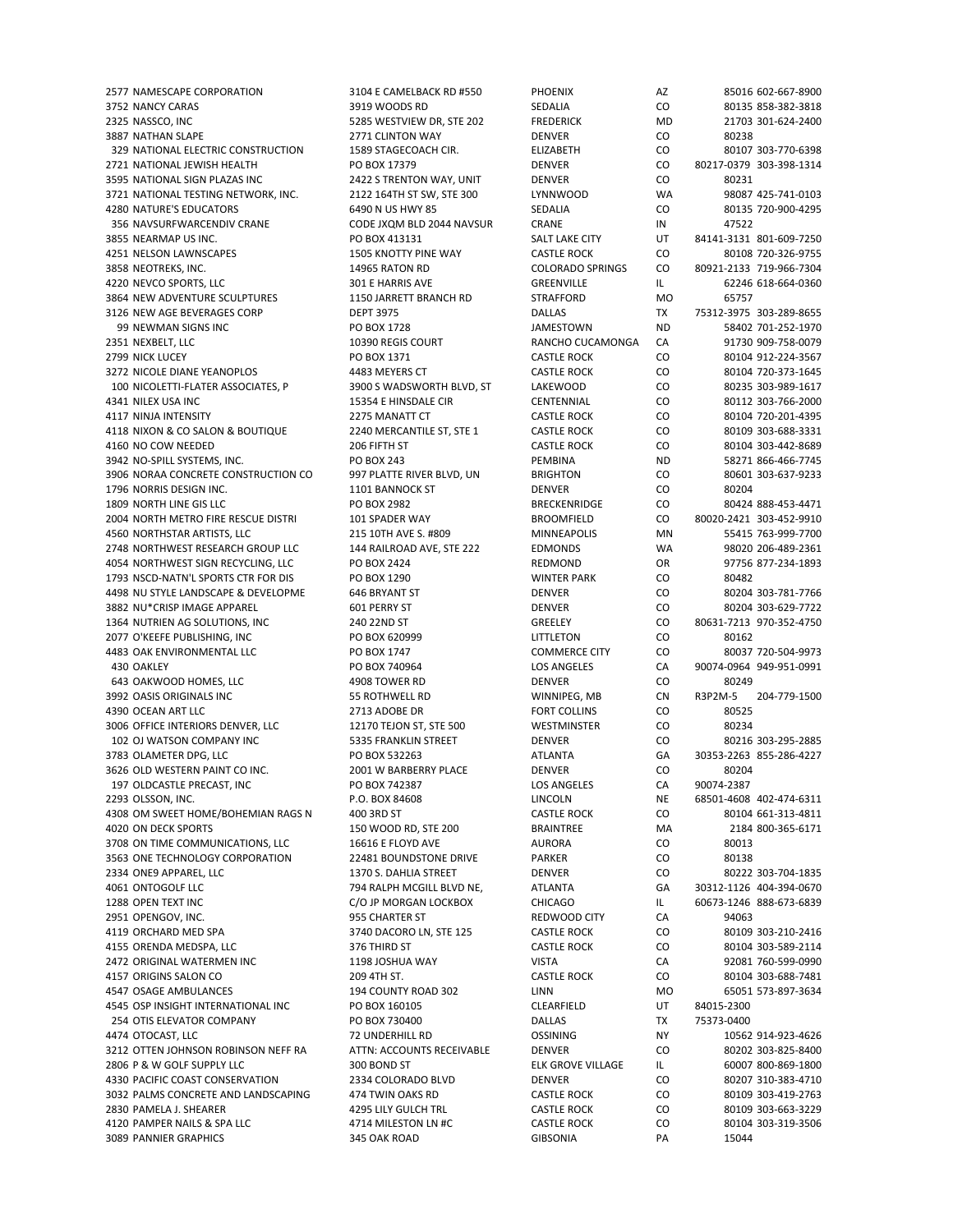| | | | | | | |
|---|---|---|---|---|---|---|
| 2577 | NAMESCAPE CORPORATION | 3104 E CAMELBACK RD #550 | PHOENIX | AZ | 85016 | 602-667-8900 |
| 3752 | NANCY CARAS | 3919 WOODS RD | SEDALIA | CO | 80135 | 858-382-3818 |
| 2325 | NASSCO, INC | 5285 WESTVIEW DR, STE 202 | FREDERICK | MD | 21703 | 301-624-2400 |
| 3887 | NATHAN SLAPE | 2771 CLINTON WAY | DENVER | CO | 80238 | |
| 329 | NATIONAL ELECTRIC CONSTRUCTION | 1589 STAGECOACH CIR. | ELIZABETH | CO | 80107 | 303-770-6398 |
| 2721 | NATIONAL JEWISH HEALTH | PO BOX 17379 | DENVER | CO | 80217-0379 | 303-398-1314 |
| 3595 | NATIONAL SIGN PLAZAS INC | 2422 S TRENTON WAY, UNIT | DENVER | CO | 80231 | |
| 3721 | NATIONAL TESTING NETWORK, INC. | 2122 164TH ST SW, STE 300 | LYNNWOOD | WA | 98087 | 425-741-0103 |
| 4280 | NATURE'S EDUCATORS | 6490 N US HWY 85 | SEDALIA | CO | 80135 | 720-900-4295 |
| 356 | NAVSURFWARCENDIV CRANE | CODE JXQM BLD 2044 NAVSUR | CRANE | IN | 47522 | |
| 3855 | NEARMAP US INC. | PO BOX 413131 | SALT LAKE CITY | UT | 84141-3131 | 801-609-7250 |
| 4251 | NELSON LAWNSCAPES | 1505 KNOTTY PINE WAY | CASTLE ROCK | CO | 80108 | 720-326-9755 |
| 3858 | NEOTREKS, INC. | 14965 RATON RD | COLORADO SPRINGS | CO | 80921-2133 | 719-966-7304 |
| 4220 | NEVCO SPORTS, LLC | 301 E HARRIS AVE | GREENVILLE | IL | 62246 | 618-664-0360 |
| 3864 | NEW ADVENTURE SCULPTURES | 1150 JARRETT BRANCH RD | STRAFFORD | MO | 65757 | |
| 3126 | NEW AGE BEVERAGES CORP | DEPT 3975 | DALLAS | TX | 75312-3975 | 303-289-8655 |
| 99 | NEWMAN SIGNS INC | PO BOX 1728 | JAMESTOWN | ND | 58402 | 701-252-1970 |
| 2351 | NEXBELT, LLC | 10390 REGIS COURT | RANCHO CUCAMONGA | CA | 91730 | 909-758-0079 |
| 2799 | NICK LUCEY | PO BOX 1371 | CASTLE ROCK | CO | 80104 | 912-224-3567 |
| 3272 | NICOLE DIANE YEANOPLOS | 4483 MEYERS CT | CASTLE ROCK | CO | 80104 | 720-373-1645 |
| 100 | NICOLETTI-FLATER ASSOCIATES, P | 3900 S WADSWORTH BLVD, ST | LAKEWOOD | CO | 80235 | 303-989-1617 |
| 4341 | NILEX USA INC | 15354 E HINSDALE CIR | CENTENNIAL | CO | 80112 | 303-766-2000 |
| 4117 | NINJA INTENSITY | 2275 MANATT CT | CASTLE ROCK | CO | 80104 | 720-201-4395 |
| 4118 | NIXON & CO SALON & BOUTIQUE | 2240 MERCANTILE ST, STE 1 | CASTLE ROCK | CO | 80109 | 303-688-3331 |
| 4160 | NO COW NEEDED | 206 FIFTH ST | CASTLE ROCK | CO | 80104 | 303-442-8689 |
| 3942 | NO-SPILL SYSTEMS, INC. | PO BOX 243 | PEMBINA | ND | 58271 | 866-466-7745 |
| 3906 | NORAA CONCRETE CONSTRUCTION CO | 997 PLATTE RIVER BLVD, UN | BRIGHTON | CO | 80601 | 303-637-9233 |
| 1796 | NORRIS DESIGN INC. | 1101 BANNOCK ST | DENVER | CO | 80204 | |
| 1809 | NORTH LINE GIS LLC | PO BOX 2982 | BRECKENRIDGE | CO | 80424 | 888-453-4471 |
| 2004 | NORTH METRO FIRE RESCUE DISTRI | 101 SPADER WAY | BROOMFIELD | CO | 80020-2421 | 303-452-9910 |
| 4560 | NORTHSTAR ARTISTS, LLC | 215 10TH AVE S. #809 | MINNEAPOLIS | MN | 55415 | 763-999-7700 |
| 2748 | NORTHWEST RESEARCH GROUP LLC | 144 RAILROAD AVE, STE 222 | EDMONDS | WA | 98020 | 206-489-2361 |
| 4054 | NORTHWEST SIGN RECYCLING, LLC | PO BOX 2424 | REDMOND | OR | 97756 | 877-234-1893 |
| 1793 | NSCD-NATN'L SPORTS CTR FOR DIS | PO BOX 1290 | WINTER PARK | CO | 80482 | |
| 4498 | NU STYLE LANDSCAPE & DEVELOPME | 646 BRYANT ST | DENVER | CO | 80204 | 303-781-7766 |
| 3882 | NU*CRISP IMAGE APPAREL | 601 PERRY ST | DENVER | CO | 80204 | 303-629-7722 |
| 1364 | NUTRIEN AG SOLUTIONS, INC | 240 22ND ST | GREELEY | CO | 80631-7213 | 970-352-4750 |
| 2077 | O'KEEFE PUBLISHING, INC | PO BOX 620999 | LITTLETON | CO | 80162 | |
| 4483 | OAK ENVIRONMENTAL LLC | PO BOX 1747 | COMMERCE CITY | CO | 80037 | 720-504-9973 |
| 430 | OAKLEY | PO BOX 740964 | LOS ANGELES | CA | 90074-0964 | 949-951-0991 |
| 643 | OAKWOOD HOMES, LLC | 4908 TOWER RD | DENVER | CO | 80249 | |
| 3992 | OASIS ORIGINALS INC | 55 ROTHWELL RD | WINNIPEG, MB | CN | R3P2M-5 | 204-779-1500 |
| 4390 | OCEAN ART LLC | 2713 ADOBE DR | FORT COLLINS | CO | 80525 | |
| 3006 | OFFICE INTERIORS DENVER, LLC | 12170 TEJON ST, STE 500 | WESTMINSTER | CO | 80234 | |
| 102 | OJ WATSON COMPANY INC | 5335 FRANKLIN STREET | DENVER | CO | 80216 | 303-295-2885 |
| 3783 | OLAMETER DPG, LLC | PO BOX 532263 | ATLANTA | GA | 30353-2263 | 855-286-4227 |
| 3626 | OLD WESTERN PAINT CO INC. | 2001 W BARBERRY PLACE | DENVER | CO | 80204 | |
| 197 | OLDCASTLE PRECAST, INC | PO BOX 742387 | LOS ANGELES | CA | 90074-2387 | |
| 2293 | OLSSON, INC. | P.O. BOX 84608 | LINCOLN | NE | 68501-4608 | 402-474-6311 |
| 4308 | OM SWEET HOME/BOHEMIAN RAGS N | 400 3RD ST | CASTLE ROCK | CO | 80104 | 661-313-4811 |
| 4020 | ON DECK SPORTS | 150 WOOD RD, STE 200 | BRAINTREE | MA | 2184 | 800-365-6171 |
| 3708 | ON TIME COMMUNICATIONS, LLC | 16616 E FLOYD AVE | AURORA | CO | 80013 | |
| 3563 | ONE TECHNOLOGY CORPORATION | 22481 BOUNDSTONE DRIVE | PARKER | CO | 80138 | |
| 2334 | ONE9 APPAREL, LLC | 1370 S. DAHLIA STREET | DENVER | CO | 80222 | 303-704-1835 |
| 4061 | ONTOGOLF LLC | 794 RALPH MCGILL BLVD NE, | ATLANTA | GA | 30312-1126 | 404-394-0670 |
| 1288 | OPEN TEXT INC | C/O JP MORGAN LOCKBOX | CHICAGO | IL | 60673-1246 | 888-673-6839 |
| 2951 | OPENGOV, INC. | 955 CHARTER ST | REDWOOD CITY | CA | 94063 | |
| 4119 | ORCHARD MED SPA | 3740 DACORO LN, STE 125 | CASTLE ROCK | CO | 80109 | 303-210-2416 |
| 4155 | ORENDA MEDSPA, LLC | 376 THIRD ST | CASTLE ROCK | CO | 80104 | 303-589-2114 |
| 2472 | ORIGINAL WATERMEN INC | 1198 JOSHUA WAY | VISTA | CA | 92081 | 760-599-0990 |
| 4157 | ORIGINS SALON CO | 209 4TH ST. | CASTLE ROCK | CO | 80104 | 303-688-7481 |
| 4547 | OSAGE AMBULANCES | 194 COUNTY ROAD 302 | LINN | MO | 65051 | 573-897-3634 |
| 4545 | OSP INSIGHT INTERNATIONAL INC | PO BOX 160105 | CLEARFIELD | UT | 84015-2300 | |
| 254 | OTIS ELEVATOR COMPANY | PO BOX 730400 | DALLAS | TX | 75373-0400 | |
| 4474 | OTOCAST, LLC | 72 UNDERHILL RD | OSSINING | NY | 10562 | 914-923-4626 |
| 3212 | OTTEN JOHNSON ROBINSON NEFF RA | ATTN: ACCOUNTS RECEIVABLE | DENVER | CO | 80202 | 303-825-8400 |
| 2806 | P & W GOLF SUPPLY LLC | 300 BOND ST | ELK GROVE VILLAGE | IL | 60007 | 800-869-1800 |
| 4330 | PACIFIC COAST CONSERVATION | 2334 COLORADO BLVD | DENVER | CO | 80207 | 310-383-4710 |
| 3032 | PALMS CONCRETE AND LANDSCAPING | 474 TWIN OAKS RD | CASTLE ROCK | CO | 80109 | 303-419-2763 |
| 2830 | PAMELA J. SHEARER | 4295 LILY GULCH TRL | CASTLE ROCK | CO | 80109 | 303-663-3229 |
| 4120 | PAMPER NAILS & SPA LLC | 4714 MILESTON LN #C | CASTLE ROCK | CO | 80104 | 303-319-3506 |
| 3089 | PANNIER GRAPHICS | 345 OAK ROAD | GIBSONIA | PA | 15044 | |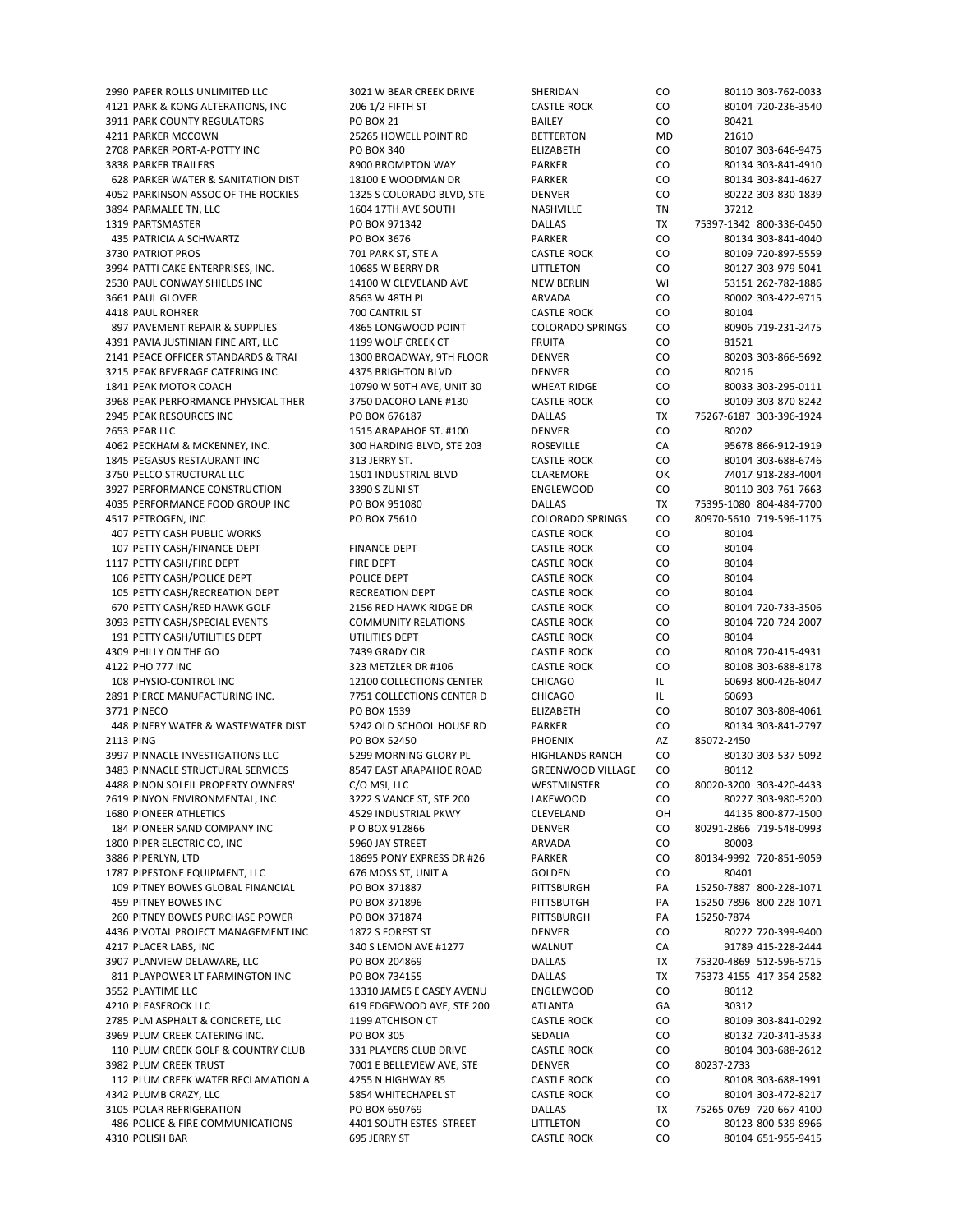| | | | | | | |
|---|---|---|---|---|---|---|
| 2990 | PAPER ROLLS UNLIMITED LLC | 3021 W BEAR CREEK DRIVE | SHERIDAN | CO | 80110 | 303-762-0033 |
| 4121 | PARK & KONG ALTERATIONS, INC | 206 1/2 FIFTH ST | CASTLE ROCK | CO | 80104 | 720-236-3540 |
| 3911 | PARK COUNTY REGULATORS | PO BOX 21 | BAILEY | CO | 80421 | |
| 4211 | PARKER MCCOWN | 25265 HOWELL POINT RD | BETTERTON | MD | 21610 | |
| 2708 | PARKER PORT-A-POTTY INC | PO BOX 340 | ELIZABETH | CO | 80107 | 303-646-9475 |
| 3838 | PARKER TRAILERS | 8900 BROMPTON WAY | PARKER | CO | 80134 | 303-841-4910 |
| 628 | PARKER WATER & SANITATION DIST | 18100 E WOODMAN DR | PARKER | CO | 80134 | 303-841-4627 |
| 4052 | PARKINSON ASSOC OF THE ROCKIES | 1325 S COLORADO BLVD, STE | DENVER | CO | 80222 | 303-830-1839 |
| 3894 | PARMALEE TN, LLC | 1604 17TH AVE SOUTH | NASHVILLE | TN | 37212 | |
| 1319 | PARTSMASTER | PO BOX 971342 | DALLAS | TX | 75397-1342 | 800-336-0450 |
| 435 | PATRICIA A SCHWARTZ | PO BOX 3676 | PARKER | CO | 80134 | 303-841-4040 |
| 3730 | PATRIOT PROS | 701 PARK ST, STE A | CASTLE ROCK | CO | 80109 | 720-897-5559 |
| 3994 | PATTI CAKE ENTERPRISES, INC. | 10685 W BERRY DR | LITTLETON | CO | 80127 | 303-979-5041 |
| 2530 | PAUL CONWAY SHIELDS INC | 14100 W CLEVELAND AVE | NEW BERLIN | WI | 53151 | 262-782-1886 |
| 3661 | PAUL GLOVER | 8563 W 48TH PL | ARVADA | CO | 80002 | 303-422-9715 |
| 4418 | PAUL ROHRER | 700 CANTRIL ST | CASTLE ROCK | CO | 80104 | |
| 897 | PAVEMENT REPAIR & SUPPLIES | 4865 LONGWOOD POINT | COLORADO SPRINGS | CO | 80906 | 719-231-2475 |
| 4391 | PAVIA JUSTINIAN FINE ART, LLC | 1199 WOLF CREEK CT | FRUITA | CO | 81521 | |
| 2141 | PEACE OFFICER STANDARDS & TRAI | 1300 BROADWAY, 9TH FLOOR | DENVER | CO | 80203 | 303-866-5692 |
| 3215 | PEAK BEVERAGE CATERING INC | 4375 BRIGHTON BLVD | DENVER | CO | 80216 | |
| 1841 | PEAK MOTOR COACH | 10790 W 50TH AVE, UNIT 30 | WHEAT RIDGE | CO | 80033 | 303-295-0111 |
| 3968 | PEAK PERFORMANCE PHYSICAL THER | 3750 DACORO LANE #130 | CASTLE ROCK | CO | 80109 | 303-870-8242 |
| 2945 | PEAK RESOURCES INC | PO BOX 676187 | DALLAS | TX | 75267-6187 | 303-396-1924 |
| 2653 | PEAR LLC | 1515 ARAPAHOE ST. #100 | DENVER | CO | 80202 | |
| 4062 | PECKHAM & MCKENNEY, INC. | 300 HARDING BLVD, STE 203 | ROSEVILLE | CA | 95678 | 866-912-1919 |
| 1845 | PEGASUS RESTAURANT INC | 313 JERRY ST. | CASTLE ROCK | CO | 80104 | 303-688-6746 |
| 3750 | PELCO STRUCTURAL LLC | 1501 INDUSTRIAL BLVD | CLAREMORE | OK | 74017 | 918-283-4004 |
| 3927 | PERFORMANCE CONSTRUCTION | 3390 S ZUNI ST | ENGLEWOOD | CO | 80110 | 303-761-7663 |
| 4035 | PERFORMANCE FOOD GROUP INC | PO BOX 951080 | DALLAS | TX | 75395-1080 | 804-484-7700 |
| 4517 | PETROGEN, INC | PO BOX 75610 | COLORADO SPRINGS | CO | 80970-5610 | 719-596-1175 |
| 407 | PETTY CASH PUBLIC WORKS | | CASTLE ROCK | CO | 80104 | |
| 107 | PETTY CASH/FINANCE DEPT | FINANCE DEPT | CASTLE ROCK | CO | 80104 | |
| 1117 | PETTY CASH/FIRE DEPT | FIRE DEPT | CASTLE ROCK | CO | 80104 | |
| 106 | PETTY CASH/POLICE DEPT | POLICE DEPT | CASTLE ROCK | CO | 80104 | |
| 105 | PETTY CASH/RECREATION DEPT | RECREATION DEPT | CASTLE ROCK | CO | 80104 | |
| 670 | PETTY CASH/RED HAWK GOLF | 2156 RED HAWK RIDGE DR | CASTLE ROCK | CO | 80104 | 720-733-3506 |
| 3093 | PETTY CASH/SPECIAL EVENTS | COMMUNITY RELATIONS | CASTLE ROCK | CO | 80104 | 720-724-2007 |
| 191 | PETTY CASH/UTILITIES DEPT | UTILITIES DEPT | CASTLE ROCK | CO | 80104 | |
| 4309 | PHILLY ON THE GO | 7439 GRADY CIR | CASTLE ROCK | CO | 80108 | 720-415-4931 |
| 4122 | PHO 777 INC | 323 METZLER DR #106 | CASTLE ROCK | CO | 80108 | 303-688-8178 |
| 108 | PHYSIO-CONTROL INC | 12100 COLLECTIONS CENTER | CHICAGO | IL | 60693 | 800-426-8047 |
| 2891 | PIERCE MANUFACTURING INC. | 7751 COLLECTIONS CENTER D | CHICAGO | IL | 60693 | |
| 3771 | PINECO | PO BOX 1539 | ELIZABETH | CO | 80107 | 303-808-4061 |
| 448 | PINERY WATER & WASTEWATER DIST | 5242 OLD SCHOOL HOUSE RD | PARKER | CO | 80134 | 303-841-2797 |
| 2113 | PING | PO BOX 52450 | PHOENIX | AZ | 85072-2450 | |
| 3997 | PINNACLE INVESTIGATIONS LLC | 5299 MORNING GLORY PL | HIGHLANDS RANCH | CO | 80130 | 303-537-5092 |
| 3483 | PINNACLE STRUCTURAL SERVICES | 8547 EAST ARAPAHOE ROAD | GREENWOOD VILLAGE | CO | 80112 | |
| 4488 | PINON SOLEIL PROPERTY OWNERS' | C/O MSI, LLC | WESTMINSTER | CO | 80020-3200 | 303-420-4433 |
| 2619 | PINYON ENVIRONMENTAL, INC | 3222 S VANCE ST, STE 200 | LAKEWOOD | CO | 80227 | 303-980-5200 |
| 1680 | PIONEER ATHLETICS | 4529 INDUSTRIAL PKWY | CLEVELAND | OH | 44135 | 800-877-1500 |
| 184 | PIONEER SAND COMPANY INC | P O BOX 912866 | DENVER | CO | 80291-2866 | 719-548-0993 |
| 1800 | PIPER ELECTRIC CO, INC | 5960 JAY STREET | ARVADA | CO | 80003 | |
| 3886 | PIPERLYN, LTD | 18695 PONY EXPRESS DR #26 | PARKER | CO | 80134-9992 | 720-851-9059 |
| 1787 | PIPESTONE EQUIPMENT, LLC | 676 MOSS ST, UNIT A | GOLDEN | CO | 80401 | |
| 109 | PITNEY BOWES GLOBAL FINANCIAL | PO BOX 371887 | PITTSBURGH | PA | 15250-7887 | 800-228-1071 |
| 459 | PITNEY BOWES INC | PO BOX 371896 | PITTSBUTGH | PA | 15250-7896 | 800-228-1071 |
| 260 | PITNEY BOWES PURCHASE POWER | PO BOX 371874 | PITTSBURGH | PA | 15250-7874 | |
| 4436 | PIVOTAL PROJECT MANAGEMENT INC | 1872 S FOREST ST | DENVER | CO | 80222 | 720-399-9400 |
| 4217 | PLACER LABS, INC | 340 S LEMON AVE #1277 | WALNUT | CA | 91789 | 415-228-2444 |
| 3907 | PLANVIEW DELAWARE, LLC | PO BOX 204869 | DALLAS | TX | 75320-4869 | 512-596-5715 |
| 811 | PLAYPOWER LT FARMINGTON INC | PO BOX 734155 | DALLAS | TX | 75373-4155 | 417-354-2582 |
| 3552 | PLAYTIME LLC | 13310 JAMES E CASEY AVENU | ENGLEWOOD | CO | 80112 | |
| 4210 | PLEASEROCK LLC | 619 EDGEWOOD AVE, STE 200 | ATLANTA | GA | 30312 | |
| 2785 | PLM ASPHALT & CONCRETE, LLC | 1199 ATCHISON CT | CASTLE ROCK | CO | 80109 | 303-841-0292 |
| 3969 | PLUM CREEK CATERING INC. | PO BOX 305 | SEDALIA | CO | 80132 | 720-341-3533 |
| 110 | PLUM CREEK GOLF & COUNTRY CLUB | 331 PLAYERS CLUB DRIVE | CASTLE ROCK | CO | 80104 | 303-688-2612 |
| 3982 | PLUM CREEK TRUST | 7001 E BELLEVIEW AVE, STE | DENVER | CO | 80237-2733 | |
| 112 | PLUM CREEK WATER RECLAMATION A | 4255 N HIGHWAY 85 | CASTLE ROCK | CO | 80108 | 303-688-1991 |
| 4342 | PLUMB CRAZY, LLC | 5854 WHITECHAPEL ST | CASTLE ROCK | CO | 80104 | 303-472-8217 |
| 3105 | POLAR REFRIGERATION | PO BOX 650769 | DALLAS | TX | 75265-0769 | 720-667-4100 |
| 486 | POLICE & FIRE COMMUNICATIONS | 4401 SOUTH ESTES STREET | LITTLETON | CO | 80123 | 800-539-8966 |
| 4310 | POLISH BAR | 695 JERRY ST | CASTLE ROCK | CO | 80104 | 651-955-9415 |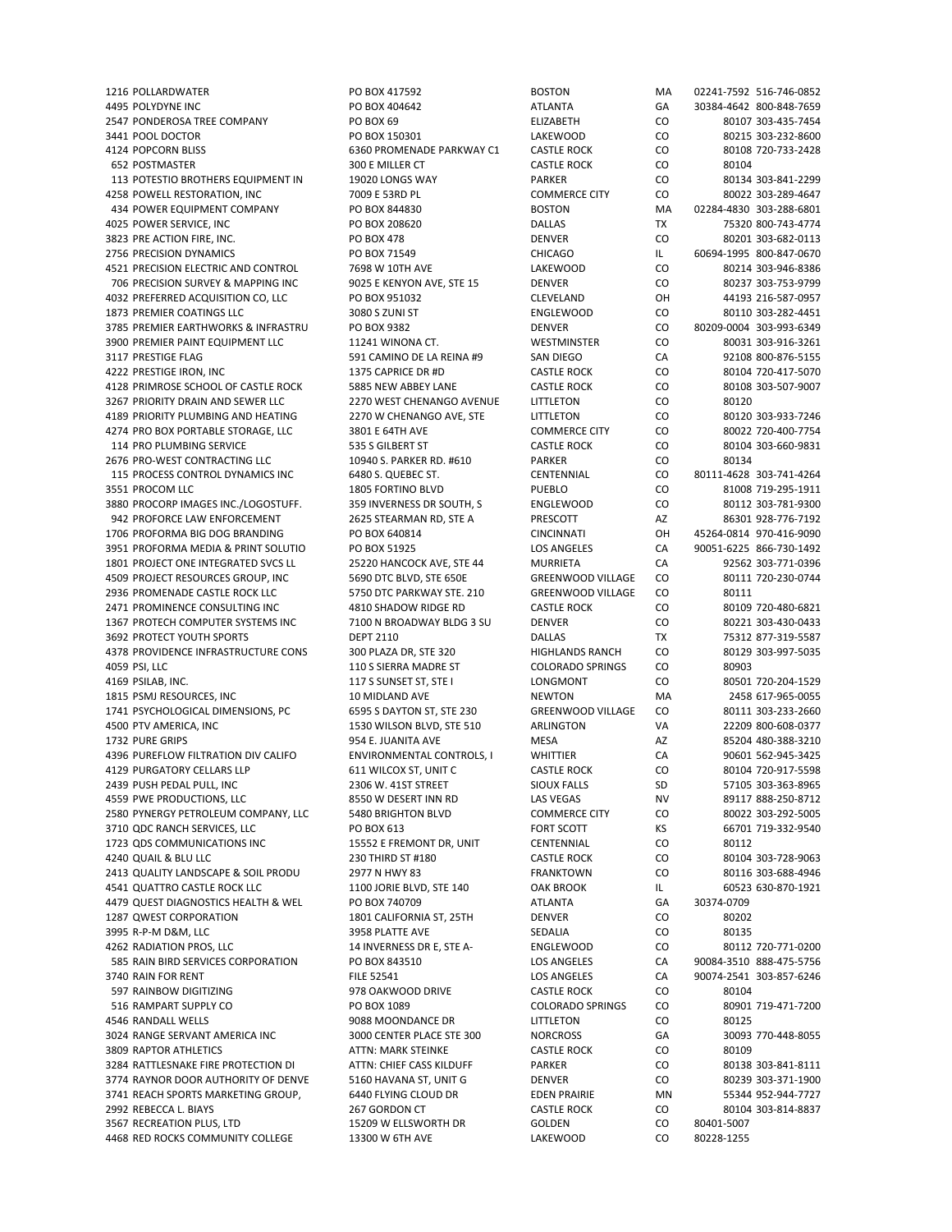| | | | | | | |
|---|---|---|---|---|---|---|
| 1216 | POLLARDWATER | PO BOX 417592 | BOSTON | MA | 02241-7592 | 516-746-0852 |
| 4495 | POLYDYNE INC | PO BOX 404642 | ATLANTA | GA | 30384-4642 | 800-848-7659 |
| 2547 | PONDEROSA TREE COMPANY | PO BOX 69 | ELIZABETH | CO | 80107 | 303-435-7454 |
| 3441 | POOL DOCTOR | PO BOX 150301 | LAKEWOOD | CO | 80215 | 303-232-8600 |
| 4124 | POPCORN BLISS | 6360 PROMENADE PARKWAY C1 | CASTLE ROCK | CO | 80108 | 720-733-2428 |
| 652 | POSTMASTER | 300 E MILLER CT | CASTLE ROCK | CO | 80104 | |
| 113 | POTESTIO BROTHERS EQUIPMENT IN | 19020 LONGS WAY | PARKER | CO | 80134 | 303-841-2299 |
| 4258 | POWELL RESTORATION, INC | 7009 E 53RD PL | COMMERCE CITY | CO | 80022 | 303-289-4647 |
| 434 | POWER EQUIPMENT COMPANY | PO BOX 844830 | BOSTON | MA | 02284-4830 | 303-288-6801 |
| 4025 | POWER SERVICE, INC | PO BOX 208620 | DALLAS | TX | 75320 | 800-743-4774 |
| 3823 | PRE ACTION FIRE, INC. | PO BOX 478 | DENVER | CO | 80201 | 303-682-0113 |
| 2756 | PRECISION DYNAMICS | PO BOX 71549 | CHICAGO | IL | 60694-1995 | 800-847-0670 |
| 4521 | PRECISION ELECTRIC AND CONTROL | 7698 W 10TH AVE | LAKEWOOD | CO | 80214 | 303-946-8386 |
| 706 | PRECISION SURVEY & MAPPING INC | 9025 E KENYON AVE, STE 15 | DENVER | CO | 80237 | 303-753-9799 |
| 4032 | PREFERRED ACQUISITION CO, LLC | PO BOX 951032 | CLEVELAND | OH | 44193 | 216-587-0957 |
| 1873 | PREMIER COATINGS LLC | 3080 S ZUNI ST | ENGLEWOOD | CO | 80110 | 303-282-4451 |
| 3785 | PREMIER EARTHWORKS & INFRASTRU | PO BOX 9382 | DENVER | CO | 80209-0004 | 303-993-6349 |
| 3900 | PREMIER PAINT EQUIPMENT LLC | 11241 WINONA CT. | WESTMINSTER | CO | 80031 | 303-916-3261 |
| 3117 | PRESTIGE FLAG | 591 CAMINO DE LA REINA #9 | SAN DIEGO | CA | 92108 | 800-876-5155 |
| 4222 | PRESTIGE IRON, INC | 1375 CAPRICE DR #D | CASTLE ROCK | CO | 80104 | 720-417-5070 |
| 4128 | PRIMROSE SCHOOL OF CASTLE ROCK | 5885 NEW ABBEY LANE | CASTLE ROCK | CO | 80108 | 303-507-9007 |
| 3267 | PRIORITY DRAIN AND SEWER LLC | 2270 WEST CHENANGO AVENUE | LITTLETON | CO | 80120 | |
| 4189 | PRIORITY PLUMBING AND HEATING | 2270 W CHENANGO AVE, STE | LITTLETON | CO | 80120 | 303-933-7246 |
| 4274 | PRO BOX PORTABLE STORAGE, LLC | 3801 E 64TH AVE | COMMERCE CITY | CO | 80022 | 720-400-7754 |
| 114 | PRO PLUMBING SERVICE | 535 S GILBERT ST | CASTLE ROCK | CO | 80104 | 303-660-9831 |
| 2676 | PRO-WEST CONTRACTING LLC | 10940 S. PARKER RD. #610 | PARKER | CO | 80134 | |
| 115 | PROCESS CONTROL DYNAMICS INC | 6480 S. QUEBEC ST. | CENTENNIAL | CO | 80111-4628 | 303-741-4264 |
| 3551 | PROCOM LLC | 1805 FORTINO BLVD | PUEBLO | CO | 81008 | 719-295-1911 |
| 3880 | PROCORP IMAGES INC./LOGOSTUFF. | 359 INVERNESS DR SOUTH, S | ENGLEWOOD | CO | 80112 | 303-781-9300 |
| 942 | PROFORCE LAW ENFORCEMENT | 2625 STEARMAN RD, STE A | PRESCOTT | AZ | 86301 | 928-776-7192 |
| 1706 | PROFORMA BIG DOG BRANDING | PO BOX 640814 | CINCINNATI | OH | 45264-0814 | 970-416-9090 |
| 3951 | PROFORMA MEDIA & PRINT SOLUTIO | PO BOX 51925 | LOS ANGELES | CA | 90051-6225 | 866-730-1492 |
| 1801 | PROJECT ONE INTEGRATED SVCS LL | 25220 HANCOCK AVE, STE 44 | MURRIETA | CA | 92562 | 303-771-0396 |
| 4509 | PROJECT RESOURCES GROUP, INC | 5690 DTC BLVD, STE 650E | GREENWOOD VILLAGE | CO | 80111 | 720-230-0744 |
| 2936 | PROMENADE CASTLE ROCK LLC | 5750 DTC PARKWAY STE. 210 | GREENWOOD VILLAGE | CO | 80111 | |
| 2471 | PROMINENCE CONSULTING INC | 4810 SHADOW RIDGE RD | CASTLE ROCK | CO | 80109 | 720-480-6821 |
| 1367 | PROTECH COMPUTER SYSTEMS INC | 7100 N BROADWAY BLDG 3 SU | DENVER | CO | 80221 | 303-430-0433 |
| 3692 | PROTECT YOUTH SPORTS | DEPT 2110 | DALLAS | TX | 75312 | 877-319-5587 |
| 4378 | PROVIDENCE INFRASTRUCTURE CONS | 300 PLAZA DR, STE 320 | HIGHLANDS RANCH | CO | 80129 | 303-997-5035 |
| 4059 | PSI, LLC | 110 S SIERRA MADRE ST | COLORADO SPRINGS | CO | 80903 | |
| 4169 | PSILAB, INC. | 117 S SUNSET ST, STE I | LONGMONT | CO | 80501 | 720-204-1529 |
| 1815 | PSMJ RESOURCES, INC | 10 MIDLAND AVE | NEWTON | MA | 2458 | 617-965-0055 |
| 1741 | PSYCHOLOGICAL DIMENSIONS, PC | 6595 S DAYTON ST, STE 230 | GREENWOOD VILLAGE | CO | 80111 | 303-233-2660 |
| 4500 | PTV AMERICA, INC | 1530 WILSON BLVD, STE 510 | ARLINGTON | VA | 22209 | 800-608-0377 |
| 1732 | PURE GRIPS | 954 E. JUANITA AVE | MESA | AZ | 85204 | 480-388-3210 |
| 4396 | PUREFLOW FILTRATION DIV CALIFO | ENVIRONMENTAL CONTROLS, I | WHITTIER | CA | 90601 | 562-945-3425 |
| 4129 | PURGATORY CELLARS LLP | 611 WILCOX ST, UNIT C | CASTLE ROCK | CO | 80104 | 720-917-5598 |
| 2439 | PUSH PEDAL PULL, INC | 2306 W. 41ST STREET | SIOUX FALLS | SD | 57105 | 303-363-8965 |
| 4559 | PWE PRODUCTIONS, LLC | 8550 W DESERT INN RD | LAS VEGAS | NV | 89117 | 888-250-8712 |
| 2580 | PYNERGY PETROLEUM COMPANY, LLC | 5480 BRIGHTON BLVD | COMMERCE CITY | CO | 80022 | 303-292-5005 |
| 3710 | QDC RANCH SERVICES, LLC | PO BOX 613 | FORT SCOTT | KS | 66701 | 719-332-9540 |
| 1723 | QDS COMMUNICATIONS INC | 15552 E FREMONT DR, UNIT | CENTENNIAL | CO | 80112 | |
| 4240 | QUAIL & BLU LLC | 230 THIRD ST #180 | CASTLE ROCK | CO | 80104 | 303-728-9063 |
| 2413 | QUALITY LANDSCAPE & SOIL PRODU | 2977 N HWY 83 | FRANKTOWN | CO | 80116 | 303-688-4946 |
| 4541 | QUATTRO CASTLE ROCK LLC | 1100 JORIE BLVD, STE 140 | OAK BROOK | IL | 60523 | 630-870-1921 |
| 4479 | QUEST DIAGNOSTICS HEALTH & WEL | PO BOX 740709 | ATLANTA | GA | 30374-0709 | |
| 1287 | QWEST CORPORATION | 1801 CALIFORNIA ST, 25TH | DENVER | CO | 80202 | |
| 3995 | R-P-M D&M, LLC | 3958 PLATTE AVE | SEDALIA | CO | 80135 | |
| 4262 | RADIATION PROS, LLC | 14 INVERNESS DR E, STE A- | ENGLEWOOD | CO | 80112 | 720-771-0200 |
| 585 | RAIN BIRD SERVICES CORPORATION | PO BOX 843510 | LOS ANGELES | CA | 90084-3510 | 888-475-5756 |
| 3740 | RAIN FOR RENT | FILE 52541 | LOS ANGELES | CA | 90074-2541 | 303-857-6246 |
| 597 | RAINBOW DIGITIZING | 978 OAKWOOD DRIVE | CASTLE ROCK | CO | 80104 | |
| 516 | RAMPART SUPPLY CO | PO BOX 1089 | COLORADO SPRINGS | CO | 80901 | 719-471-7200 |
| 4546 | RANDALL WELLS | 9088 MOONDANCE DR | LITTLETON | CO | 80125 | |
| 3024 | RANGE SERVANT AMERICA INC | 3000 CENTER PLACE STE 300 | NORCROSS | GA | 30093 | 770-448-8055 |
| 3809 | RAPTOR ATHLETICS | ATTN: MARK STEINKE | CASTLE ROCK | CO | 80109 | |
| 3284 | RATTLESNAKE FIRE PROTECTION DI | ATTN: CHIEF CASS KILDUFF | PARKER | CO | 80138 | 303-841-8111 |
| 3774 | RAYNOR DOOR AUTHORITY OF DENVE | 5160 HAVANA ST, UNIT G | DENVER | CO | 80239 | 303-371-1900 |
| 3741 | REACH SPORTS MARKETING GROUP, | 6440 FLYING CLOUD DR | EDEN PRAIRIE | MN | 55344 | 952-944-7727 |
| 2992 | REBECCA L. BIAYS | 267 GORDON CT | CASTLE ROCK | CO | 80104 | 303-814-8837 |
| 3567 | RECREATION PLUS, LTD | 15209 W ELLSWORTH DR | GOLDEN | CO | 80401-5007 | |
| 4468 | RED ROCKS COMMUNITY COLLEGE | 13300 W 6TH AVE | LAKEWOOD | CO | 80228-1255 | |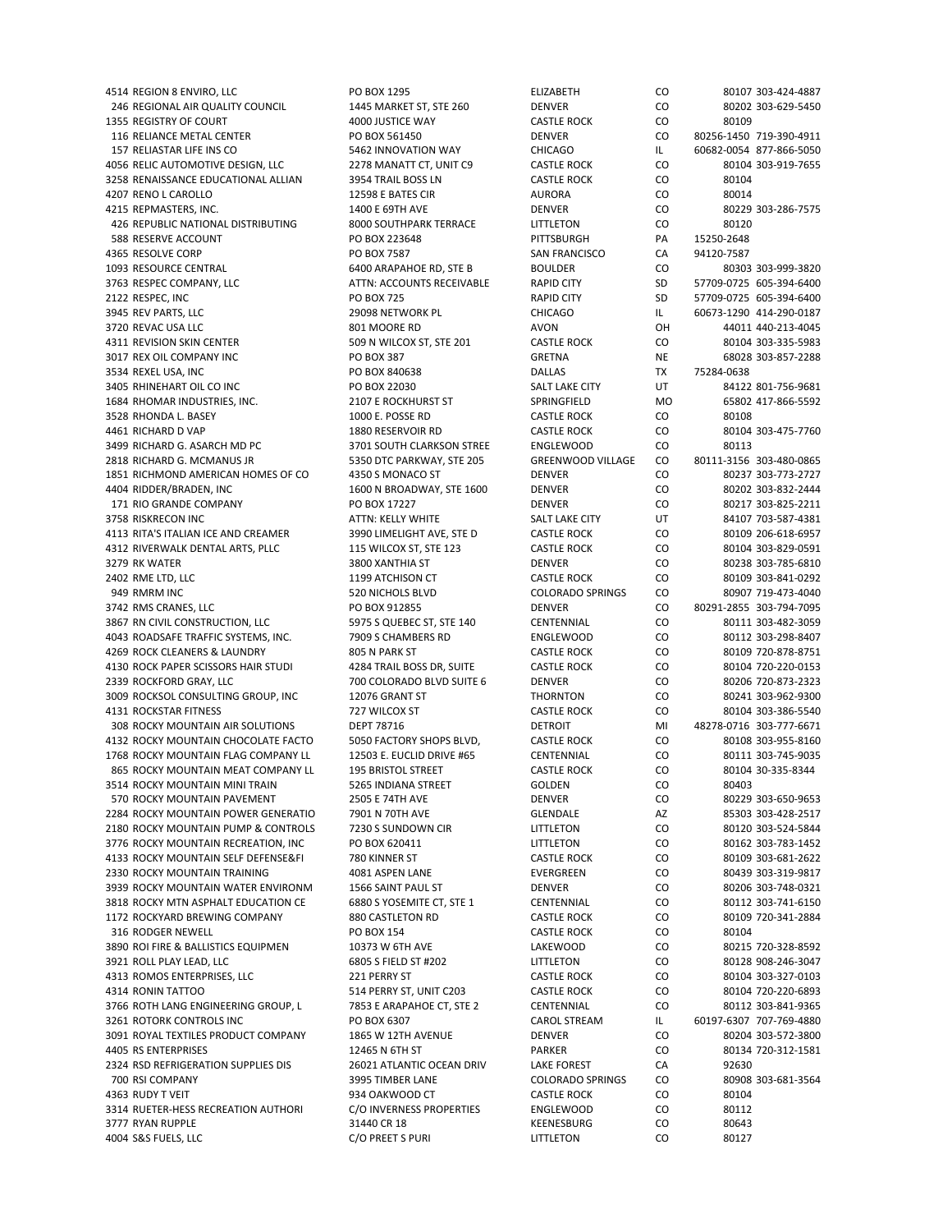| | | | | | | |
|---|---|---|---|---|---|---|
| 4514 | REGION 8 ENVIRO, LLC | PO BOX 1295 | ELIZABETH | CO | 80107 | 303-424-4887 |
| 246 | REGIONAL AIR QUALITY COUNCIL | 1445 MARKET ST, STE 260 | DENVER | CO | 80202 | 303-629-5450 |
| 1355 | REGISTRY OF COURT | 4000 JUSTICE WAY | CASTLE ROCK | CO | 80109 | |
| 116 | RELIANCE METAL CENTER | PO BOX 561450 | DENVER | CO | 80256-1450 | 719-390-4911 |
| 157 | RELIASTAR LIFE INS CO | 5462 INNOVATION WAY | CHICAGO | IL | 60682-0054 | 877-866-5050 |
| 4056 | RELIC AUTOMOTIVE DESIGN, LLC | 2278 MANATT CT, UNIT C9 | CASTLE ROCK | CO | 80104 | 303-919-7655 |
| 3258 | RENAISSANCE EDUCATIONAL ALLIAN | 3954 TRAIL BOSS LN | CASTLE ROCK | CO | 80104 | |
| 4207 | RENO L CAROLLO | 12598 E BATES CIR | AURORA | CO | 80014 | |
| 4215 | REPMASTERS, INC. | 1400 E 69TH AVE | DENVER | CO | 80229 | 303-286-7575 |
| 426 | REPUBLIC NATIONAL DISTRIBUTING | 8000 SOUTHPARK TERRACE | LITTLETON | CO | 80120 | |
| 588 | RESERVE ACCOUNT | PO BOX 223648 | PITTSBURGH | PA | 15250-2648 | |
| 4365 | RESOLVE CORP | PO BOX 7587 | SAN FRANCISCO | CA | 94120-7587 | |
| 1093 | RESOURCE CENTRAL | 6400 ARAPAHOE RD, STE B | BOULDER | CO | 80303 | 303-999-3820 |
| 3763 | RESPEC COMPANY, LLC | ATTN: ACCOUNTS RECEIVABLE | RAPID CITY | SD | 57709-0725 | 605-394-6400 |
| 2122 | RESPEC, INC | PO BOX 725 | RAPID CITY | SD | 57709-0725 | 605-394-6400 |
| 3945 | REV PARTS, LLC | 29098 NETWORK PL | CHICAGO | IL | 60673-1290 | 414-290-0187 |
| 3720 | REVAC USA LLC | 801 MOORE RD | AVON | OH | 44011 | 440-213-4045 |
| 4311 | REVISION SKIN CENTER | 509 N WILCOX ST, STE 201 | CASTLE ROCK | CO | 80104 | 303-335-5983 |
| 3017 | REX OIL COMPANY INC | PO BOX 387 | GRETNA | NE | 68028 | 303-857-2288 |
| 3534 | REXEL USA, INC | PO BOX 840638 | DALLAS | TX | 75284-0638 | |
| 3405 | RHINEHART OIL CO INC | PO BOX 22030 | SALT LAKE CITY | UT | 84122 | 801-756-9681 |
| 1684 | RHOMAR INDUSTRIES, INC. | 2107 E ROCKHURST ST | SPRINGFIELD | MO | 65802 | 417-866-5592 |
| 3528 | RHONDA L. BASEY | 1000 E. POSSE RD | CASTLE ROCK | CO | 80108 | |
| 4461 | RICHARD D VAP | 1880 RESERVOIR RD | CASTLE ROCK | CO | 80104 | 303-475-7760 |
| 3499 | RICHARD G. ASARCH MD PC | 3701 SOUTH CLARKSON STREE | ENGLEWOOD | CO | 80113 | |
| 2818 | RICHARD G. MCMANUS JR | 5350 DTC PARKWAY, STE 205 | GREENWOOD VILLAGE | CO | 80111-3156 | 303-480-0865 |
| 1851 | RICHMOND AMERICAN HOMES OF CO | 4350 S MONACO ST | DENVER | CO | 80237 | 303-773-2727 |
| 4404 | RIDDER/BRADEN, INC | 1600 N BROADWAY, STE 1600 | DENVER | CO | 80202 | 303-832-2444 |
| 171 | RIO GRANDE COMPANY | PO BOX 17227 | DENVER | CO | 80217 | 303-825-2211 |
| 3758 | RISKRECON INC | ATTN: KELLY WHITE | SALT LAKE CITY | UT | 84107 | 703-587-4381 |
| 4113 | RITA'S ITALIAN ICE AND CREAMER | 3990 LIMELIGHT AVE, STE D | CASTLE ROCK | CO | 80109 | 206-618-6957 |
| 4312 | RIVERWALK DENTAL ARTS, PLLC | 115 WILCOX ST, STE 123 | CASTLE ROCK | CO | 80104 | 303-829-0591 |
| 3279 | RK WATER | 3800 XANTHIA ST | DENVER | CO | 80238 | 303-785-6810 |
| 2402 | RME LTD, LLC | 1199 ATCHISON CT | CASTLE ROCK | CO | 80109 | 303-841-0292 |
| 949 | RMRM INC | 520 NICHOLS BLVD | COLORADO SPRINGS | CO | 80907 | 719-473-4040 |
| 3742 | RMS CRANES, LLC | PO BOX 912855 | DENVER | CO | 80291-2855 | 303-794-7095 |
| 3867 | RN CIVIL CONSTRUCTION, LLC | 5975 S QUEBEC ST, STE 140 | CENTENNIAL | CO | 80111 | 303-482-3059 |
| 4043 | ROADSAFE TRAFFIC SYSTEMS, INC. | 7909 S CHAMBERS RD | ENGLEWOOD | CO | 80112 | 303-298-8407 |
| 4269 | ROCK CLEANERS & LAUNDRY | 805 N PARK ST | CASTLE ROCK | CO | 80109 | 720-878-8751 |
| 4130 | ROCK PAPER SCISSORS HAIR STUDI | 4284 TRAIL BOSS DR, SUITE | CASTLE ROCK | CO | 80104 | 720-220-0153 |
| 2339 | ROCKFORD GRAY, LLC | 700 COLORADO BLVD SUITE 6 | DENVER | CO | 80206 | 720-873-2323 |
| 3009 | ROCKSOL CONSULTING GROUP, INC | 12076 GRANT ST | THORNTON | CO | 80241 | 303-962-9300 |
| 4131 | ROCKSTAR FITNESS | 727 WILCOX ST | CASTLE ROCK | CO | 80104 | 303-386-5540 |
| 308 | ROCKY MOUNTAIN AIR SOLUTIONS | DEPT 78716 | DETROIT | MI | 48278-0716 | 303-777-6671 |
| 4132 | ROCKY MOUNTAIN CHOCOLATE FACTO | 5050 FACTORY SHOPS BLVD, | CASTLE ROCK | CO | 80108 | 303-955-8160 |
| 1768 | ROCKY MOUNTAIN FLAG COMPANY LL | 12503 E. EUCLID DRIVE #65 | CENTENNIAL | CO | 80111 | 303-745-9035 |
| 865 | ROCKY MOUNTAIN MEAT COMPANY LL | 195 BRISTOL STREET | CASTLE ROCK | CO | 80104 | 30-335-8344 |
| 3514 | ROCKY MOUNTAIN MINI TRAIN | 5265 INDIANA STREET | GOLDEN | CO | 80403 | |
| 570 | ROCKY MOUNTAIN PAVEMENT | 2505 E 74TH AVE | DENVER | CO | 80229 | 303-650-9653 |
| 2284 | ROCKY MOUNTAIN POWER GENERATIO | 7901 N 70TH AVE | GLENDALE | AZ | 85303 | 303-428-2517 |
| 2180 | ROCKY MOUNTAIN PUMP & CONTROLS | 7230 S SUNDOWN CIR | LITTLETON | CO | 80120 | 303-524-5844 |
| 3776 | ROCKY MOUNTAIN RECREATION, INC | PO BOX 620411 | LITTLETON | CO | 80162 | 303-783-1452 |
| 4133 | ROCKY MOUNTAIN SELF DEFENSE&FI | 780 KINNER ST | CASTLE ROCK | CO | 80109 | 303-681-2622 |
| 2330 | ROCKY MOUNTAIN TRAINING | 4081 ASPEN LANE | EVERGREEN | CO | 80439 | 303-319-9817 |
| 3939 | ROCKY MOUNTAIN WATER ENVIRONM | 1566 SAINT PAUL ST | DENVER | CO | 80206 | 303-748-0321 |
| 3818 | ROCKY MTN ASPHALT EDUCATION CE | 6880 S YOSEMITE CT, STE 1 | CENTENNIAL | CO | 80112 | 303-741-6150 |
| 1172 | ROCKYARD BREWING COMPANY | 880 CASTLETON RD | CASTLE ROCK | CO | 80109 | 720-341-2884 |
| 316 | RODGER NEWELL | PO BOX 154 | CASTLE ROCK | CO | 80104 | |
| 3890 | ROI FIRE & BALLISTICS EQUIPMEN | 10373 W 6TH AVE | LAKEWOOD | CO | 80215 | 720-328-8592 |
| 3921 | ROLL PLAY LEAD, LLC | 6805 S FIELD ST #202 | LITTLETON | CO | 80128 | 908-246-3047 |
| 4313 | ROMOS ENTERPRISES, LLC | 221 PERRY ST | CASTLE ROCK | CO | 80104 | 303-327-0103 |
| 4314 | RONIN TATTOO | 514 PERRY ST, UNIT C203 | CASTLE ROCK | CO | 80104 | 720-220-6893 |
| 3766 | ROTH LANG ENGINEERING GROUP, L | 7853 E ARAPAHOE CT, STE 2 | CENTENNIAL | CO | 80112 | 303-841-9365 |
| 3261 | ROTORK CONTROLS INC | PO BOX 6307 | CAROL STREAM | IL | 60197-6307 | 707-769-4880 |
| 3091 | ROYAL TEXTILES PRODUCT COMPANY | 1865 W 12TH AVENUE | DENVER | CO | 80204 | 303-572-3800 |
| 4405 | RS ENTERPRISES | 12465 N 6TH ST | PARKER | CO | 80134 | 720-312-1581 |
| 2324 | RSD REFRIGERATION SUPPLIES DIS | 26021 ATLANTIC OCEAN DRIV | LAKE FOREST | CA | 92630 | |
| 700 | RSI COMPANY | 3995 TIMBER LANE | COLORADO SPRINGS | CO | 80908 | 303-681-3564 |
| 4363 | RUDY T VEIT | 934 OAKWOOD CT | CASTLE ROCK | CO | 80104 | |
| 3314 | RUETER-HESS RECREATION AUTHORI | C/O INVERNESS PROPERTIES | ENGLEWOOD | CO | 80112 | |
| 3777 | RYAN RUPPLE | 31440 CR 18 | KEENESBURG | CO | 80643 | |
| 4004 | S&S FUELS, LLC | C/O PREET S PURI | LITTLETON | CO | 80127 | |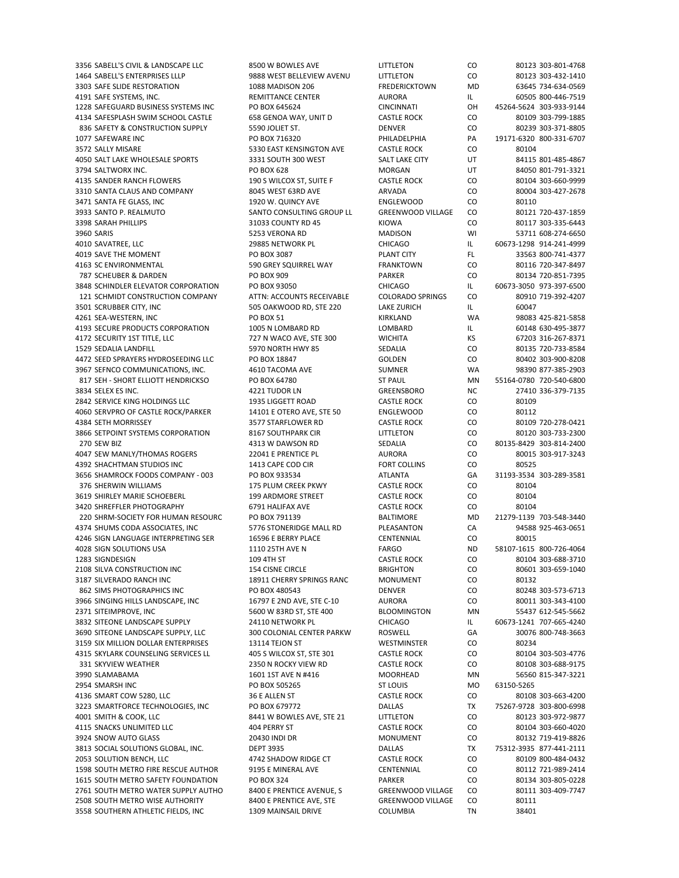| | | | | | | |
|---|---|---|---|---|---|---|
| 3356 | SABELL'S CIVIL & LANDSCAPE LLC | 8500 W BOWLES AVE | LITTLETON | CO | 80123 | 303-801-4768 |
| 1464 | SABELL'S ENTERPRISES LLLP | 9888 WEST BELLEVIEW AVENU | LITTLETON | CO | 80123 | 303-432-1410 |
| 3303 | SAFE SLIDE RESTORATION | 1088 MADISON 206 | FREDERICKTOWN | MD | 63645 | 734-634-0569 |
| 4191 | SAFE SYSTEMS, INC. | REMITTANCE CENTER | AURORA | IL | 60505 | 800-446-7519 |
| 1228 | SAFEGUARD BUSINESS SYSTEMS INC | PO BOX 645624 | CINCINNATI | OH | 45264-5624 | 303-933-9144 |
| 4134 | SAFESPLASH SWIM SCHOOL CASTLE | 658 GENOA WAY, UNIT D | CASTLE ROCK | CO | 80109 | 303-799-1885 |
| 836 | SAFETY & CONSTRUCTION SUPPLY | 5590 JOLIET ST. | DENVER | CO | 80239 | 303-371-8805 |
| 1077 | SAFEWARE INC | PO BOX 716320 | PHILADELPHIA | PA | 19171-6320 | 800-331-6707 |
| 3572 | SALLY MISARE | 5330 EAST KENSINGTON AVE | CASTLE ROCK | CO | 80104 | |
| 4050 | SALT LAKE WHOLESALE SPORTS | 3331 SOUTH 300 WEST | SALT LAKE CITY | UT | 84115 | 801-485-4867 |
| 3794 | SALTWORX INC. | PO BOX 628 | MORGAN | UT | 84050 | 801-791-3321 |
| 4135 | SANDER RANCH FLOWERS | 190 S WILCOX ST, SUITE F | CASTLE ROCK | CO | 80104 | 303-660-9999 |
| 3310 | SANTA CLAUS AND COMPANY | 8045 WEST 63RD AVE | ARVADA | CO | 80004 | 303-427-2678 |
| 3471 | SANTA FE GLASS, INC | 1920 W. QUINCY AVE | ENGLEWOOD | CO | 80110 | |
| 3933 | SANTO P. REALMUTO | SANTO CONSULTING GROUP LL | GREENWOOD VILLAGE | CO | 80121 | 720-437-1859 |
| 3398 | SARAH PHILLIPS | 31033 COUNTY RD 45 | KIOWA | CO | 80117 | 303-335-6443 |
| 3960 | SARIS | 5253 VERONA RD | MADISON | WI | 53711 | 608-274-6650 |
| 4010 | SAVATREE, LLC | 29885 NETWORK PL | CHICAGO | IL | 60673-1298 | 914-241-4999 |
| 4019 | SAVE THE MOMENT | PO BOX 3087 | PLANT CITY | FL | 33563 | 800-741-4377 |
| 4163 | SC ENVIRONMENTAL | 590 GREY SQUIRREL WAY | FRANKTOWN | CO | 80116 | 720-347-8497 |
| 787 | SCHEUBER & DARDEN | PO BOX 909 | PARKER | CO | 80134 | 720-851-7395 |
| 3848 | SCHINDLER ELEVATOR CORPORATION | PO BOX 93050 | CHICAGO | IL | 60673-3050 | 973-397-6500 |
| 121 | SCHMIDT CONSTRUCTION COMPANY | ATTN: ACCOUNTS RECEIVABLE | COLORADO SPRINGS | CO | 80910 | 719-392-4207 |
| 3501 | SCRUBBER CITY, INC | 505 OAKWOOD RD, STE 220 | LAKE ZURICH | IL | 60047 | |
| 4261 | SEA-WESTERN, INC | PO BOX 51 | KIRKLAND | WA | 98083 | 425-821-5858 |
| 4193 | SECURE PRODUCTS CORPORATION | 1005 N LOMBARD RD | LOMBARD | IL | 60148 | 630-495-3877 |
| 4172 | SECURITY 1ST TITLE, LLC | 727 N WACO AVE, STE 300 | WICHITA | KS | 67203 | 316-267-8371 |
| 1529 | SEDALIA LANDFILL | 5970 NORTH HWY 85 | SEDALIA | CO | 80135 | 720-733-8584 |
| 4472 | SEED SPRAYERS HYDROSEEDING LLC | PO BOX 18847 | GOLDEN | CO | 80402 | 303-900-8208 |
| 3967 | SEFNCO COMMUNICATIONS, INC. | 4610 TACOMA AVE | SUMNER | WA | 98390 | 877-385-2903 |
| 817 | SEH - SHORT ELLIOTT HENDRICKSO | PO BOX 64780 | ST PAUL | MN | 55164-0780 | 720-540-6800 |
| 3834 | SELEX ES INC. | 4221 TUDOR LN | GREENSBORO | NC | 27410 | 336-379-7135 |
| 2842 | SERVICE KING HOLDINGS LLC | 1935 LIGGETT ROAD | CASTLE ROCK | CO | 80109 | |
| 4060 | SERVPRO OF CASTLE ROCK/PARKER | 14101 E OTERO AVE, STE 50 | ENGLEWOOD | CO | 80112 | |
| 4384 | SETH MORRISSEY | 3577 STARFLOWER RD | CASTLE ROCK | CO | 80109 | 720-278-0421 |
| 3866 | SETPOINT SYSTEMS CORPORATION | 8167 SOUTHPARK CIR | LITTLETON | CO | 80120 | 303-733-2300 |
| 270 | SEW BIZ | 4313 W DAWSON RD | SEDALIA | CO | 80135-8429 | 303-814-2400 |
| 4047 | SEW MANLY/THOMAS ROGERS | 22041 E PRENTICE PL | AURORA | CO | 80015 | 303-917-3243 |
| 4392 | SHACHTMAN STUDIOS INC | 1413 CAPE COD CIR | FORT COLLINS | CO | 80525 | |
| 3656 | SHAMROCK FOODS COMPANY - 003 | PO BOX 933534 | ATLANTA | GA | 31193-3534 | 303-289-3581 |
| 376 | SHERWIN WILLIAMS | 175 PLUM CREEK PKWY | CASTLE ROCK | CO | 80104 | |
| 3619 | SHIRLEY MARIE SCHOEBERL | 199 ARDMORE STREET | CASTLE ROCK | CO | 80104 | |
| 3420 | SHREFFLER PHOTOGRAPHY | 6791 HALIFAX AVE | CASTLE ROCK | CO | 80104 | |
| 220 | SHRM-SOCIETY FOR HUMAN RESOURC | PO BOX 791139 | BALTIMORE | MD | 21279-1139 | 703-548-3440 |
| 4374 | SHUMS CODA ASSOCIATES, INC | 5776 STONERIDGE MALL RD | PLEASANTON | CA | 94588 | 925-463-0651 |
| 4246 | SIGN LANGUAGE INTERPRETING SER | 16596 E BERRY PLACE | CENTENNIAL | CO | 80015 | |
| 4028 | SIGN SOLUTIONS USA | 1110 25TH AVE N | FARGO | ND | 58107-1615 | 800-726-4064 |
| 1283 | SIGNDESIGN | 109 4TH ST | CASTLE ROCK | CO | 80104 | 303-688-3710 |
| 2108 | SILVA CONSTRUCTION INC | 154 CISNE CIRCLE | BRIGHTON | CO | 80601 | 303-659-1040 |
| 3187 | SILVERADO RANCH INC | 18911 CHERRY SPRINGS RANC | MONUMENT | CO | 80132 | |
| 862 | SIMS PHOTOGRAPHICS INC | PO BOX 480543 | DENVER | CO | 80248 | 303-573-6713 |
| 3966 | SINGING HILLS LANDSCAPE, INC | 16797 E 2ND AVE, STE C-10 | AURORA | CO | 80011 | 303-343-4100 |
| 2371 | SITEIMPROVE, INC | 5600 W 83RD ST, STE 400 | BLOOMINGTON | MN | 55437 | 612-545-5662 |
| 3832 | SITEONE LANDSCAPE SUPPLY | 24110 NETWORK PL | CHICAGO | IL | 60673-1241 | 707-665-4240 |
| 3690 | SITEONE LANDSCAPE SUPPLY, LLC | 300 COLONIAL CENTER PARKW | ROSWELL | GA | 30076 | 800-748-3663 |
| 3159 | SIX MILLION DOLLAR ENTERPRISES | 13114 TEJON ST | WESTMINSTER | CO | 80234 | |
| 4315 | SKYLARK COUNSELING SERVICES LL | 405 S WILCOX ST, STE 301 | CASTLE ROCK | CO | 80104 | 303-503-4776 |
| 331 | SKYVIEW WEATHER | 2350 N ROCKY VIEW RD | CASTLE ROCK | CO | 80108 | 303-688-9175 |
| 3990 | SLAMABAMA | 1601 1ST AVE N #416 | MOORHEAD | MN | 56560 | 815-347-3221 |
| 2954 | SMARSH INC | PO BOX 505265 | ST LOUIS | MO | 63150-5265 | |
| 4136 | SMART COW 5280, LLC | 36 E ALLEN ST | CASTLE ROCK | CO | 80108 | 303-663-4200 |
| 3223 | SMARTFORCE TECHNOLOGIES, INC | PO BOX 679772 | DALLAS | TX | 75267-9728 | 303-800-6998 |
| 4001 | SMITH & COOK, LLC | 8441 W BOWLES AVE, STE 21 | LITTLETON | CO | 80123 | 303-972-9877 |
| 4115 | SNACKS UNLIMITED LLC | 404 PERRY ST | CASTLE ROCK | CO | 80104 | 303-660-4020 |
| 3924 | SNOW AUTO GLASS | 20430 INDI DR | MONUMENT | CO | 80132 | 719-419-8826 |
| 3813 | SOCIAL SOLUTIONS GLOBAL, INC. | DEPT 3935 | DALLAS | TX | 75312-3935 | 877-441-2111 |
| 2053 | SOLUTION BENCH, LLC | 4742 SHADOW RIDGE CT | CASTLE ROCK | CO | 80109 | 800-484-0432 |
| 1598 | SOUTH METRO FIRE RESCUE AUTHOR | 9195 E MINERAL AVE | CENTENNIAL | CO | 80112 | 721-989-2414 |
| 1615 | SOUTH METRO SAFETY FOUNDATION | PO BOX 324 | PARKER | CO | 80134 | 303-805-0228 |
| 2761 | SOUTH METRO WATER SUPPLY AUTHO | 8400 E PRENTICE AVENUE, S | GREENWOOD VILLAGE | CO | 80111 | 303-409-7747 |
| 2508 | SOUTH METRO WISE AUTHORITY | 8400 E PRENTICE AVE, STE | GREENWOOD VILLAGE | CO | 80111 | |
| 3558 | SOUTHERN ATHLETIC FIELDS, INC | 1309 MAINSAIL DRIVE | COLUMBIA | TN | 38401 | |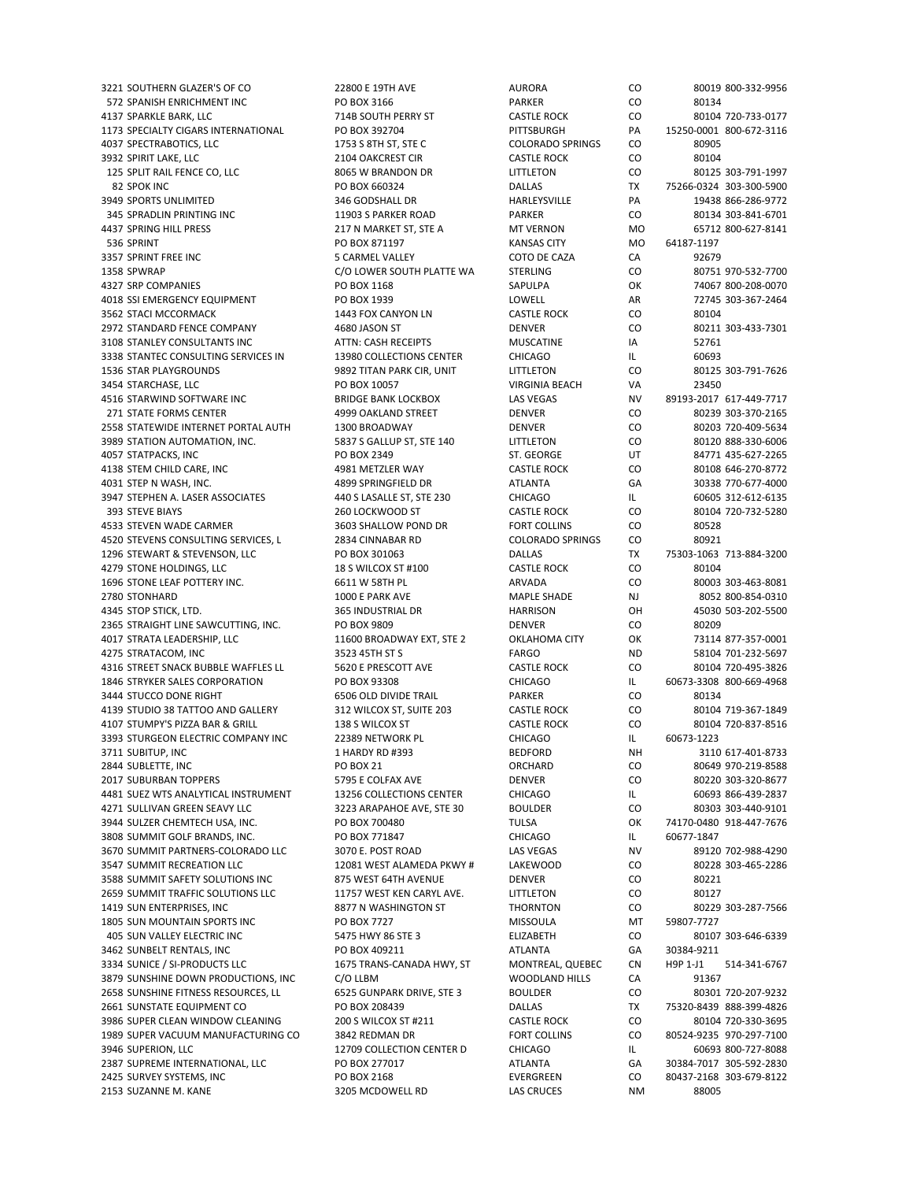| | | | | | | |
|---|---|---|---|---|---|---|
| 3221 | SOUTHERN GLAZER'S OF CO | 22800 E 19TH AVE | AURORA | CO | 80019 | 800-332-9956 |
| 572 | SPANISH ENRICHMENT INC | PO BOX 3166 | PARKER | CO | 80134 | |
| 4137 | SPARKLE BARK, LLC | 714B SOUTH PERRY ST | CASTLE ROCK | CO | 80104 | 720-733-0177 |
| 1173 | SPECIALTY CIGARS INTERNATIONAL | PO BOX 392704 | PITTSBURGH | PA | 15250-0001 | 800-672-3116 |
| 4037 | SPECTRABOTICS, LLC | 1753 S 8TH ST, STE C | COLORADO SPRINGS | CO | 80905 | |
| 3932 | SPIRIT LAKE, LLC | 2104 OAKCREST CIR | CASTLE ROCK | CO | 80104 | |
| 125 | SPLIT RAIL FENCE CO, LLC | 8065 W BRANDON DR | LITTLETON | CO | 80125 | 303-791-1997 |
| 82 | SPOK INC | PO BOX 660324 | DALLAS | TX | 75266-0324 | 303-300-5900 |
| 3949 | SPORTS UNLIMITED | 346 GODSHALL DR | HARLEYSVILLE | PA | 19438 | 866-286-9772 |
| 345 | SPRADLIN PRINTING INC | 11903 S PARKER ROAD | PARKER | CO | 80134 | 303-841-6701 |
| 4437 | SPRING HILL PRESS | 217 N MARKET ST, STE A | MT VERNON | MO | 65712 | 800-627-8141 |
| 536 | SPRINT | PO BOX 871197 | KANSAS CITY | MO | 64187-1197 | |
| 3357 | SPRINT FREE INC | 5 CARMEL VALLEY | COTO DE CAZA | CA | 92679 | |
| 1358 | SPWRAP | C/O LOWER SOUTH PLATTE WA | STERLING | CO | 80751 | 970-532-7700 |
| 4327 | SRP COMPANIES | PO BOX 1168 | SAPULPA | OK | 74067 | 800-208-0070 |
| 4018 | SSI EMERGENCY EQUIPMENT | PO BOX 1939 | LOWELL | AR | 72745 | 303-367-2464 |
| 3562 | STACI MCCORMACK | 1443 FOX CANYON LN | CASTLE ROCK | CO | 80104 | |
| 2972 | STANDARD FENCE COMPANY | 4680 JASON ST | DENVER | CO | 80211 | 303-433-7301 |
| 3108 | STANLEY CONSULTANTS INC | ATTN: CASH RECEIPTS | MUSCATINE | IA | 52761 | |
| 3338 | STANTEC CONSULTING SERVICES IN | 13980 COLLECTIONS CENTER | CHICAGO | IL | 60693 | |
| 1536 | STAR PLAYGROUNDS | 9892 TITAN PARK CIR, UNIT | LITTLETON | CO | 80125 | 303-791-7626 |
| 3454 | STARCHASE, LLC | PO BOX 10057 | VIRGINIA BEACH | VA | 23450 | |
| 4516 | STARWIND SOFTWARE INC | BRIDGE BANK LOCKBOX | LAS VEGAS | NV | 89193-2017 | 617-449-7717 |
| 271 | STATE FORMS CENTER | 4999 OAKLAND STREET | DENVER | CO | 80239 | 303-370-2165 |
| 2558 | STATEWIDE INTERNET PORTAL AUTH | 1300 BROADWAY | DENVER | CO | 80203 | 720-409-5634 |
| 3989 | STATION AUTOMATION, INC. | 5837 S GALLUP ST, STE 140 | LITTLETON | CO | 80120 | 888-330-6006 |
| 4057 | STATPACKS, INC | PO BOX 2349 | ST. GEORGE | UT | 84771 | 435-627-2265 |
| 4138 | STEM CHILD CARE, INC | 4981 METZLER WAY | CASTLE ROCK | CO | 80108 | 646-270-8772 |
| 4031 | STEP N WASH, INC. | 4899 SPRINGFIELD DR | ATLANTA | GA | 30338 | 770-677-4000 |
| 3947 | STEPHEN A. LASER ASSOCIATES | 440 S LASALLE ST, STE 230 | CHICAGO | IL | 60605 | 312-612-6135 |
| 393 | STEVE BIAYS | 260 LOCKWOOD ST | CASTLE ROCK | CO | 80104 | 720-732-5280 |
| 4533 | STEVEN WADE CARMER | 3603 SHALLOW POND DR | FORT COLLINS | CO | 80528 | |
| 4520 | STEVENS CONSULTING SERVICES, L | 2834 CINNABAR RD | COLORADO SPRINGS | CO | 80921 | |
| 1296 | STEWART & STEVENSON, LLC | PO BOX 301063 | DALLAS | TX | 75303-1063 | 713-884-3200 |
| 4279 | STONE HOLDINGS, LLC | 18 S WILCOX ST #100 | CASTLE ROCK | CO | 80104 | |
| 1696 | STONE LEAF POTTERY INC. | 6611 W 58TH PL | ARVADA | CO | 80003 | 303-463-8081 |
| 2780 | STONHARD | 1000 E PARK AVE | MAPLE SHADE | NJ | 8052 | 800-854-0310 |
| 4345 | STOP STICK, LTD. | 365 INDUSTRIAL DR | HARRISON | OH | 45030 | 503-202-5500 |
| 2365 | STRAIGHT LINE SAWCUTTING, INC. | PO BOX 9809 | DENVER | CO | 80209 | |
| 4017 | STRATA LEADERSHIP, LLC | 11600 BROADWAY EXT, STE 2 | OKLAHOMA CITY | OK | 73114 | 877-357-0001 |
| 4275 | STRATACOM, INC | 3523 45TH ST S | FARGO | ND | 58104 | 701-232-5697 |
| 4316 | STREET SNACK BUBBLE WAFFLES LL | 5620 E PRESCOTT AVE | CASTLE ROCK | CO | 80104 | 720-495-3826 |
| 1846 | STRYKER SALES CORPORATION | PO BOX 93308 | CHICAGO | IL | 60673-3308 | 800-669-4968 |
| 3444 | STUCCO DONE RIGHT | 6506 OLD DIVIDE TRAIL | PARKER | CO | 80134 | |
| 4139 | STUDIO 38 TATTOO AND GALLERY | 312 WILCOX ST, SUITE 203 | CASTLE ROCK | CO | 80104 | 719-367-1849 |
| 4107 | STUMPY'S PIZZA BAR & GRILL | 138 S WILCOX ST | CASTLE ROCK | CO | 80104 | 720-837-8516 |
| 3393 | STURGEON ELECTRIC COMPANY INC | 22389 NETWORK PL | CHICAGO | IL | 60673-1223 | |
| 3711 | SUBITUP, INC | 1 HARDY RD #393 | BEDFORD | NH | 3110 | 617-401-8733 |
| 2844 | SUBLETTE, INC | PO BOX 21 | ORCHARD | CO | 80649 | 970-219-8588 |
| 2017 | SUBURBAN TOPPERS | 5795 E COLFAX AVE | DENVER | CO | 80220 | 303-320-8677 |
| 4481 | SUEZ WTS ANALYTICAL INSTRUMENT | 13256 COLLECTIONS CENTER | CHICAGO | IL | 60693 | 866-439-2837 |
| 4271 | SULLIVAN GREEN SEAVY LLC | 3223 ARAPAHOE AVE, STE 30 | BOULDER | CO | 80303 | 303-440-9101 |
| 3944 | SULZER CHEMTECH USA, INC. | PO BOX 700480 | TULSA | OK | 74170-0480 | 918-447-7676 |
| 3808 | SUMMIT GOLF BRANDS, INC. | PO BOX 771847 | CHICAGO | IL | 60677-1847 | |
| 3670 | SUMMIT PARTNERS-COLORADO LLC | 3070 E. POST ROAD | LAS VEGAS | NV | 89120 | 702-988-4290 |
| 3547 | SUMMIT RECREATION LLC | 12081 WEST ALAMEDA PKWY # | LAKEWOOD | CO | 80228 | 303-465-2286 |
| 3588 | SUMMIT SAFETY SOLUTIONS INC | 875 WEST 64TH AVENUE | DENVER | CO | 80221 | |
| 2659 | SUMMIT TRAFFIC SOLUTIONS LLC | 11757 WEST KEN CARYL AVE. | LITTLETON | CO | 80127 | |
| 1419 | SUN ENTERPRISES, INC | 8877 N WASHINGTON ST | THORNTON | CO | 80229 | 303-287-7566 |
| 1805 | SUN MOUNTAIN SPORTS INC | PO BOX 7727 | MISSOULA | MT | 59807-7727 | |
| 405 | SUN VALLEY ELECTRIC INC | 5475 HWY 86 STE 3 | ELIZABETH | CO | 80107 | 303-646-6339 |
| 3462 | SUNBELT RENTALS, INC | PO BOX 409211 | ATLANTA | GA | 30384-9211 | |
| 3334 | SUNICE / SI-PRODUCTS LLC | 1675 TRANS-CANADA HWY, ST | MONTREAL, QUEBEC | CN | H9P 1-J1 | 514-341-6767 |
| 3879 | SUNSHINE DOWN PRODUCTIONS, INC | C/O LLBM | WOODLAND HILLS | CA | 91367 | |
| 2658 | SUNSHINE FITNESS RESOURCES, LL | 6525 GUNPARK DRIVE, STE 3 | BOULDER | CO | 80301 | 720-207-9232 |
| 2661 | SUNSTATE EQUIPMENT CO | PO BOX 208439 | DALLAS | TX | 75320-8439 | 888-399-4826 |
| 3986 | SUPER CLEAN WINDOW CLEANING | 200 S WILCOX ST #211 | CASTLE ROCK | CO | 80104 | 720-330-3695 |
| 1989 | SUPER VACUUM MANUFACTURING CO | 3842 REDMAN DR | FORT COLLINS | CO | 80524-9235 | 970-297-7100 |
| 3946 | SUPERION, LLC | 12709 COLLECTION CENTER D | CHICAGO | IL | 60693 | 800-727-8088 |
| 2387 | SUPREME INTERNATIONAL, LLC | PO BOX 277017 | ATLANTA | GA | 30384-7017 | 305-592-2830 |
| 2425 | SURVEY SYSTEMS, INC | PO BOX 2168 | EVERGREEN | CO | 80437-2168 | 303-679-8122 |
| 2153 | SUZANNE M. KANE | 3205 MCDOWELL RD | LAS CRUCES | NM | 88005 | |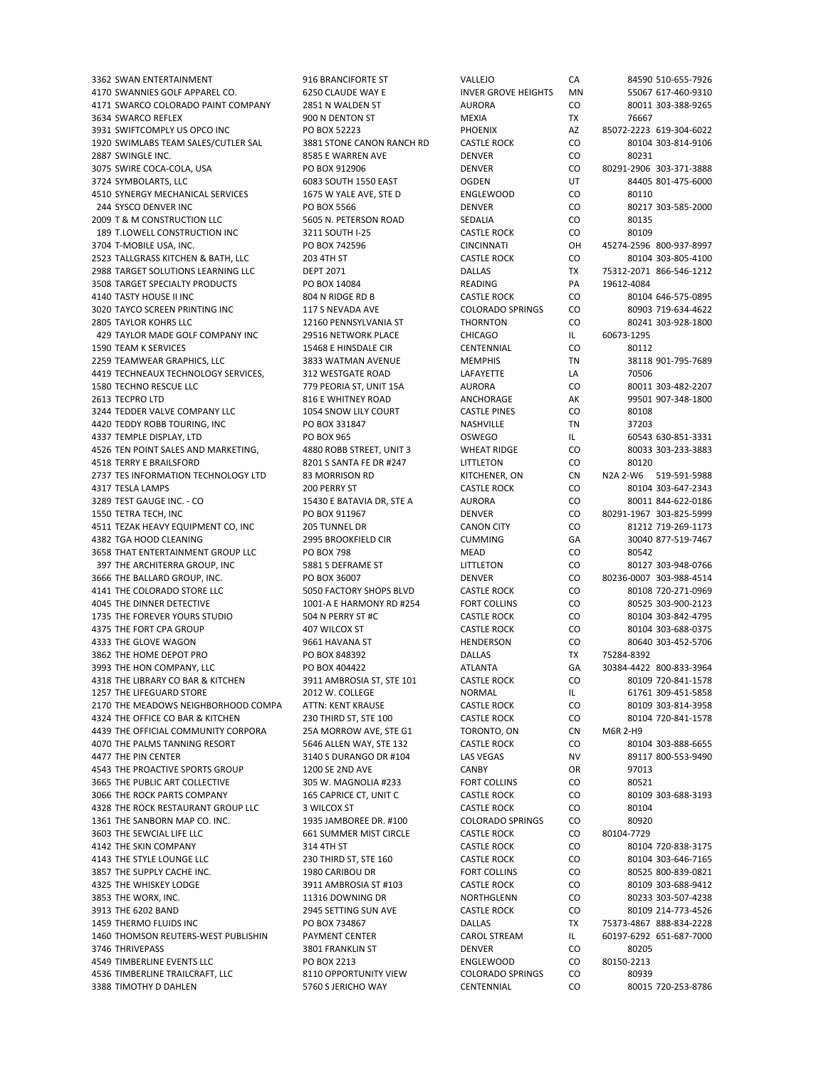| | | | | | | |
|---|---|---|---|---|---|---|
| 3362 | SWAN ENTERTAINMENT | 916 BRANCIFORTE ST | VALLEJO | CA | 84590 | 510-655-7926 |
| 4170 | SWANNIES GOLF APPAREL CO. | 6250 CLAUDE WAY E | INVER GROVE HEIGHTS | MN | 55067 | 617-460-9310 |
| 4171 | SWARCO COLORADO PAINT COMPANY | 2851 N WALDEN ST | AURORA | CO | 80011 | 303-388-9265 |
| 3634 | SWARCO REFLEX | 900 N DENTON ST | MEXIA | TX | 76667 | |
| 3931 | SWIFTCOMPLY US OPCO INC | PO BOX 52223 | PHOENIX | AZ | 85072-2223 | 619-304-6022 |
| 1920 | SWIMLABS TEAM SALES/CUTLER SAL | 3881 STONE CANON RANCH RD | CASTLE ROCK | CO | 80104 | 303-814-9106 |
| 2887 | SWINGLE INC. | 8585 E WARREN AVE | DENVER | CO | 80231 | |
| 3075 | SWIRE COCA-COLA, USA | PO BOX 912906 | DENVER | CO | 80291-2906 | 303-371-3888 |
| 3724 | SYMBOLARTS, LLC | 6083 SOUTH 1550 EAST | OGDEN | UT | 84405 | 801-475-6000 |
| 4510 | SYNERGY MECHANICAL SERVICES | 1675 W YALE AVE, STE D | ENGLEWOOD | CO | 80110 | |
| 244 | SYSCO DENVER INC | PO BOX 5566 | DENVER | CO | 80217 | 303-585-2000 |
| 2009 | T & M CONSTRUCTION LLC | 5605 N. PETERSON ROAD | SEDALIA | CO | 80135 | |
| 189 | T.LOWELL CONSTRUCTION INC | 3211 SOUTH I-25 | CASTLE ROCK | CO | 80109 | |
| 3704 | T-MOBILE USA, INC. | PO BOX 742596 | CINCINNATI | OH | 45274-2596 | 800-937-8997 |
| 2523 | TALLGRASS KITCHEN & BATH, LLC | 203 4TH ST | CASTLE ROCK | CO | 80104 | 303-805-4100 |
| 2988 | TARGET SOLUTIONS LEARNING LLC | DEPT 2071 | DALLAS | TX | 75312-2071 | 866-546-1212 |
| 3508 | TARGET SPECIALTY PRODUCTS | PO BOX 14084 | READING | PA | 19612-4084 | |
| 4140 | TASTY HOUSE II INC | 804 N RIDGE RD B | CASTLE ROCK | CO | 80104 | 646-575-0895 |
| 3020 | TAYCO SCREEN PRINTING INC | 117 S NEVADA AVE | COLORADO SPRINGS | CO | 80903 | 719-634-4622 |
| 2805 | TAYLOR KOHRS LLC | 12160 PENNSYLVANIA ST | THORNTON | CO | 80241 | 303-928-1800 |
| 429 | TAYLOR MADE GOLF COMPANY INC | 29516 NETWORK PLACE | CHICAGO | IL | 60673-1295 | |
| 1590 | TEAM K SERVICES | 15468 E HINSDALE CIR | CENTENNIAL | CO | 80112 | |
| 2259 | TEAMWEAR GRAPHICS, LLC | 3833 WATMAN AVENUE | MEMPHIS | TN | 38118 | 901-795-7689 |
| 4419 | TECHNEAUX TECHNOLOGY SERVICES, | 312 WESTGATE ROAD | LAFAYETTE | LA | 70506 | |
| 1580 | TECHNO RESCUE LLC | 779 PEORIA ST, UNIT 15A | AURORA | CO | 80011 | 303-482-2207 |
| 2613 | TECPRO LTD | 816 E WHITNEY ROAD | ANCHORAGE | AK | 99501 | 907-348-1800 |
| 3244 | TEDDER VALVE COMPANY LLC | 1054 SNOW LILY COURT | CASTLE PINES | CO | 80108 | |
| 4420 | TEDDY ROBB TOURING, INC | PO BOX 331847 | NASHVILLE | TN | 37203 | |
| 4337 | TEMPLE DISPLAY, LTD | PO BOX 965 | OSWEGO | IL | 60543 | 630-851-3331 |
| 4526 | TEN POINT SALES AND MARKETING, | 4880 ROBB STREET, UNIT 3 | WHEAT RIDGE | CO | 80033 | 303-233-3883 |
| 4518 | TERRY E BRAILSFORD | 8201 S SANTA FE DR #247 | LITTLETON | CO | 80120 | |
| 2737 | TES INFORMATION TECHNOLOGY LTD | 83 MORRISON RD | KITCHENER, ON | CN | N2A 2-W6 | 519-591-5988 |
| 4317 | TESLA LAMPS | 200 PERRY ST | CASTLE ROCK | CO | 80104 | 303-647-2343 |
| 3289 | TEST GAUGE INC. - CO | 15430 E BATAVIA DR, STE A | AURORA | CO | 80011 | 844-622-0186 |
| 1550 | TETRA TECH, INC | PO BOX 911967 | DENVER | CO | 80291-1967 | 303-825-5999 |
| 4511 | TEZAK HEAVY EQUIPMENT CO, INC | 205 TUNNEL DR | CANON CITY | CO | 81212 | 719-269-1173 |
| 4382 | TGA HOOD CLEANING | 2995 BROOKFIELD CIR | CUMMING | GA | 30040 | 877-519-7467 |
| 3658 | THAT ENTERTAINMENT GROUP LLC | PO BOX 798 | MEAD | CO | 80542 | |
| 397 | THE ARCHITERRA GROUP, INC | 5881 S DEFRAME ST | LITTLETON | CO | 80127 | 303-948-0766 |
| 3666 | THE BALLARD GROUP, INC. | PO BOX 36007 | DENVER | CO | 80236-0007 | 303-988-4514 |
| 4141 | THE COLORADO STORE LLC | 5050 FACTORY SHOPS BLVD | CASTLE ROCK | CO | 80108 | 720-271-0969 |
| 4045 | THE DINNER DETECTIVE | 1001-A E HARMONY RD #254 | FORT COLLINS | CO | 80525 | 303-900-2123 |
| 1735 | THE FOREVER YOURS STUDIO | 504 N PERRY ST #C | CASTLE ROCK | CO | 80104 | 303-842-4795 |
| 4375 | THE FORT CPA GROUP | 407 WILCOX ST | CASTLE ROCK | CO | 80104 | 303-688-0375 |
| 4333 | THE GLOVE WAGON | 9661 HAVANA ST | HENDERSON | CO | 80640 | 303-452-5706 |
| 3862 | THE HOME DEPOT PRO | PO BOX 848392 | DALLAS | TX | 75284-8392 | |
| 3993 | THE HON COMPANY, LLC | PO BOX 404422 | ATLANTA | GA | 30384-4422 | 800-833-3964 |
| 4318 | THE LIBRARY CO BAR & KITCHEN | 3911 AMBROSIA ST, STE 101 | CASTLE ROCK | CO | 80109 | 720-841-1578 |
| 1257 | THE LIFEGUARD STORE | 2012 W. COLLEGE | NORMAL | IL | 61761 | 309-451-5858 |
| 2170 | THE MEADOWS NEIGHBORHOOD COMPA | ATTN: KENT KRAUSE | CASTLE ROCK | CO | 80109 | 303-814-3958 |
| 4324 | THE OFFICE CO BAR & KITCHEN | 230 THIRD ST, STE 100 | CASTLE ROCK | CO | 80104 | 720-841-1578 |
| 4439 | THE OFFICIAL COMMUNITY CORPORA | 25A MORROW AVE, STE G1 | TORONTO, ON | CN | M6R 2-H9 | |
| 4070 | THE PALMS TANNING RESORT | 5646 ALLEN WAY, STE 132 | CASTLE ROCK | CO | 80104 | 303-888-6655 |
| 4477 | THE PIN CENTER | 3140 S DURANGO DR #104 | LAS VEGAS | NV | 89117 | 800-553-9490 |
| 4543 | THE PROACTIVE SPORTS GROUP | 1200 SE 2ND AVE | CANBY | OR | 97013 | |
| 3665 | THE PUBLIC ART COLLECTIVE | 305 W. MAGNOLIA #233 | FORT COLLINS | CO | 80521 | |
| 3066 | THE ROCK PARTS COMPANY | 165 CAPRICE CT, UNIT C | CASTLE ROCK | CO | 80109 | 303-688-3193 |
| 4328 | THE ROCK RESTAURANT GROUP LLC | 3 WILCOX ST | CASTLE ROCK | CO | 80104 | |
| 1361 | THE SANBORN MAP CO. INC. | 1935 JAMBOREE DR. #100 | COLORADO SPRINGS | CO | 80920 | |
| 3603 | THE SEWCIAL LIFE LLC | 661 SUMMER MIST CIRCLE | CASTLE ROCK | CO | 80104-7729 | |
| 4142 | THE SKIN COMPANY | 314 4TH ST | CASTLE ROCK | CO | 80104 | 720-838-3175 |
| 4143 | THE STYLE LOUNGE LLC | 230 THIRD ST, STE 160 | CASTLE ROCK | CO | 80104 | 303-646-7165 |
| 3857 | THE SUPPLY CACHE INC. | 1980 CARIBOU DR | FORT COLLINS | CO | 80525 | 800-839-0821 |
| 4325 | THE WHISKEY LODGE | 3911 AMBROSIA ST #103 | CASTLE ROCK | CO | 80109 | 303-688-9412 |
| 3853 | THE WORX, INC. | 11316 DOWNING DR | NORTHGLENN | CO | 80233 | 303-507-4238 |
| 3913 | THE 6202 BAND | 2945 SETTING SUN AVE | CASTLE ROCK | CO | 80109 | 214-773-4526 |
| 1459 | THERMO FLUIDS INC | PO BOX 734867 | DALLAS | TX | 75373-4867 | 888-834-2228 |
| 1460 | THOMSON REUTERS-WEST PUBLISHIN | PAYMENT CENTER | CAROL STREAM | IL | 60197-6292 | 651-687-7000 |
| 3746 | THRIVEPASS | 3801 FRANKLIN ST | DENVER | CO | 80205 | |
| 4549 | TIMBERLINE EVENTS LLC | PO BOX 2213 | ENGLEWOOD | CO | 80150-2213 | |
| 4536 | TIMBERLINE TRAILCRAFT, LLC | 8110 OPPORTUNITY VIEW | COLORADO SPRINGS | CO | 80939 | |
| 3388 | TIMOTHY D DAHLEN | 5760 S JERICHO WAY | CENTENNIAL | CO | 80015 | 720-253-8786 |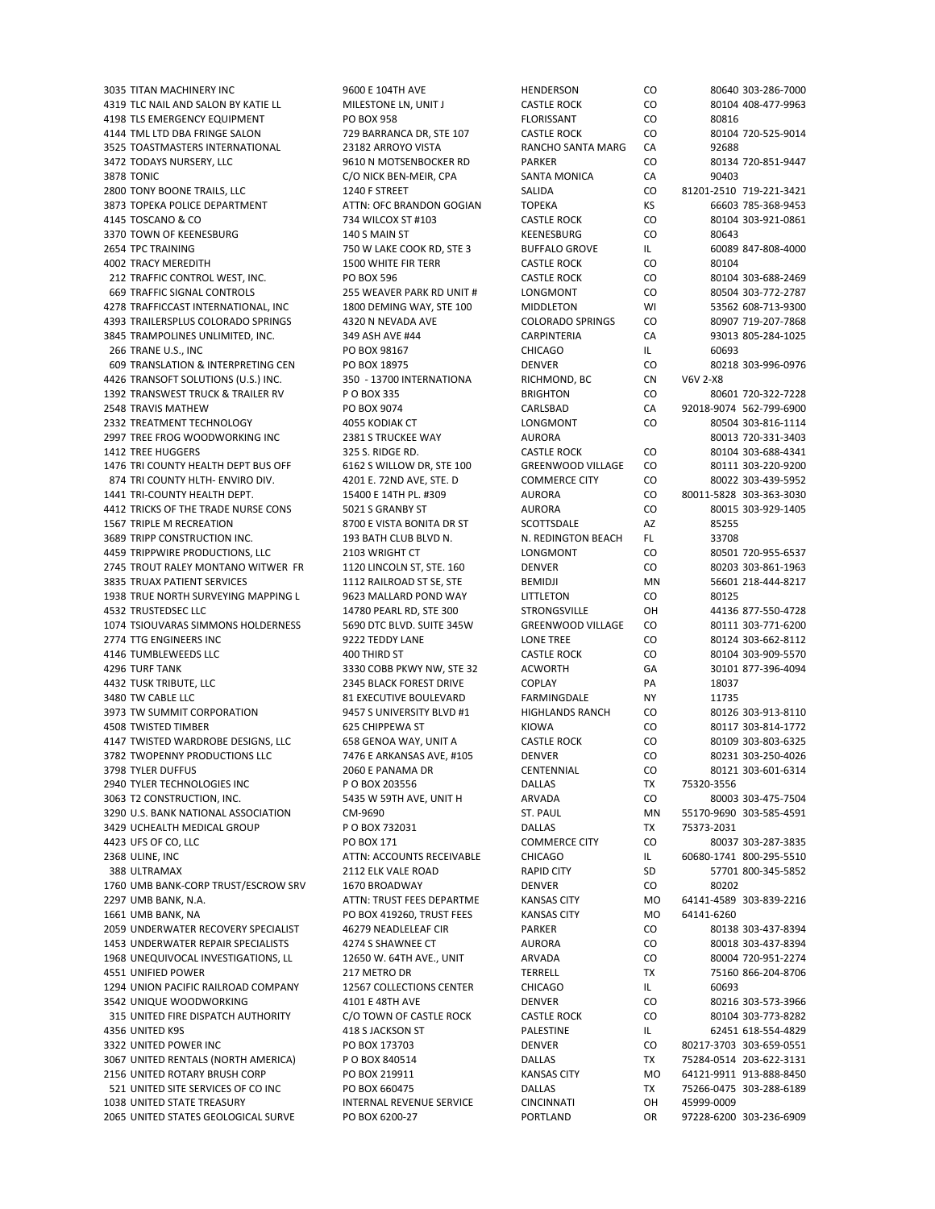| ID | Name | Address | City | State | Zip | Phone |
|---|---|---|---|---|---|---|
| 3035 | TITAN MACHINERY INC | 9600 E 104TH AVE | HENDERSON | CO | 80640 | 303-286-7000 |
| 4319 | TLC NAIL AND SALON BY KATIE LL | MILESTONE LN, UNIT J | CASTLE ROCK | CO | 80104 | 408-477-9963 |
| 4198 | TLS EMERGENCY EQUIPMENT | PO BOX 958 | FLORISSANT | CO | 80816 | |
| 4144 | TML LTD DBA FRINGE SALON | 729 BARRANCA DR, STE 107 | CASTLE ROCK | CO | 80104 | 720-525-9014 |
| 3525 | TOASTMASTERS INTERNATIONAL | 23182 ARROYO VISTA | RANCHO SANTA MARG | CA | 92688 | |
| 3472 | TODAYS NURSERY, LLC | 9610 N MOTSENBOCKER RD | PARKER | CO | 80134 | 720-851-9447 |
| 3878 | TONIC | C/O NICK BEN-MEIR, CPA | SANTA MONICA | CA | 90403 | |
| 2800 | TONY BOONE TRAILS, LLC | 1240 F STREET | SALIDA | CO | 81201-2510 | 719-221-3421 |
| 3873 | TOPEKA POLICE DEPARTMENT | ATTN: OFC BRANDON GOGIAN | TOPEKA | KS | 66603 | 785-368-9453 |
| 4145 | TOSCANO & CO | 734 WILCOX ST #103 | CASTLE ROCK | CO | 80104 | 303-921-0861 |
| 3370 | TOWN OF KEENESBURG | 140 S MAIN ST | KEENESBURG | CO | 80643 | |
| 2654 | TPC TRAINING | 750 W LAKE COOK RD, STE 3 | BUFFALO GROVE | IL | 60089 | 847-808-4000 |
| 4002 | TRACY MEREDITH | 1500 WHITE FIR TERR | CASTLE ROCK | CO | 80104 | |
| 212 | TRAFFIC CONTROL WEST, INC. | PO BOX 596 | CASTLE ROCK | CO | 80104 | 303-688-2469 |
| 669 | TRAFFIC SIGNAL CONTROLS | 255 WEAVER PARK RD UNIT # | LONGMONT | CO | 80504 | 303-772-2787 |
| 4278 | TRAFFICCAST INTERNATIONAL, INC | 1800 DEMING WAY, STE 100 | MIDDLETON | WI | 53562 | 608-713-9300 |
| 4393 | TRAILERSPLUS COLORADO SPRINGS | 4320 N NEVADA AVE | COLORADO SPRINGS | CO | 80907 | 719-207-7868 |
| 3845 | TRAMPOLINES UNLIMITED, INC. | 349 ASH AVE #44 | CARPINTERIA | CA | 93013 | 805-284-1025 |
| 266 | TRANE U.S., INC | PO BOX 98167 | CHICAGO | IL | 60693 | |
| 609 | TRANSLATION & INTERPRETING CEN | PO BOX 18975 | DENVER | CO | 80218 | 303-996-0976 |
| 4426 | TRANSOFT SOLUTIONS (U.S.) INC. | 350 - 13700 INTERNATIONA | RICHMOND, BC | CN | V6V 2-X8 | |
| 1392 | TRANSWEST TRUCK & TRAILER RV | P O BOX 335 | BRIGHTON | CO | 80601 | 720-322-7228 |
| 2548 | TRAVIS MATHEW | PO BOX 9074 | CARLSBAD | CA | 92018-9074 | 562-799-6900 |
| 2332 | TREATMENT TECHNOLOGY | 4055 KODIAK CT | LONGMONT | CO | 80504 | 303-816-1114 |
| 2997 | TREE FROG WOODWORKING INC | 2381 S TRUCKEE WAY | AURORA | | 80013 | 720-331-3403 |
| 1412 | TREE HUGGERS | 325 S. RIDGE RD. | CASTLE ROCK | CO | 80104 | 303-688-4341 |
| 1476 | TRI COUNTY HEALTH DEPT BUS OFF | 6162 S WILLOW DR, STE 100 | GREENWOOD VILLAGE | CO | 80111 | 303-220-9200 |
| 874 | TRI COUNTY HLTH- ENVIRO DIV. | 4201 E. 72ND AVE, STE. D | COMMERCE CITY | CO | 80022 | 303-439-5952 |
| 1441 | TRI-COUNTY HEALTH DEPT. | 15400 E 14TH PL. #309 | AURORA | CO | 80011-5828 | 303-363-3030 |
| 4412 | TRICKS OF THE TRADE NURSE CONS | 5021 S GRANBY ST | AURORA | CO | 80015 | 303-929-1405 |
| 1567 | TRIPLE M RECREATION | 8700 E VISTA BONITA DR ST | SCOTTSDALE | AZ | 85255 | |
| 3689 | TRIPP CONSTRUCTION INC. | 193 BATH CLUB BLVD N. | N. REDINGTON BEACH | FL | 33708 | |
| 4459 | TRIPPWIRE PRODUCTIONS, LLC | 2103 WRIGHT CT | LONGMONT | CO | 80501 | 720-955-6537 |
| 2745 | TROUT RALEY MONTANO WITWER FR | 1120 LINCOLN ST, STE. 160 | DENVER | CO | 80203 | 303-861-1963 |
| 3835 | TRUAX PATIENT SERVICES | 1112 RAILROAD ST SE, STE | BEMIDJI | MN | 56601 | 218-444-8217 |
| 1938 | TRUE NORTH SURVEYING MAPPING L | 9623 MALLARD POND WAY | LITTLETON | CO | 80125 | |
| 4532 | TRUSTEDSEC LLC | 14780 PEARL RD, STE 300 | STRONGSVILLE | OH | 44136 | 877-550-4728 |
| 1074 | TSIOUVARAS SIMMONS HOLDERNESS | 5690 DTC BLVD. SUITE 345W | GREENWOOD VILLAGE | CO | 80111 | 303-771-6200 |
| 2774 | TTG ENGINEERS INC | 9222 TEDDY LANE | LONE TREE | CO | 80124 | 303-662-8112 |
| 4146 | TUMBLEWEEDS LLC | 400 THIRD ST | CASTLE ROCK | CO | 80104 | 303-909-5570 |
| 4296 | TURF TANK | 3330 COBB PKWY NW, STE 32 | ACWORTH | GA | 30101 | 877-396-4094 |
| 4432 | TUSK TRIBUTE, LLC | 2345 BLACK FOREST DRIVE | COPLAY | PA | 18037 | |
| 3480 | TW CABLE LLC | 81 EXECUTIVE BOULEVARD | FARMINGDALE | NY | 11735 | |
| 3973 | TW SUMMIT CORPORATION | 9457 S UNIVERSITY BLVD #1 | HIGHLANDS RANCH | CO | 80126 | 303-913-8110 |
| 4508 | TWISTED TIMBER | 625 CHIPPEWA ST | KIOWA | CO | 80117 | 303-814-1772 |
| 4147 | TWISTED WARDROBE DESIGNS, LLC | 658 GENOA WAY, UNIT A | CASTLE ROCK | CO | 80109 | 303-803-6325 |
| 3782 | TWOPENNY PRODUCTIONS LLC | 7476 E ARKANSAS AVE, #105 | DENVER | CO | 80231 | 303-250-4026 |
| 3798 | TYLER DUFFUS | 2060 E PANAMA DR | CENTENNIAL | CO | 80121 | 303-601-6314 |
| 2940 | TYLER TECHNOLOGIES INC | P O BOX 203556 | DALLAS | TX | 75320-3556 | |
| 3063 | T2 CONSTRUCTION, INC. | 5435 W 59TH AVE, UNIT H | ARVADA | CO | 80003 | 303-475-7504 |
| 3290 | U.S. BANK NATIONAL ASSOCIATION | CM-9690 | ST. PAUL | MN | 55170-9690 | 303-585-4591 |
| 3429 | UCHEALTH MEDICAL GROUP | P O BOX 732031 | DALLAS | TX | 75373-2031 | |
| 4423 | UFS OF CO, LLC | PO BOX 171 | COMMERCE CITY | CO | 80037 | 303-287-3835 |
| 2368 | ULINE, INC | ATTN: ACCOUNTS RECEIVABLE | CHICAGO | IL | 60680-1741 | 800-295-5510 |
| 388 | ULTRAMAX | 2112 ELK VALE ROAD | RAPID CITY | SD | 57701 | 800-345-5852 |
| 1760 | UMB BANK-CORP TRUST/ESCROW SRV | 1670 BROADWAY | DENVER | CO | 80202 | |
| 2297 | UMB BANK, N.A. | ATTN: TRUST FEES DEPARTME | KANSAS CITY | MO | 64141-4589 | 303-839-2216 |
| 1661 | UMB BANK, NA | PO BOX 419260, TRUST FEES | KANSAS CITY | MO | 64141-6260 | |
| 2059 | UNDERWATER RECOVERY SPECIALIST | 46279 NEADLELEAF CIR | PARKER | CO | 80138 | 303-437-8394 |
| 1453 | UNDERWATER REPAIR SPECIALISTS | 4274 S SHAWNEE CT | AURORA | CO | 80018 | 303-437-8394 |
| 1968 | UNEQUIVOCAL INVESTIGATIONS, LL | 12650 W. 64TH AVE., UNIT | ARVADA | CO | 80004 | 720-951-2274 |
| 4551 | UNIFIED POWER | 217 METRO DR | TERRELL | TX | 75160 | 866-204-8706 |
| 1294 | UNION PACIFIC RAILROAD COMPANY | 12567 COLLECTIONS CENTER | CHICAGO | IL | 60693 | |
| 3542 | UNIQUE WOODWORKING | 4101 E 48TH AVE | DENVER | CO | 80216 | 303-573-3966 |
| 315 | UNITED FIRE DISPATCH AUTHORITY | C/O TOWN OF CASTLE ROCK | CASTLE ROCK | CO | 80104 | 303-773-8282 |
| 4356 | UNITED K9S | 418 S JACKSON ST | PALESTINE | IL | 62451 | 618-554-4829 |
| 3322 | UNITED POWER INC | PO BOX 173703 | DENVER | CO | 80217-3703 | 303-659-0551 |
| 3067 | UNITED RENTALS (NORTH AMERICA) | P O BOX 840514 | DALLAS | TX | 75284-0514 | 203-622-3131 |
| 2156 | UNITED ROTARY BRUSH CORP | PO BOX 219911 | KANSAS CITY | MO | 64121-9911 | 913-888-8450 |
| 521 | UNITED SITE SERVICES OF CO INC | PO BOX 660475 | DALLAS | TX | 75266-0475 | 303-288-6189 |
| 1038 | UNITED STATE TREASURY | INTERNAL REVENUE SERVICE | CINCINNATI | OH | 45999-0009 | |
| 2065 | UNITED STATES GEOLOGICAL SURVE | PO BOX 6200-27 | PORTLAND | OR | 97228-6200 | 303-236-6909 |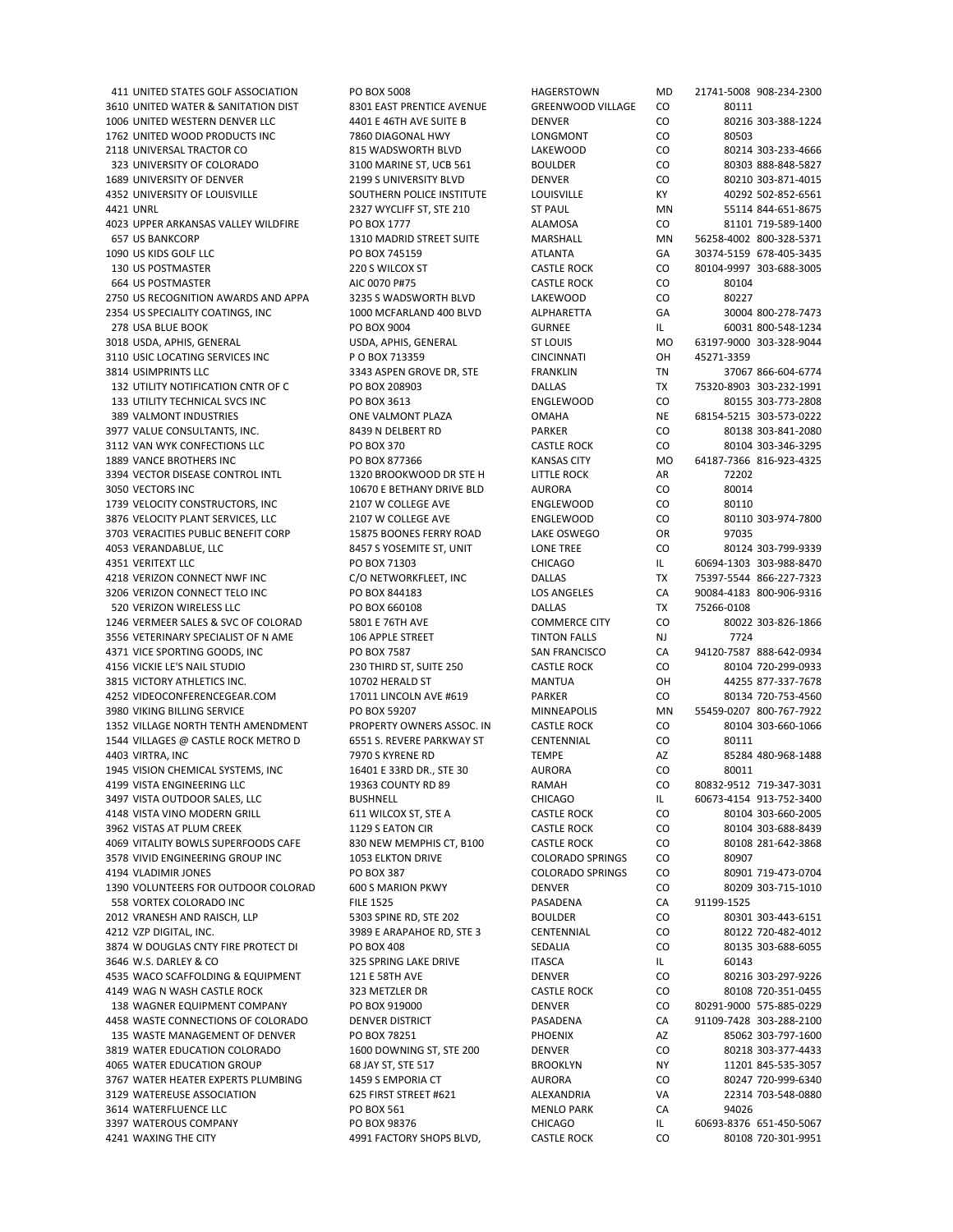| | | | | | | |
|---|---|---|---|---|---|---|
| 411 | UNITED STATES GOLF ASSOCIATION | PO BOX 5008 | HAGERSTOWN | MD | 21741-5008 | 908-234-2300 |
| 3610 | UNITED WATER & SANITATION DIST | 8301 EAST PRENTICE AVENUE | GREENWOOD VILLAGE | CO | 80111 | |
| 1006 | UNITED WESTERN DENVER LLC | 4401 E 46TH AVE SUITE B | DENVER | CO | 80216 | 303-388-1224 |
| 1762 | UNITED WOOD PRODUCTS INC | 7860 DIAGONAL HWY | LONGMONT | CO | 80503 | |
| 2118 | UNIVERSAL TRACTOR CO | 815 WADSWORTH BLVD | LAKEWOOD | CO | 80214 | 303-233-4666 |
| 323 | UNIVERSITY OF COLORADO | 3100 MARINE ST, UCB 561 | BOULDER | CO | 80303 | 888-848-5827 |
| 1689 | UNIVERSITY OF DENVER | 2199 S UNIVERSITY BLVD | DENVER | CO | 80210 | 303-871-4015 |
| 4352 | UNIVERSITY OF LOUISVILLE | SOUTHERN POLICE INSTITUTE | LOUISVILLE | KY | 40292 | 502-852-6561 |
| 4421 | UNRL | 2327 WYCLIFF ST, STE 210 | ST PAUL | MN | 55114 | 844-651-8675 |
| 4023 | UPPER ARKANSAS VALLEY WILDFIRE | PO BOX 1777 | ALAMOSA | CO | 81101 | 719-589-1400 |
| 657 | US BANKCORP | 1310 MADRID STREET SUITE | MARSHALL | MN | 56258-4002 | 800-328-5371 |
| 1090 | US KIDS GOLF LLC | PO BOX 745159 | ATLANTA | GA | 30374-5159 | 678-405-3435 |
| 130 | US POSTMASTER | 220 S WILCOX ST | CASTLE ROCK | CO | 80104-9997 | 303-688-3005 |
| 664 | US POSTMASTER | AIC 0070 P#75 | CASTLE ROCK | CO | 80104 | |
| 2750 | US RECOGNITION AWARDS AND APPA | 3235 S WADSWORTH BLVD | LAKEWOOD | CO | 80227 | |
| 2354 | US SPECIALITY COATINGS, INC | 1000 MCFARLAND 400 BLVD | ALPHARETTA | GA | 30004 | 800-278-7473 |
| 278 | USA BLUE BOOK | PO BOX 9004 | GURNEE | IL | 60031 | 800-548-1234 |
| 3018 | USDA, APHIS, GENERAL | USDA, APHIS, GENERAL | ST LOUIS | MO | 63197-9000 | 303-328-9044 |
| 3110 | USIC LOCATING SERVICES INC | P O BOX 713359 | CINCINNATI | OH | 45271-3359 | |
| 3814 | USIMPRINTS LLC | 3343 ASPEN GROVE DR, STE | FRANKLIN | TN | 37067 | 866-604-6774 |
| 132 | UTILITY NOTIFICATION CNTR OF C | PO BOX 208903 | DALLAS | TX | 75320-8903 | 303-232-1991 |
| 133 | UTILITY TECHNICAL SVCS INC | PO BOX 3613 | ENGLEWOOD | CO | 80155 | 303-773-2808 |
| 389 | VALMONT INDUSTRIES | ONE VALMONT PLAZA | OMAHA | NE | 68154-5215 | 303-573-0222 |
| 3977 | VALUE CONSULTANTS, INC. | 8439 N DELBERT RD | PARKER | CO | 80138 | 303-841-2080 |
| 3112 | VAN WYK CONFECTIONS LLC | PO BOX 370 | CASTLE ROCK | CO | 80104 | 303-346-3295 |
| 1889 | VANCE BROTHERS INC | PO BOX 877366 | KANSAS CITY | MO | 64187-7366 | 816-923-4325 |
| 3394 | VECTOR DISEASE CONTROL INTL | 1320 BROOKWOOD DR STE H | LITTLE ROCK | AR | 72202 | |
| 3050 | VECTORS INC | 10670 E BETHANY DRIVE BLD | AURORA | CO | 80014 | |
| 1739 | VELOCITY CONSTRUCTORS, INC | 2107 W COLLEGE AVE | ENGLEWOOD | CO | 80110 | |
| 3876 | VELOCITY PLANT SERVICES, LLC | 2107 W COLLEGE AVE | ENGLEWOOD | CO | 80110 | 303-974-7800 |
| 3703 | VERACITIES PUBLIC BENEFIT CORP | 15875 BOONES FERRY ROAD | LAKE OSWEGO | OR | 97035 | |
| 4053 | VERANDABLUE, LLC | 8457 S YOSEMITE ST, UNIT | LONE TREE | CO | 80124 | 303-799-9339 |
| 4351 | VERITEXT LLC | PO BOX 71303 | CHICAGO | IL | 60694-1303 | 303-988-8470 |
| 4218 | VERIZON CONNECT NWF INC | C/O NETWORKFLEET, INC | DALLAS | TX | 75397-5544 | 866-227-7323 |
| 3206 | VERIZON CONNECT TELO INC | PO BOX 844183 | LOS ANGELES | CA | 90084-4183 | 800-906-9316 |
| 520 | VERIZON WIRELESS LLC | PO BOX 660108 | DALLAS | TX | 75266-0108 | |
| 1246 | VERMEER SALES & SVC OF COLORAD | 5801 E 76TH AVE | COMMERCE CITY | CO | 80022 | 303-826-1866 |
| 3556 | VETERINARY SPECIALIST OF N AME | 106 APPLE STREET | TINTON FALLS | NJ | 7724 | |
| 4371 | VICE SPORTING GOODS, INC | PO BOX 7587 | SAN FRANCISCO | CA | 94120-7587 | 888-642-0934 |
| 4156 | VICKIE LE'S NAIL STUDIO | 230 THIRD ST, SUITE 250 | CASTLE ROCK | CO | 80104 | 720-299-0933 |
| 3815 | VICTORY ATHLETICS INC. | 10702 HERALD ST | MANTUA | OH | 44255 | 877-337-7678 |
| 4252 | VIDEOCONFERENCEGEAR.COM | 17011 LINCOLN AVE #619 | PARKER | CO | 80134 | 720-753-4560 |
| 3980 | VIKING BILLING SERVICE | PO BOX 59207 | MINNEAPOLIS | MN | 55459-0207 | 800-767-7922 |
| 1352 | VILLAGE NORTH TENTH AMENDMENT | PROPERTY OWNERS ASSOC. IN | CASTLE ROCK | CO | 80104 | 303-660-1066 |
| 1544 | VILLAGES @ CASTLE ROCK METRO D | 6551 S. REVERE PARKWAY ST | CENTENNIAL | CO | 80111 | |
| 4403 | VIRTRA, INC | 7970 S KYRENE RD | TEMPE | AZ | 85284 | 480-968-1488 |
| 1945 | VISION CHEMICAL SYSTEMS, INC | 16401 E 33RD DR., STE 30 | AURORA | CO | 80011 | |
| 4199 | VISTA ENGINEERING LLC | 19363 COUNTY RD 89 | RAMAH | CO | 80832-9512 | 719-347-3031 |
| 3497 | VISTA OUTDOOR SALES, LLC | BUSHNELL | CHICAGO | IL | 60673-4154 | 913-752-3400 |
| 4148 | VISTA VINO MODERN GRILL | 611 WILCOX ST, STE A | CASTLE ROCK | CO | 80104 | 303-660-2005 |
| 3962 | VISTAS AT PLUM CREEK | 1129 S EATON CIR | CASTLE ROCK | CO | 80104 | 303-688-8439 |
| 4069 | VITALITY BOWLS SUPERFOODS CAFE | 830 NEW MEMPHIS CT, B100 | CASTLE ROCK | CO | 80108 | 281-642-3868 |
| 3578 | VIVID ENGINEERING GROUP INC | 1053 ELKTON DRIVE | COLORADO SPRINGS | CO | 80907 | |
| 4194 | VLADIMIR JONES | PO BOX 387 | COLORADO SPRINGS | CO | 80901 | 719-473-0704 |
| 1390 | VOLUNTEERS FOR OUTDOOR COLORAD | 600 S MARION PKWY | DENVER | CO | 80209 | 303-715-1010 |
| 558 | VORTEX COLORADO INC | FILE 1525 | PASADENA | CA | 91199-1525 | |
| 2012 | VRANESH AND RAISCH, LLP | 5303 SPINE RD, STE 202 | BOULDER | CO | 80301 | 303-443-6151 |
| 4212 | VZP DIGITAL, INC. | 3989 E ARAPAHOE RD, STE 3 | CENTENNIAL | CO | 80122 | 720-482-4012 |
| 3874 | W DOUGLAS CNTY FIRE PROTECT DI | PO BOX 408 | SEDALIA | CO | 80135 | 303-688-6055 |
| 3646 | W.S. DARLEY & CO | 325 SPRING LAKE DRIVE | ITASCA | IL | 60143 | |
| 4535 | WACO SCAFFOLDING & EQUIPMENT | 121 E 58TH AVE | DENVER | CO | 80216 | 303-297-9226 |
| 4149 | WAG N WASH CASTLE ROCK | 323 METZLER DR | CASTLE ROCK | CO | 80108 | 720-351-0455 |
| 138 | WAGNER EQUIPMENT COMPANY | PO BOX 919000 | DENVER | CO | 80291-9000 | 575-885-0229 |
| 4458 | WASTE CONNECTIONS OF COLORADO | DENVER DISTRICT | PASADENA | CA | 91109-7428 | 303-288-2100 |
| 135 | WASTE MANAGEMENT OF DENVER | PO BOX 78251 | PHOENIX | AZ | 85062 | 303-797-1600 |
| 3819 | WATER EDUCATION COLORADO | 1600 DOWNING ST, STE 200 | DENVER | CO | 80218 | 303-377-4433 |
| 4065 | WATER EDUCATION GROUP | 68 JAY ST, STE 517 | BROOKLYN | NY | 11201 | 845-535-3057 |
| 3767 | WATER HEATER EXPERTS PLUMBING | 1459 S EMPORIA CT | AURORA | CO | 80247 | 720-999-6340 |
| 3129 | WATEREUSE ASSOCIATION | 625 FIRST STREET #621 | ALEXANDRIA | VA | 22314 | 703-548-0880 |
| 3614 | WATERFLUENCE LLC | PO BOX 561 | MENLO PARK | CA | 94026 | |
| 3397 | WATEROUS COMPANY | PO BOX 98376 | CHICAGO | IL | 60693-8376 | 651-450-5067 |
| 4241 | WAXING THE CITY | 4991 FACTORY SHOPS BLVD, | CASTLE ROCK | CO | 80108 | 720-301-9951 |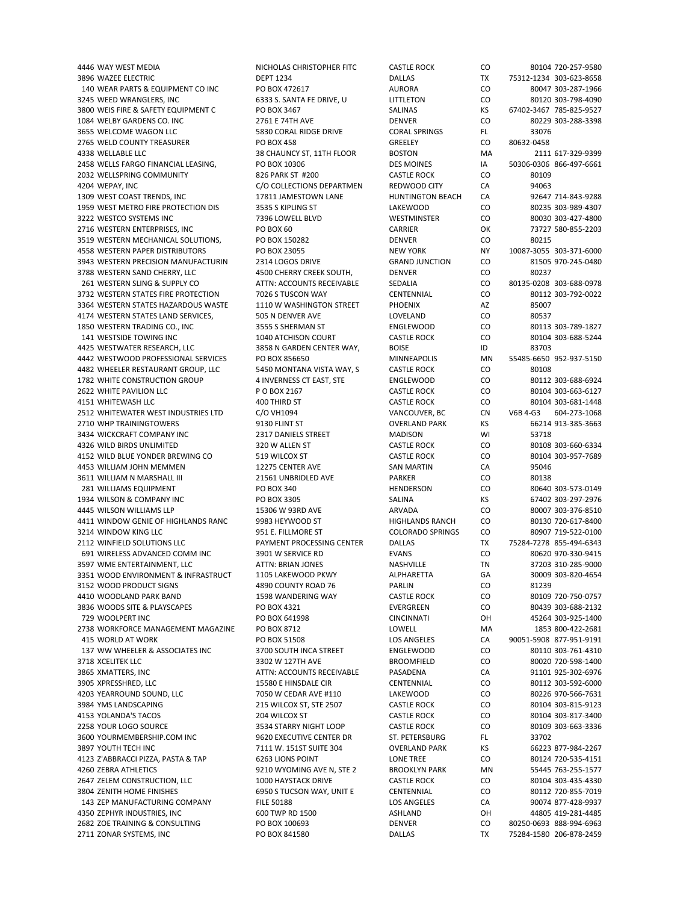| | | | | | | |
|---|---|---|---|---|---|---|
| 4446 | WAY WEST MEDIA | NICHOLAS CHRISTOPHER FITC | CASTLE ROCK | CO | 80104 | 720-257-9580 |
| 3896 | WAZEE ELECTRIC | DEPT 1234 | DALLAS | TX | 75312-1234 | 303-623-8658 |
| 140 | WEAR PARTS & EQUIPMENT CO INC | PO BOX 472617 | AURORA | CO | 80047 | 303-287-1966 |
| 3245 | WEED WRANGLERS, INC | 6333 S. SANTA FE DRIVE, U | LITTLETON | CO | 80120 | 303-798-4090 |
| 3800 | WEIS FIRE & SAFETY EQUIPMENT C | PO BOX 3467 | SALINAS | KS | 67402-3467 | 785-825-9527 |
| 1084 | WELBY GARDENS CO. INC | 2761 E 74TH AVE | DENVER | CO | 80229 | 303-288-3398 |
| 3655 | WELCOME WAGON LLC | 5830 CORAL RIDGE DRIVE | CORAL SPRINGS | FL | 33076 | |
| 2765 | WELD COUNTY TREASURER | PO BOX 458 | GREELEY | CO | 80632-0458 | |
| 4338 | WELLABLE LLC | 38 CHAUNCY ST, 11TH FLOOR | BOSTON | MA | 2111 | 617-329-9399 |
| 2458 | WELLS FARGO FINANCIAL LEASING, | PO BOX 10306 | DES MOINES | IA | 50306-0306 | 866-497-6661 |
| 2032 | WELLSPRING COMMUNITY | 826 PARK ST #200 | CASTLE ROCK | CO | 80109 | |
| 4204 | WEPAY, INC | C/O COLLECTIONS DEPARTMEN | REDWOOD CITY | CA | 94063 | |
| 1309 | WEST COAST TRENDS, INC | 17811 JAMESTOWN LANE | HUNTINGTON BEACH | CA | 92647 | 714-843-9288 |
| 1959 | WEST METRO FIRE PROTECTION DIS | 3535 S KIPLING ST | LAKEWOOD | CO | 80235 | 303-989-4307 |
| 3222 | WESTCO SYSTEMS INC | 7396 LOWELL BLVD | WESTMINSTER | CO | 80030 | 303-427-4800 |
| 2716 | WESTERN ENTERPRISES, INC | PO BOX 60 | CARRIER | OK | 73727 | 580-855-2203 |
| 3519 | WESTERN MECHANICAL SOLUTIONS, | PO BOX 150282 | DENVER | CO | 80215 | |
| 4558 | WESTERN PAPER DISTRIBUTORS | PO BOX 23055 | NEW YORK | NY | 10087-3055 | 303-371-6000 |
| 3943 | WESTERN PRECISION MANUFACTURIN | 2314 LOGOS DRIVE | GRAND JUNCTION | CO | 81505 | 970-245-0480 |
| 3788 | WESTERN SAND CHERRY, LLC | 4500 CHERRY CREEK SOUTH, | DENVER | CO | 80237 | |
| 261 | WESTERN SLING & SUPPLY CO | ATTN: ACCOUNTS RECEIVABLE | SEDALIA | CO | 80135-0208 | 303-688-0978 |
| 3732 | WESTERN STATES FIRE PROTECTION | 7026 S TUSCON WAY | CENTENNIAL | CO | 80112 | 303-792-0022 |
| 3364 | WESTERN STATES HAZARDOUS WASTE | 1110 W WASHINGTON STREET | PHOENIX | AZ | 85007 | |
| 4174 | WESTERN STATES LAND SERVICES, | 505 N DENVER AVE | LOVELAND | CO | 80537 | |
| 1850 | WESTERN TRADING CO., INC | 3555 S SHERMAN ST | ENGLEWOOD | CO | 80113 | 303-789-1827 |
| 141 | WESTSIDE TOWING INC | 1040 ATCHISON COURT | CASTLE ROCK | CO | 80104 | 303-688-5244 |
| 4425 | WESTWATER RESEARCH, LLC | 3858 N GARDEN CENTER WAY, | BOISE | ID | 83703 | |
| 4442 | WESTWOOD PROFESSIONAL SERVICES | PO BOX 856650 | MINNEAPOLIS | MN | 55485-6650 | 952-937-5150 |
| 4482 | WHEELER RESTAURANT GROUP, LLC | 5450 MONTANA VISTA WAY, S | CASTLE ROCK | CO | 80108 | |
| 1782 | WHITE CONSTRUCTION GROUP | 4 INVERNESS CT EAST, STE | ENGLEWOOD | CO | 80112 | 303-688-6924 |
| 2622 | WHITE PAVILION LLC | P O BOX 2167 | CASTLE ROCK | CO | 80104 | 303-663-6127 |
| 4151 | WHITEWASH LLC | 400 THIRD ST | CASTLE ROCK | CO | 80104 | 303-681-1448 |
| 2512 | WHITEWATER WEST INDUSTRIES LTD | C/O VH1094 | VANCOUVER, BC | CN | V6B 4-G3 | 604-273-1068 |
| 2710 | WHP TRAININGTOWERS | 9130 FLINT ST | OVERLAND PARK | KS | 66214 | 913-385-3663 |
| 3434 | WICKCRAFT COMPANY INC | 2317 DANIELS STREET | MADISON | WI | 53718 | |
| 4326 | WILD BIRDS UNLIMITED | 320 W ALLEN ST | CASTLE ROCK | CO | 80108 | 303-660-6334 |
| 4152 | WILD BLUE YONDER BREWING CO | 519 WILCOX ST | CASTLE ROCK | CO | 80104 | 303-957-7689 |
| 4453 | WILLIAM JOHN MEMMEN | 12275 CENTER AVE | SAN MARTIN | CA | 95046 | |
| 3611 | WILLIAM N MARSHALL III | 21561 UNBRIDLED AVE | PARKER | CO | 80138 | |
| 281 | WILLIAMS EQUIPMENT | PO BOX 340 | HENDERSON | CO | 80640 | 303-573-0149 |
| 1934 | WILSON & COMPANY INC | PO BOX 3305 | SALINA | KS | 67402 | 303-297-2976 |
| 4445 | WILSON WILLIAMS LLP | 15306 W 93RD AVE | ARVADA | CO | 80007 | 303-376-8510 |
| 4411 | WINDOW GENIE OF HIGHLANDS RANC | 9983 HEYWOOD ST | HIGHLANDS RANCH | CO | 80130 | 720-617-8400 |
| 3214 | WINDOW KING LLC | 951 E. FILLMORE ST | COLORADO SPRINGS | CO | 80907 | 719-522-0100 |
| 2112 | WINFIELD SOLUTIONS LLC | PAYMENT PROCESSING CENTER | DALLAS | TX | 75284-7278 | 855-494-6343 |
| 691 | WIRELESS ADVANCED COMM INC | 3901 W SERVICE RD | EVANS | CO | 80620 | 970-330-9415 |
| 3597 | WME ENTERTAINMENT, LLC | ATTN: BRIAN JONES | NASHVILLE | TN | 37203 | 310-285-9000 |
| 3351 | WOOD ENVIRONMENT & INFRASTRUCT | 1105 LAKEWOOD PKWY | ALPHARETTA | GA | 30009 | 303-820-4654 |
| 3152 | WOOD PRODUCT SIGNS | 4890 COUNTY ROAD 76 | PARLIN | CO | 81239 | |
| 4410 | WOODLAND PARK BAND | 1598 WANDERING WAY | CASTLE ROCK | CO | 80109 | 720-750-0757 |
| 3836 | WOODS SITE & PLAYSCAPES | PO BOX 4321 | EVERGREEN | CO | 80439 | 303-688-2132 |
| 729 | WOOLPERT INC | PO BOX 641998 | CINCINNATI | OH | 45264 | 303-925-1400 |
| 2738 | WORKFORCE MANAGEMENT MAGAZINE | PO BOX 8712 | LOWELL | MA | 1853 | 800-422-2681 |
| 415 | WORLD AT WORK | PO BOX 51508 | LOS ANGELES | CA | 90051-5908 | 877-951-9191 |
| 137 | WW WHEELER & ASSOCIATES INC | 3700 SOUTH INCA STREET | ENGLEWOOD | CO | 80110 | 303-761-4310 |
| 3718 | XCELITEK LLC | 3302 W 127TH AVE | BROOMFIELD | CO | 80020 | 720-598-1400 |
| 3865 | XMATTERS, INC | ATTN: ACCOUNTS RECEIVABLE | PASADENA | CA | 91101 | 925-302-6976 |
| 3905 | XPRESSHRED, LLC | 15580 E HINSDALE CIR | CENTENNIAL | CO | 80112 | 303-592-6000 |
| 4203 | YEARROUND SOUND, LLC | 7050 W CEDAR AVE #110 | LAKEWOOD | CO | 80226 | 970-566-7631 |
| 3984 | YMS LANDSCAPING | 215 WILCOX ST, STE 2507 | CASTLE ROCK | CO | 80104 | 303-815-9123 |
| 4153 | YOLANDA'S TACOS | 204 WILCOX ST | CASTLE ROCK | CO | 80104 | 303-817-3400 |
| 2258 | YOUR LOGO SOURCE | 3534 STARRY NIGHT LOOP | CASTLE ROCK | CO | 80109 | 303-663-3336 |
| 3600 | YOURMEMBERSHIP.COM INC | 9620 EXECUTIVE CENTER DR | ST. PETERSBURG | FL | 33702 | |
| 3897 | YOUTH TECH INC | 7111 W. 151ST SUITE 304 | OVERLAND PARK | KS | 66223 | 877-984-2267 |
| 4123 | Z'ABBRACCI PIZZA, PASTA & TAP | 6263 LIONS POINT | LONE TREE | CO | 80124 | 720-535-4151 |
| 4260 | ZEBRA ATHLETICS | 9210 WYOMING AVE N, STE 2 | BROOKLYN PARK | MN | 55445 | 763-255-1577 |
| 2647 | ZELEM CONSTRUCTION, LLC | 1000 HAYSTACK DRIVE | CASTLE ROCK | CO | 80104 | 303-435-4330 |
| 3804 | ZENITH HOME FINISHES | 6950 S TUCSON WAY, UNIT E | CENTENNIAL | CO | 80112 | 720-855-7019 |
| 143 | ZEP MANUFACTURING COMPANY | FILE 50188 | LOS ANGELES | CA | 90074 | 877-428-9937 |
| 4350 | ZEPHYR INDUSTRIES, INC | 600 TWP RD 1500 | ASHLAND | OH | 44805 | 419-281-4485 |
| 2682 | ZOE TRAINING & CONSULTING | PO BOX 100693 | DENVER | CO | 80250-0693 | 888-994-6963 |
| 2711 | ZONAR SYSTEMS, INC | PO BOX 841580 | DALLAS | TX | 75284-1580 | 206-878-2459 |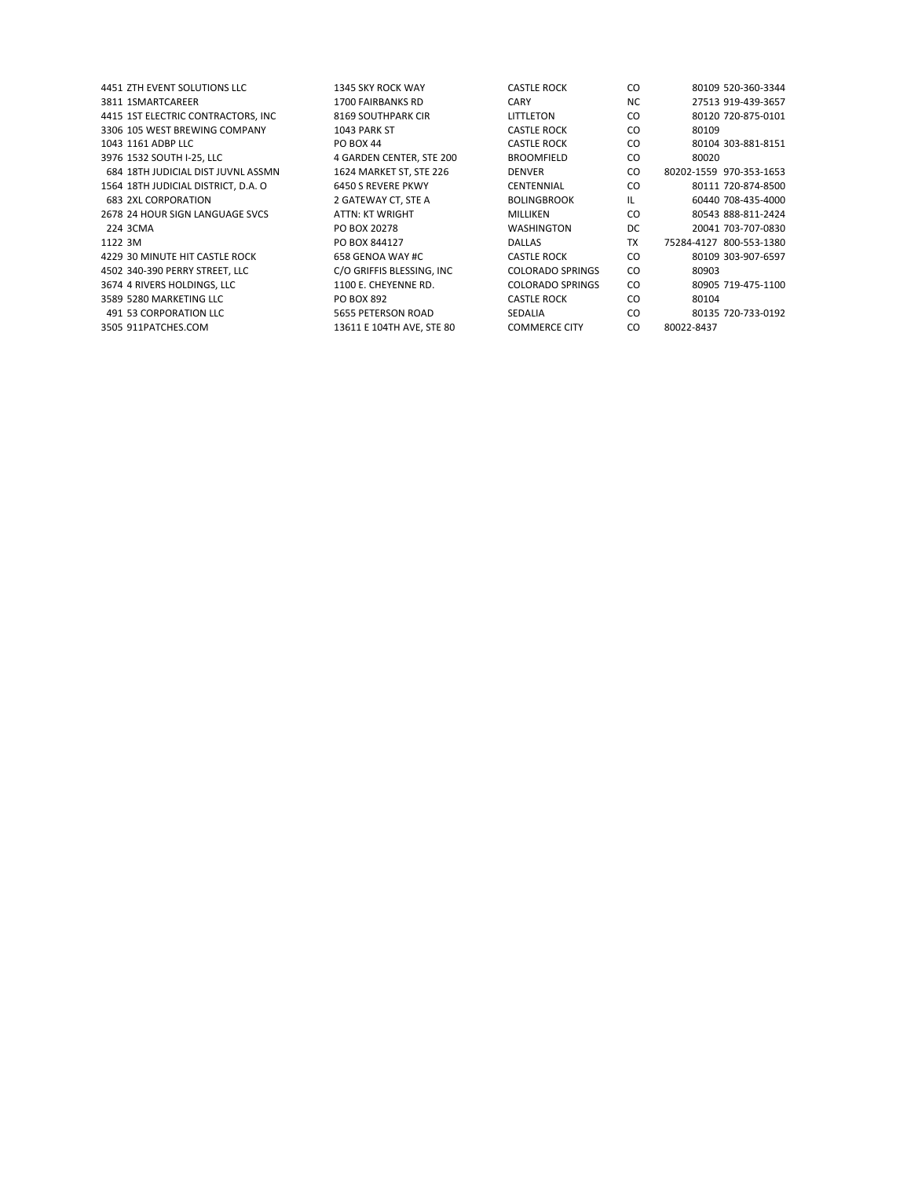| | | | | | | |
|---|---|---|---|---|---|---|
| 4451 | ZTH EVENT SOLUTIONS LLC | 1345 SKY ROCK WAY | CASTLE ROCK | CO | 80109 | 520-360-3344 |
| 3811 | 1SMARTCAREER | 1700 FAIRBANKS RD | CARY | NC | 27513 | 919-439-3657 |
| 4415 | 1ST ELECTRIC CONTRACTORS, INC | 8169 SOUTHPARK CIR | LITTLETON | CO | 80120 | 720-875-0101 |
| 3306 | 105 WEST BREWING COMPANY | 1043 PARK ST | CASTLE ROCK | CO | 80109 | |
| 1043 | 1161 ADBP LLC | PO BOX 44 | CASTLE ROCK | CO | 80104 | 303-881-8151 |
| 3976 | 1532 SOUTH I-25, LLC | 4 GARDEN CENTER, STE 200 | BROOMFIELD | CO | 80020 | |
| 684 | 18TH JUDICIAL DIST JUVNL ASSMN | 1624 MARKET ST, STE 226 | DENVER | CO | 80202-1559 | 970-353-1653 |
| 1564 | 18TH JUDICIAL DISTRICT, D.A. O | 6450 S REVERE PKWY | CENTENNIAL | CO | 80111 | 720-874-8500 |
| 683 | 2XL CORPORATION | 2 GATEWAY CT, STE A | BOLINGBROOK | IL | 60440 | 708-435-4000 |
| 2678 | 24 HOUR SIGN LANGUAGE SVCS | ATTN: KT WRIGHT | MILLIKEN | CO | 80543 | 888-811-2424 |
| 224 | 3CMA | PO BOX 20278 | WASHINGTON | DC | 20041 | 703-707-0830 |
| 1122 | 3M | PO BOX 844127 | DALLAS | TX | 75284-4127 | 800-553-1380 |
| 4229 | 30 MINUTE HIT CASTLE ROCK | 658 GENOA WAY #C | CASTLE ROCK | CO | 80109 | 303-907-6597 |
| 4502 | 340-390 PERRY STREET, LLC | C/O GRIFFIS BLESSING, INC | COLORADO SPRINGS | CO | 80903 | |
| 3674 | 4 RIVERS HOLDINGS, LLC | 1100 E. CHEYENNE RD. | COLORADO SPRINGS | CO | 80905 | 719-475-1100 |
| 3589 | 5280 MARKETING LLC | PO BOX 892 | CASTLE ROCK | CO | 80104 | |
| 491 | 53 CORPORATION LLC | 5655 PETERSON ROAD | SEDALIA | CO | 80135 | 720-733-0192 |
| 3505 | 911PATCHES.COM | 13611 E 104TH AVE, STE 80 | COMMERCE CITY | CO | 80022-8437 | |